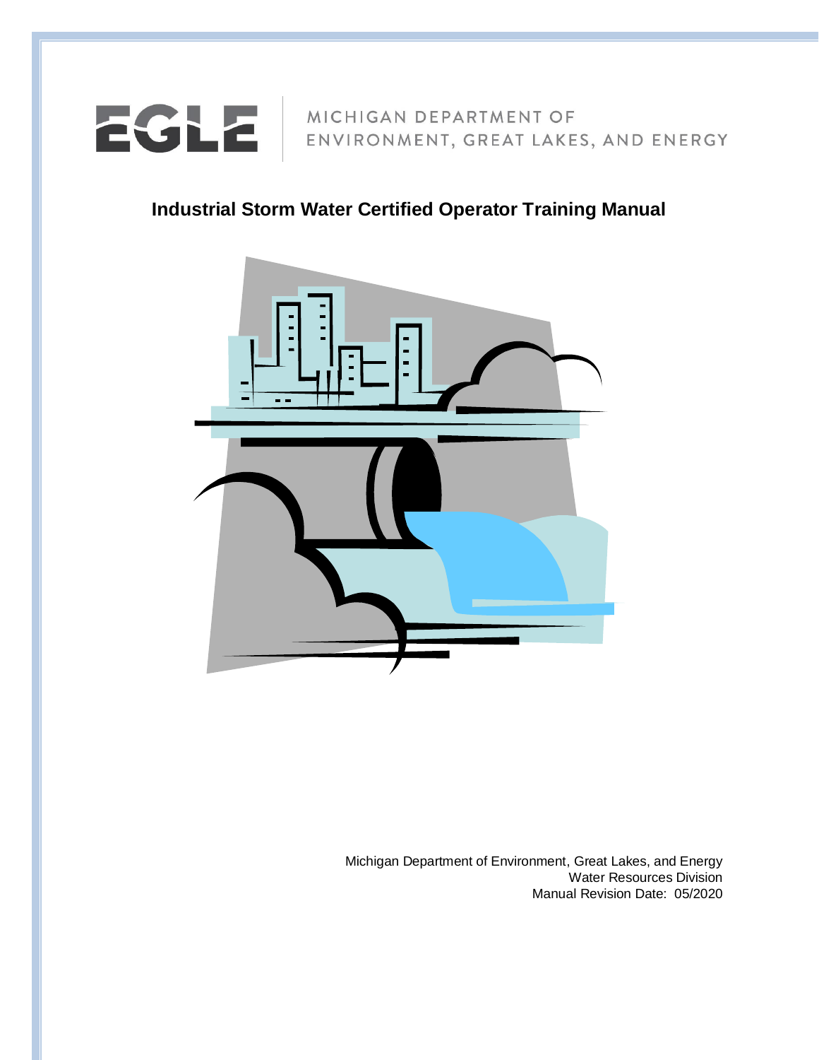EGLE | MICHIGAN DEPARTMENT OF ENVIRONMENT, GREAT LAKES, AND ENERGY

# Industrial Storm Water Certified Operator Training Manual

Michigan Department of Environment, Great Lakes, and Energy
Water Resources Division
Manual Revision Date: 05/2020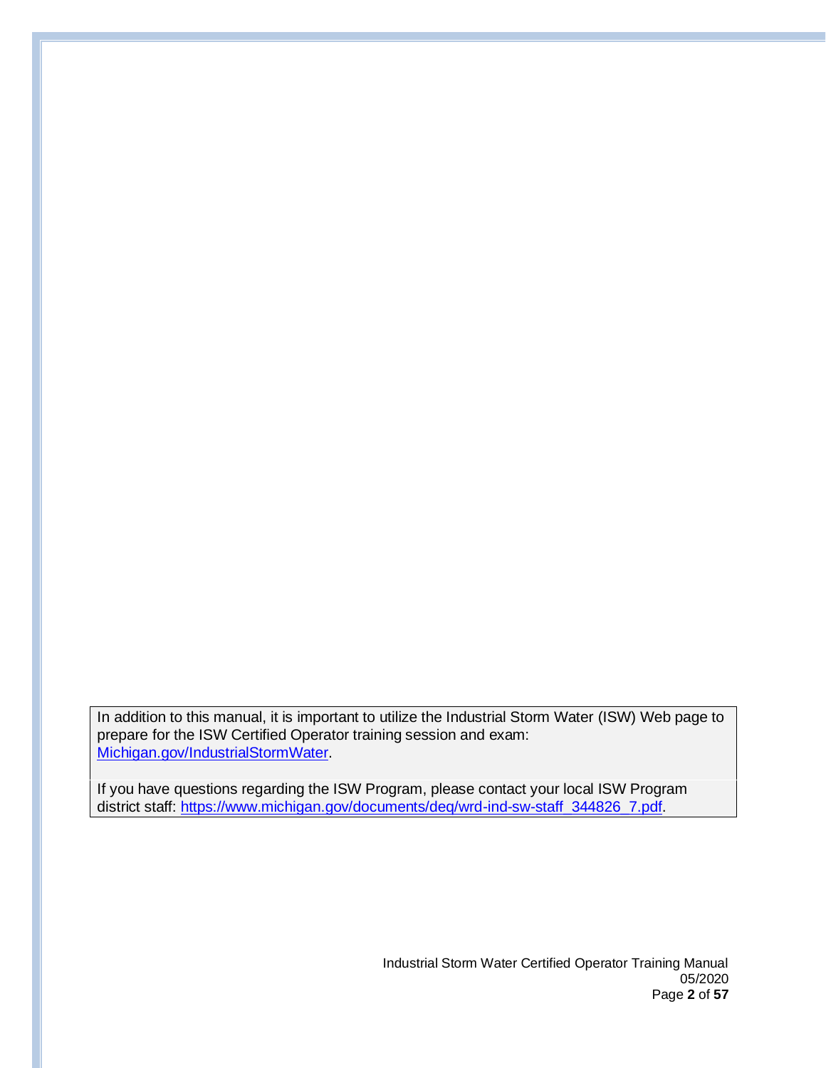In addition to this manual, it is important to utilize the Industrial Storm Water (ISW) Web page to prepare for the ISW Certified Operator training session and exam: [Michigan.gov/IndustrialStormWater](Michigan.gov/IndustrialStormWater).

If you have questions regarding the ISW Program, please contact your local ISW Program district staff: [https://www.michigan.gov/documents/deq/wrd-ind-sw-staff_344826_7.pdf](https://www.michigan.gov/documents/deq/wrd-ind-sw-staff_344826_7.pdf).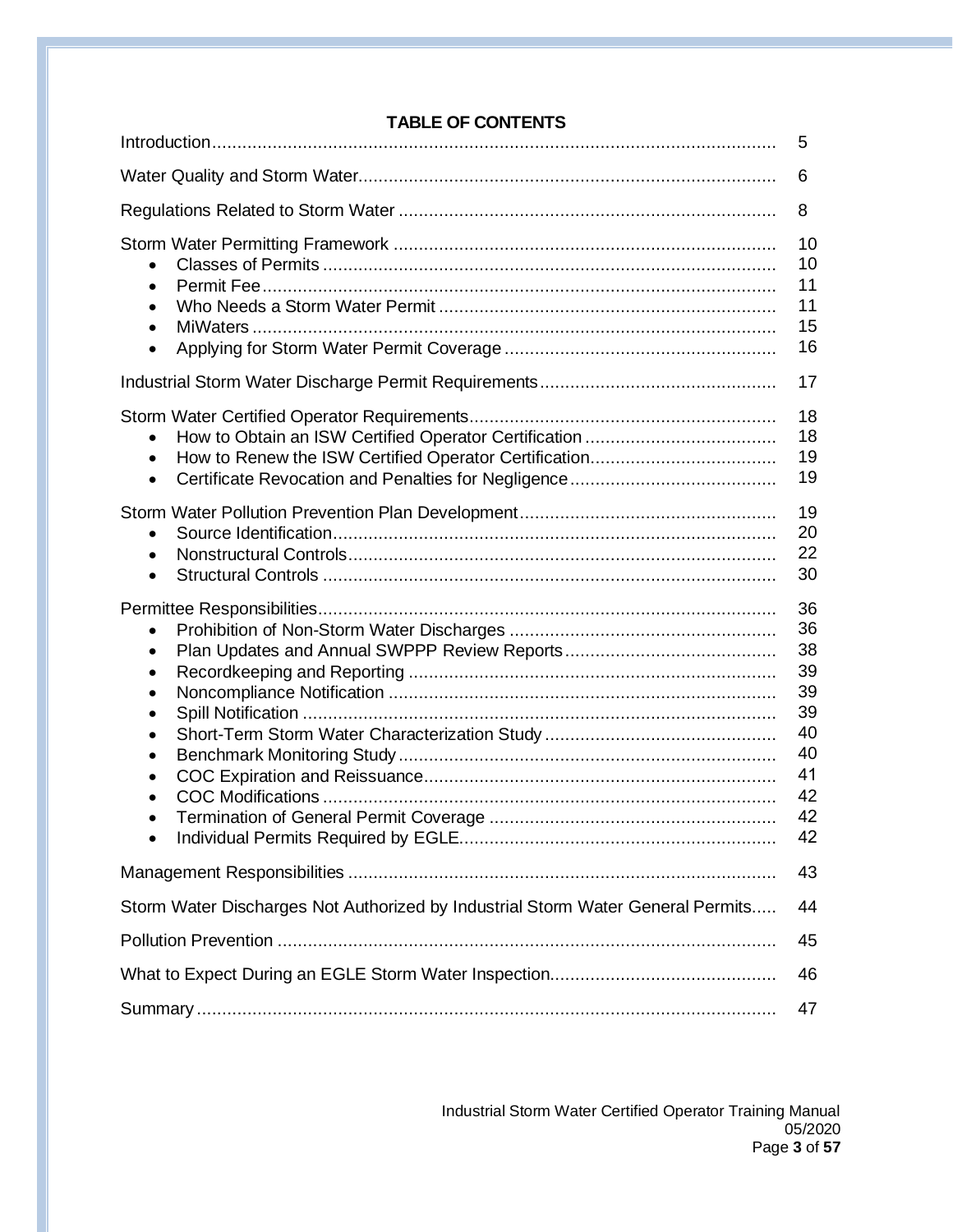## TABLE OF CONTENTS

Introduction ............................................................ 5

Water Quality and Storm Water ............................................................ 6

Regulations Related to Storm Water ............................................................ 8

Storm Water Permitting Framework ............................................................ 10
- Classes of Permits ............................................................ 10
- Permit Fee ............................................................ 11
- Who Needs a Storm Water Permit ............................................................ 11
- MiWaters ............................................................ 15
- Applying for Storm Water Permit Coverage ............................................................ 16

Industrial Storm Water Discharge Permit Requirements ............................................................ 17

Storm Water Certified Operator Requirements ............................................................ 18
- How to Obtain an ISW Certified Operator Certification ............................................................ 18
- How to Renew the ISW Certified Operator Certification ............................................................ 19
- Certificate Revocation and Penalties for Negligence ............................................................ 19

Storm Water Pollution Prevention Plan Development ............................................................ 19
- Source Identification ............................................................ 20
- Nonstructural Controls ............................................................ 22
- Structural Controls ............................................................ 30

Permittee Responsibilities ............................................................ 36
- Prohibition of Non-Storm Water Discharges ............................................................ 36
- Plan Updates and Annual SWPPP Review Reports ............................................................ 38
- Recordkeeping and Reporting ............................................................ 39
- Noncompliance Notification ............................................................ 39
- Spill Notification ............................................................ 39
- Short-Term Storm Water Characterization Study ............................................................ 40
- Benchmark Monitoring Study ............................................................ 40
- COC Expiration and Reissuance ............................................................ 41
- COC Modifications ............................................................ 42
- Termination of General Permit Coverage ............................................................ 42
- Individual Permits Required by EGLE ............................................................ 42

Management Responsibilities ............................................................ 43

Storm Water Discharges Not Authorized by Industrial Storm Water General Permits ..... 44

Pollution Prevention ............................................................ 45

What to Expect During an EGLE Storm Water Inspection ............................................................ 46

Summary ............................................................ 47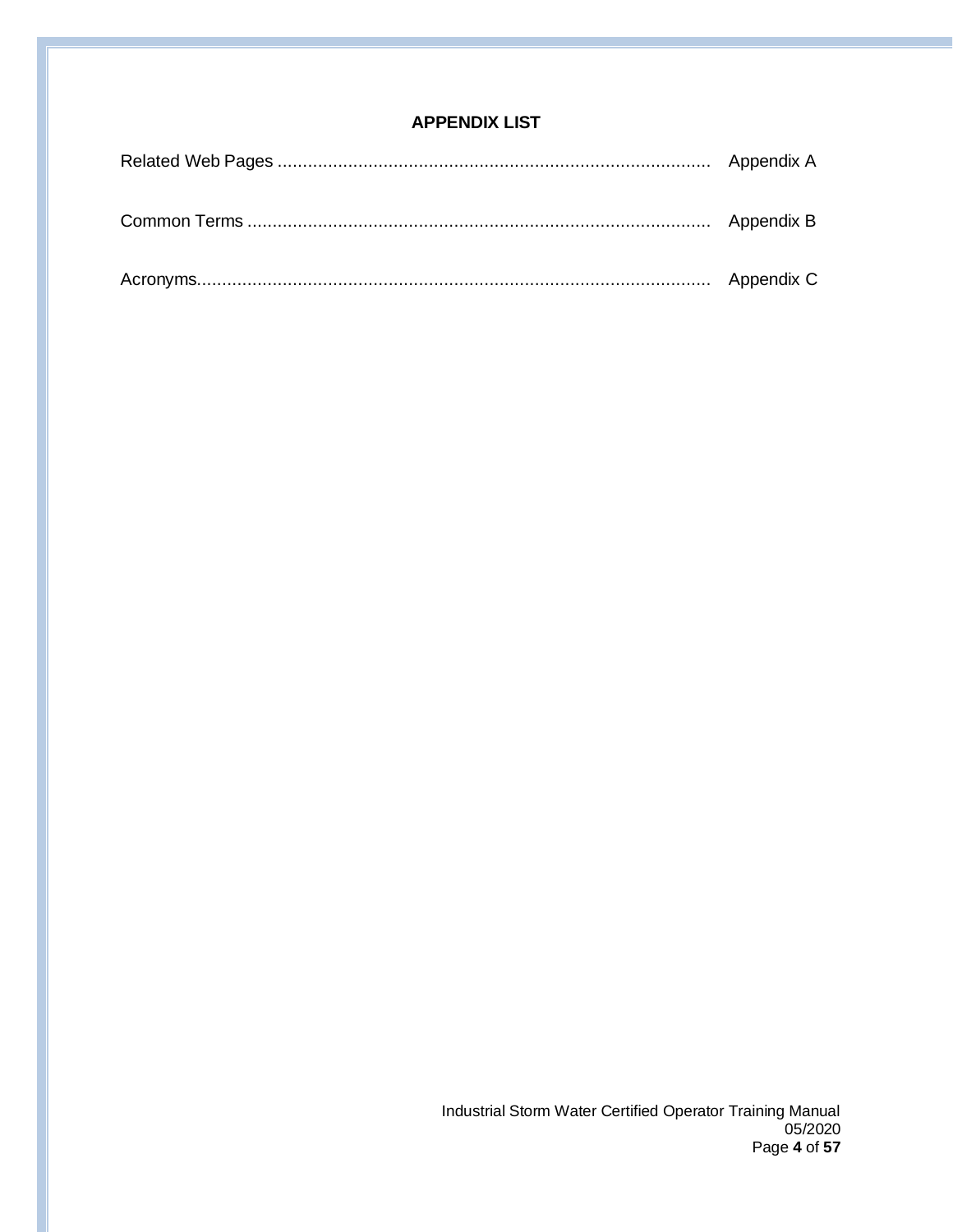## APPENDIX LIST

Related Web Pages ..................................................................................... Appendix A

Common Terms ........................................................................................... Appendix B

Acronyms..................................................................................................... Appendix C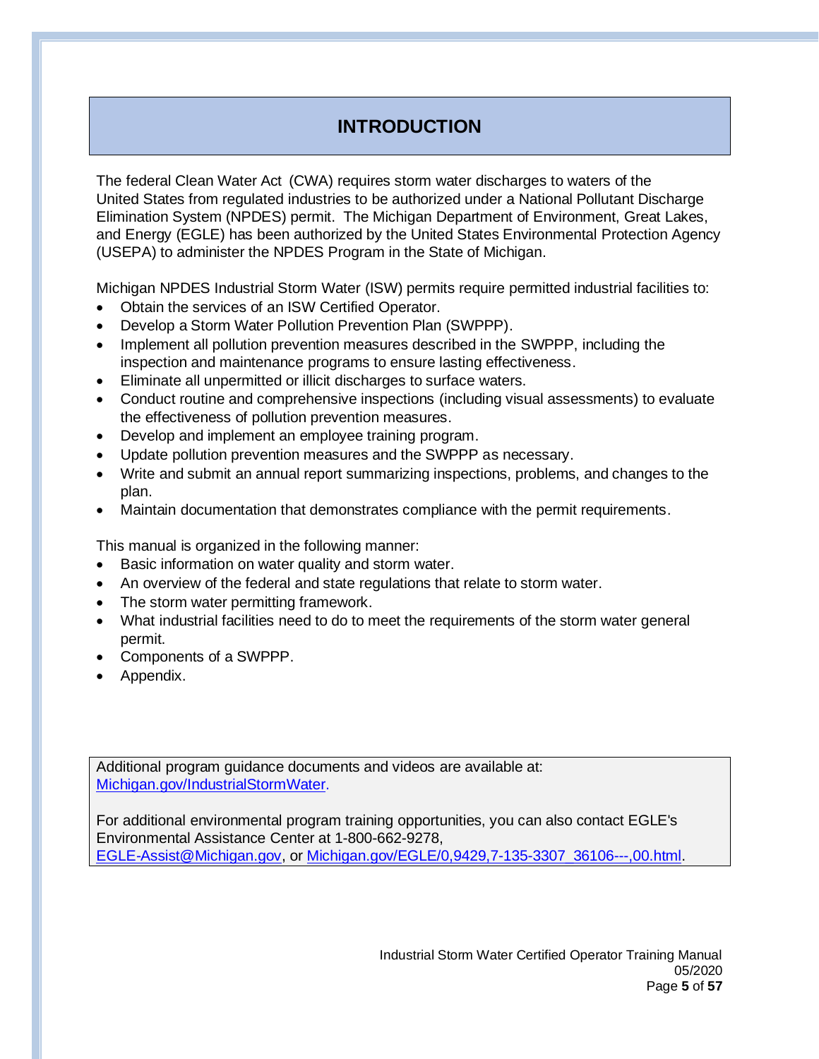# INTRODUCTION

The federal Clean Water Act (CWA) requires storm water discharges to waters of the United States from regulated industries to be authorized under a National Pollutant Discharge Elimination System (NPDES) permit. The Michigan Department of Environment, Great Lakes, and Energy (EGLE) has been authorized by the United States Environmental Protection Agency (USEPA) to administer the NPDES Program in the State of Michigan.

Michigan NPDES Industrial Storm Water (ISW) permits require permitted industrial facilities to:

- Obtain the services of an ISW Certified Operator.
- Develop a Storm Water Pollution Prevention Plan (SWPPP).
- Implement all pollution prevention measures described in the SWPPP, including the inspection and maintenance programs to ensure lasting effectiveness.
- Eliminate all unpermitted or illicit discharges to surface waters.
- Conduct routine and comprehensive inspections (including visual assessments) to evaluate the effectiveness of pollution prevention measures.
- Develop and implement an employee training program.
- Update pollution prevention measures and the SWPPP as necessary.
- Write and submit an annual report summarizing inspections, problems, and changes to the plan.
- Maintain documentation that demonstrates compliance with the permit requirements.

This manual is organized in the following manner:

- Basic information on water quality and storm water.
- An overview of the federal and state regulations that relate to storm water.
- The storm water permitting framework.
- What industrial facilities need to do to meet the requirements of the storm water general permit.
- Components of a SWPPP.
- Appendix.

> Additional program guidance documents and videos are available at: [Michigan.gov/IndustrialStormWater](Michigan.gov/IndustrialStormWater).
>
> For additional environmental program training opportunities, you can also contact EGLE's Environmental Assistance Center at 1-800-662-9278, [EGLE-Assist@Michigan.gov](mailto:EGLE-Assist@Michigan.gov), or [Michigan.gov/EGLE/0,9429,7-135-3307_36106---,00.html](Michigan.gov/EGLE/0,9429,7-135-3307_36106---,00.html).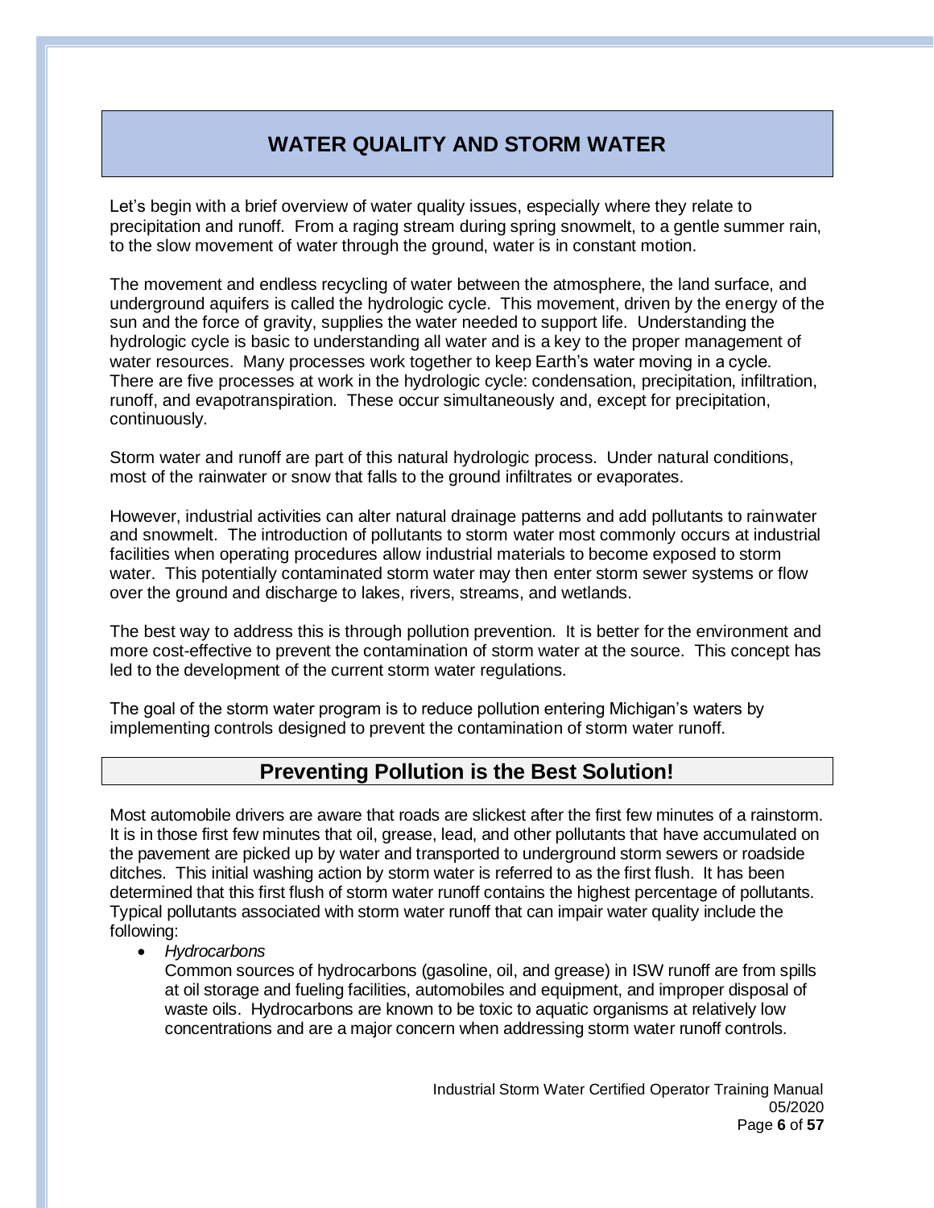# WATER QUALITY AND STORM WATER

Let's begin with a brief overview of water quality issues, especially where they relate to precipitation and runoff. From a raging stream during spring snowmelt, to a gentle summer rain, to the slow movement of water through the ground, water is in constant motion.

The movement and endless recycling of water between the atmosphere, the land surface, and underground aquifers is called the hydrologic cycle. This movement, driven by the energy of the sun and the force of gravity, supplies the water needed to support life. Understanding the hydrologic cycle is basic to understanding all water and is a key to the proper management of water resources. Many processes work together to keep Earth's water moving in a cycle. There are five processes at work in the hydrologic cycle: condensation, precipitation, infiltration, runoff, and evapotranspiration. These occur simultaneously and, except for precipitation, continuously.

Storm water and runoff are part of this natural hydrologic process. Under natural conditions, most of the rainwater or snow that falls to the ground infiltrates or evaporates.

However, industrial activities can alter natural drainage patterns and add pollutants to rainwater and snowmelt. The introduction of pollutants to storm water most commonly occurs at industrial facilities when operating procedures allow industrial materials to become exposed to storm water. This potentially contaminated storm water may then enter storm sewer systems or flow over the ground and discharge to lakes, rivers, streams, and wetlands.

The best way to address this is through pollution prevention. It is better for the environment and more cost-effective to prevent the contamination of storm water at the source. This concept has led to the development of the current storm water regulations.

The goal of the storm water program is to reduce pollution entering Michigan's waters by implementing controls designed to prevent the contamination of storm water runoff.

## Preventing Pollution is the Best Solution!

Most automobile drivers are aware that roads are slickest after the first few minutes of a rainstorm. It is in those first few minutes that oil, grease, lead, and other pollutants that have accumulated on the pavement are picked up by water and transported to underground storm sewers or roadside ditches. This initial washing action by storm water is referred to as the first flush. It has been determined that this first flush of storm water runoff contains the highest percentage of pollutants. Typical pollutants associated with storm water runoff that can impair water quality include the following:

- *Hydrocarbons*
  Common sources of hydrocarbons (gasoline, oil, and grease) in ISW runoff are from spills at oil storage and fueling facilities, automobiles and equipment, and improper disposal of waste oils. Hydrocarbons are known to be toxic to aquatic organisms at relatively low concentrations and are a major concern when addressing storm water runoff controls.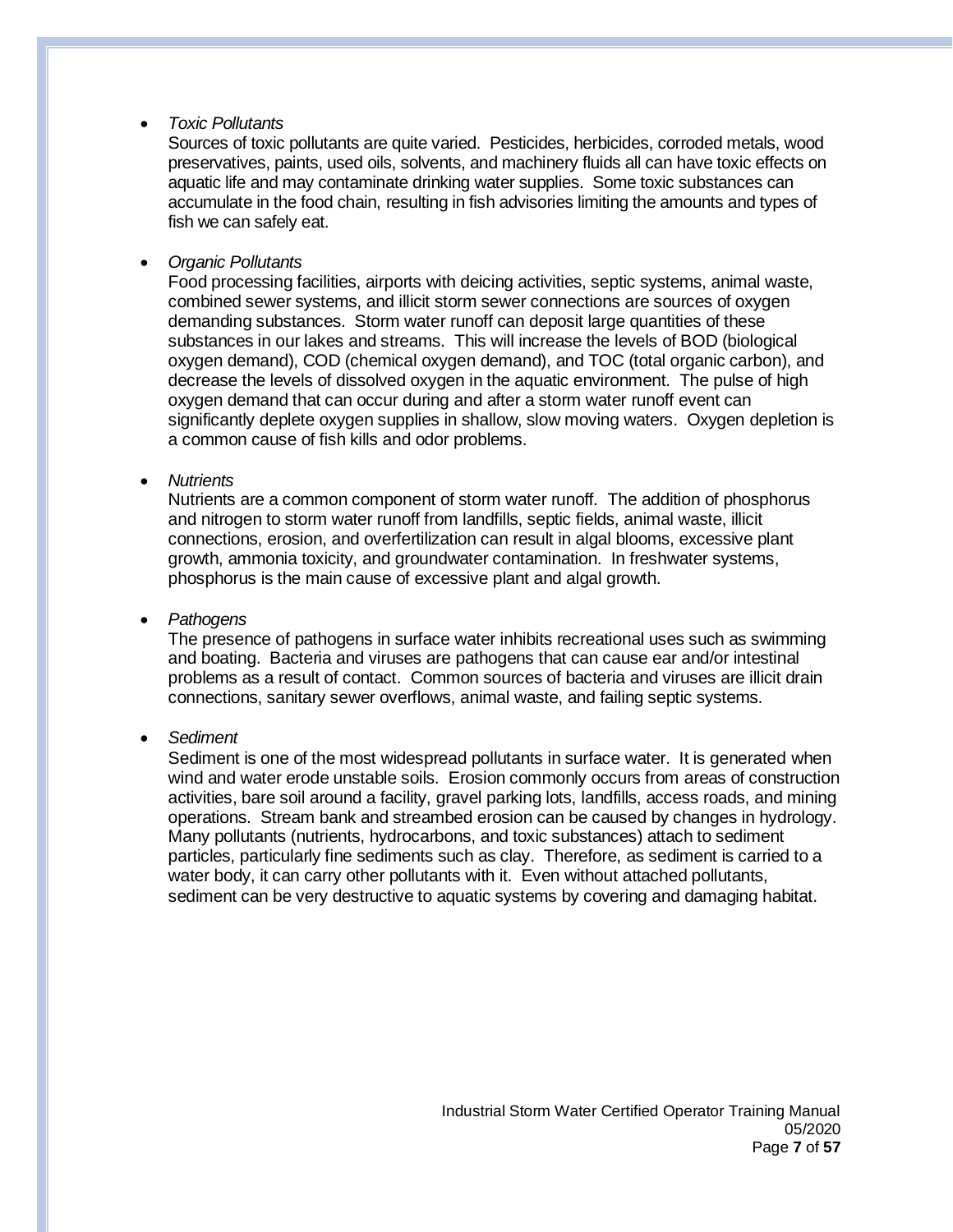- *Toxic Pollutants*
  Sources of toxic pollutants are quite varied. Pesticides, herbicides, corroded metals, wood preservatives, paints, used oils, solvents, and machinery fluids all can have toxic effects on aquatic life and may contaminate drinking water supplies. Some toxic substances can accumulate in the food chain, resulting in fish advisories limiting the amounts and types of fish we can safely eat.

- *Organic Pollutants*
  Food processing facilities, airports with deicing activities, septic systems, animal waste, combined sewer systems, and illicit storm sewer connections are sources of oxygen demanding substances. Storm water runoff can deposit large quantities of these substances in our lakes and streams. This will increase the levels of BOD (biological oxygen demand), COD (chemical oxygen demand), and TOC (total organic carbon), and decrease the levels of dissolved oxygen in the aquatic environment. The pulse of high oxygen demand that can occur during and after a storm water runoff event can significantly deplete oxygen supplies in shallow, slow moving waters. Oxygen depletion is a common cause of fish kills and odor problems.

- *Nutrients*
  Nutrients are a common component of storm water runoff. The addition of phosphorus and nitrogen to storm water runoff from landfills, septic fields, animal waste, illicit connections, erosion, and overfertilization can result in algal blooms, excessive plant growth, ammonia toxicity, and groundwater contamination. In freshwater systems, phosphorus is the main cause of excessive plant and algal growth.

- *Pathogens*
  The presence of pathogens in surface water inhibits recreational uses such as swimming and boating. Bacteria and viruses are pathogens that can cause ear and/or intestinal problems as a result of contact. Common sources of bacteria and viruses are illicit drain connections, sanitary sewer overflows, animal waste, and failing septic systems.

- *Sediment*
  Sediment is one of the most widespread pollutants in surface water. It is generated when wind and water erode unstable soils. Erosion commonly occurs from areas of construction activities, bare soil around a facility, gravel parking lots, landfills, access roads, and mining operations. Stream bank and streambed erosion can be caused by changes in hydrology. Many pollutants (nutrients, hydrocarbons, and toxic substances) attach to sediment particles, particularly fine sediments such as clay. Therefore, as sediment is carried to a water body, it can carry other pollutants with it. Even without attached pollutants, sediment can be very destructive to aquatic systems by covering and damaging habitat.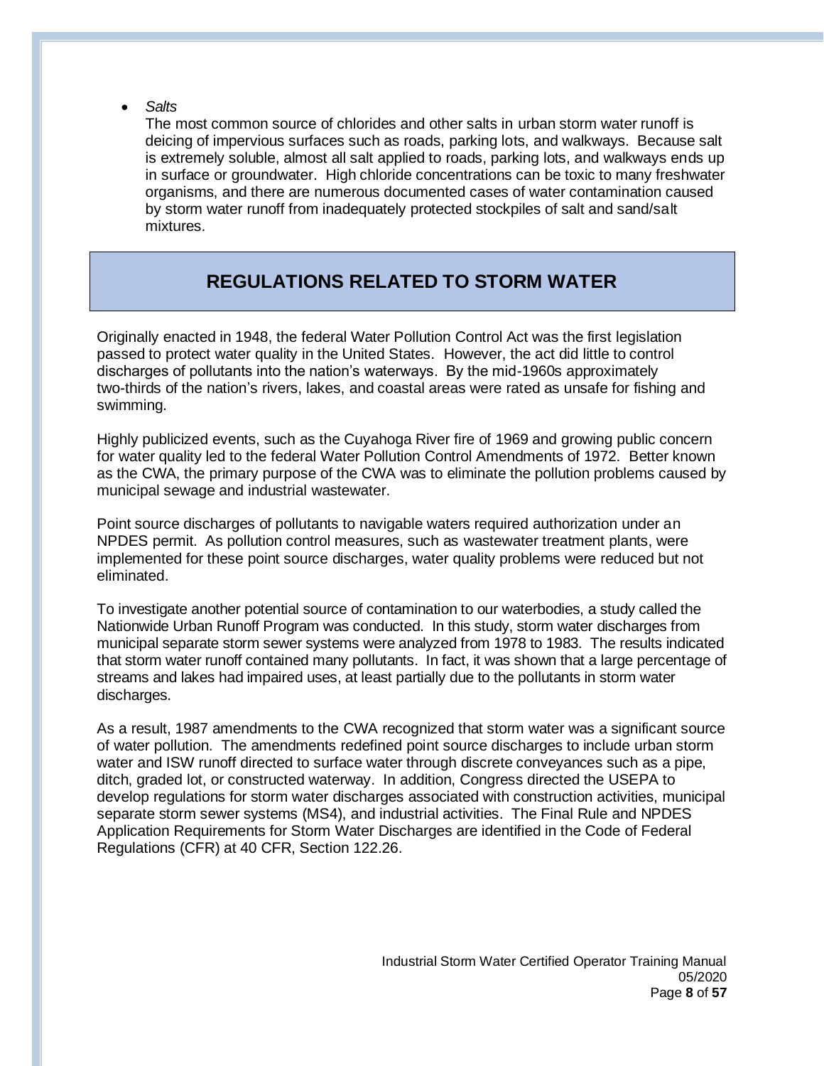- *Salts*

  The most common source of chlorides and other salts in urban storm water runoff is deicing of impervious surfaces such as roads, parking lots, and walkways. Because salt is extremely soluble, almost all salt applied to roads, parking lots, and walkways ends up in surface or groundwater. High chloride concentrations can be toxic to many freshwater organisms, and there are numerous documented cases of water contamination caused by storm water runoff from inadequately protected stockpiles of salt and sand/salt mixtures.

## REGULATIONS RELATED TO STORM WATER

Originally enacted in 1948, the federal Water Pollution Control Act was the first legislation passed to protect water quality in the United States. However, the act did little to control discharges of pollutants into the nation's waterways. By the mid-1960s approximately two-thirds of the nation's rivers, lakes, and coastal areas were rated as unsafe for fishing and swimming.

Highly publicized events, such as the Cuyahoga River fire of 1969 and growing public concern for water quality led to the federal Water Pollution Control Amendments of 1972. Better known as the CWA, the primary purpose of the CWA was to eliminate the pollution problems caused by municipal sewage and industrial wastewater.

Point source discharges of pollutants to navigable waters required authorization under an NPDES permit. As pollution control measures, such as wastewater treatment plants, were implemented for these point source discharges, water quality problems were reduced but not eliminated.

To investigate another potential source of contamination to our waterbodies, a study called the Nationwide Urban Runoff Program was conducted. In this study, storm water discharges from municipal separate storm sewer systems were analyzed from 1978 to 1983. The results indicated that storm water runoff contained many pollutants. In fact, it was shown that a large percentage of streams and lakes had impaired uses, at least partially due to the pollutants in storm water discharges.

As a result, 1987 amendments to the CWA recognized that storm water was a significant source of water pollution. The amendments redefined point source discharges to include urban storm water and ISW runoff directed to surface water through discrete conveyances such as a pipe, ditch, graded lot, or constructed waterway. In addition, Congress directed the USEPA to develop regulations for storm water discharges associated with construction activities, municipal separate storm sewer systems (MS4), and industrial activities. The Final Rule and NPDES Application Requirements for Storm Water Discharges are identified in the Code of Federal Regulations (CFR) at 40 CFR, Section 122.26.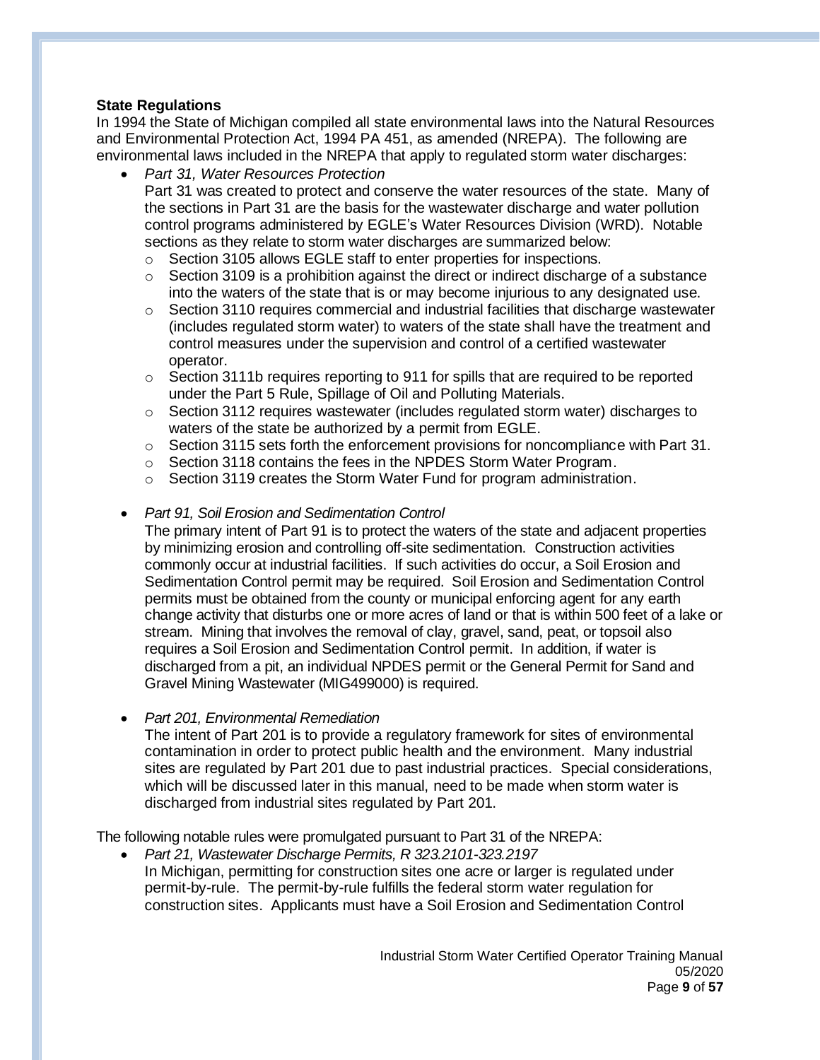**State Regulations**

In 1994 the State of Michigan compiled all state environmental laws into the Natural Resources and Environmental Protection Act, 1994 PA 451, as amended (NREPA). The following are environmental laws included in the NREPA that apply to regulated storm water discharges:

- *Part 31, Water Resources Protection*
  Part 31 was created to protect and conserve the water resources of the state. Many of the sections in Part 31 are the basis for the wastewater discharge and water pollution control programs administered by EGLE's Water Resources Division (WRD). Notable sections as they relate to storm water discharges are summarized below:
  - Section 3105 allows EGLE staff to enter properties for inspections.
  - Section 3109 is a prohibition against the direct or indirect discharge of a substance into the waters of the state that is or may become injurious to any designated use.
  - Section 3110 requires commercial and industrial facilities that discharge wastewater (includes regulated storm water) to waters of the state shall have the treatment and control measures under the supervision and control of a certified wastewater operator.
  - Section 3111b requires reporting to 911 for spills that are required to be reported under the Part 5 Rule, Spillage of Oil and Polluting Materials.
  - Section 3112 requires wastewater (includes regulated storm water) discharges to waters of the state be authorized by a permit from EGLE.
  - Section 3115 sets forth the enforcement provisions for noncompliance with Part 31.
  - Section 3118 contains the fees in the NPDES Storm Water Program.
  - Section 3119 creates the Storm Water Fund for program administration.

- *Part 91, Soil Erosion and Sedimentation Control*
  The primary intent of Part 91 is to protect the waters of the state and adjacent properties by minimizing erosion and controlling off-site sedimentation. Construction activities commonly occur at industrial facilities. If such activities do occur, a Soil Erosion and Sedimentation Control permit may be required. Soil Erosion and Sedimentation Control permits must be obtained from the county or municipal enforcing agent for any earth change activity that disturbs one or more acres of land or that is within 500 feet of a lake or stream. Mining that involves the removal of clay, gravel, sand, peat, or topsoil also requires a Soil Erosion and Sedimentation Control permit. In addition, if water is discharged from a pit, an individual NPDES permit or the General Permit for Sand and Gravel Mining Wastewater (MIG499000) is required.

- *Part 201, Environmental Remediation*
  The intent of Part 201 is to provide a regulatory framework for sites of environmental contamination in order to protect public health and the environment. Many industrial sites are regulated by Part 201 due to past industrial practices. Special considerations, which will be discussed later in this manual, need to be made when storm water is discharged from industrial sites regulated by Part 201.

The following notable rules were promulgated pursuant to Part 31 of the NREPA:

- *Part 21, Wastewater Discharge Permits, R 323.2101-323.2197*
  In Michigan, permitting for construction sites one acre or larger is regulated under permit-by-rule. The permit-by-rule fulfills the federal storm water regulation for construction sites. Applicants must have a Soil Erosion and Sedimentation Control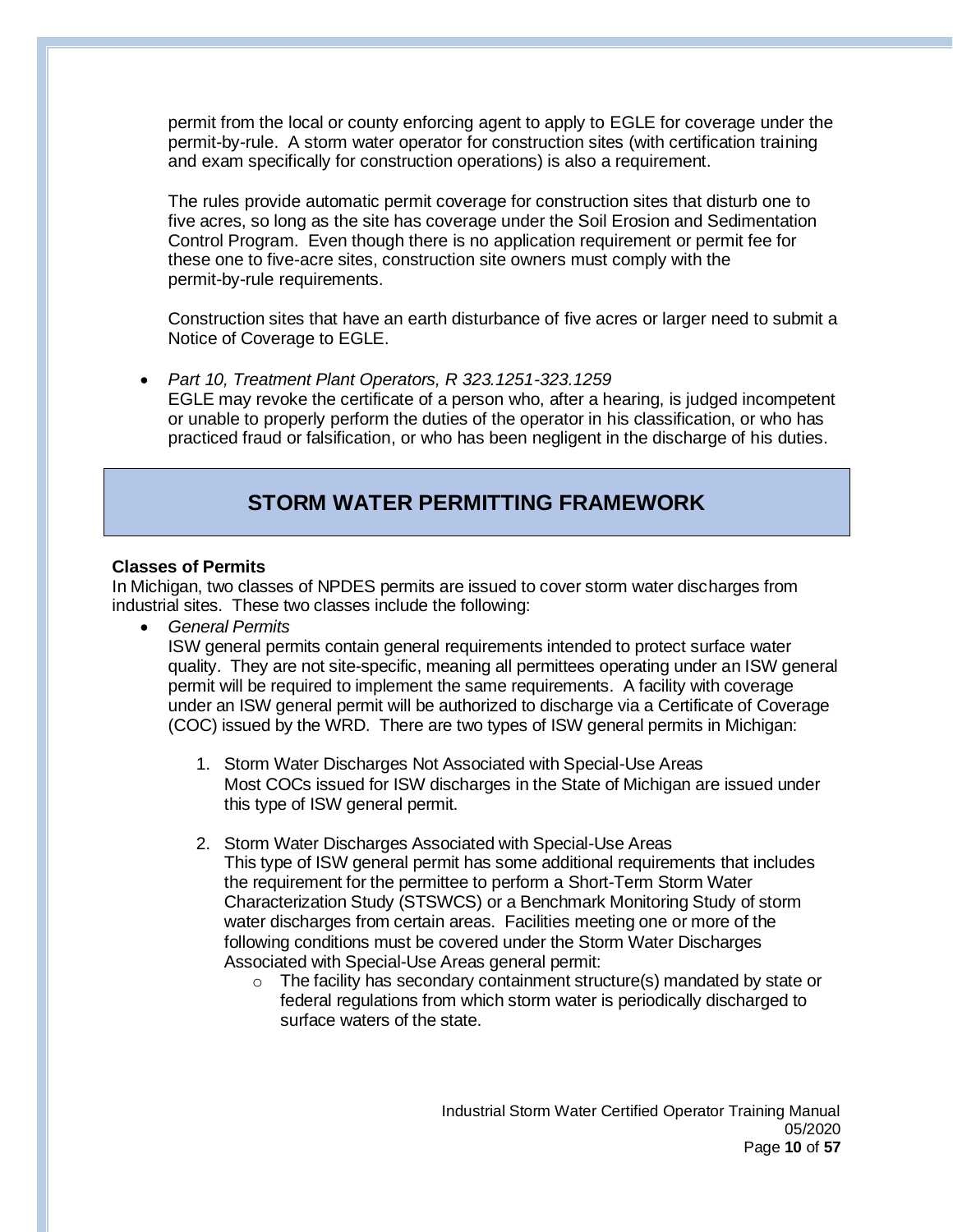permit from the local or county enforcing agent to apply to EGLE for coverage under the permit-by-rule. A storm water operator for construction sites (with certification training and exam specifically for construction operations) is also a requirement.

The rules provide automatic permit coverage for construction sites that disturb one to five acres, so long as the site has coverage under the Soil Erosion and Sedimentation Control Program. Even though there is no application requirement or permit fee for these one to five-acre sites, construction site owners must comply with the permit-by-rule requirements.

Construction sites that have an earth disturbance of five acres or larger need to submit a Notice of Coverage to EGLE.

- *Part 10, Treatment Plant Operators, R 323.1251-323.1259*
  EGLE may revoke the certificate of a person who, after a hearing, is judged incompetent or unable to properly perform the duties of the operator in his classification, or who has practiced fraud or falsification, or who has been negligent in the discharge of his duties.

## STORM WATER PERMITTING FRAMEWORK

**Classes of Permits**

In Michigan, two classes of NPDES permits are issued to cover storm water discharges from industrial sites. These two classes include the following:

- *General Permits*
  ISW general permits contain general requirements intended to protect surface water quality. They are not site-specific, meaning all permittees operating under an ISW general permit will be required to implement the same requirements. A facility with coverage under an ISW general permit will be authorized to discharge via a Certificate of Coverage (COC) issued by the WRD. There are two types of ISW general permits in Michigan:

  1. Storm Water Discharges Not Associated with Special-Use Areas
     Most COCs issued for ISW discharges in the State of Michigan are issued under this type of ISW general permit.

  2. Storm Water Discharges Associated with Special-Use Areas
     This type of ISW general permit has some additional requirements that includes the requirement for the permittee to perform a Short-Term Storm Water Characterization Study (STSWCS) or a Benchmark Monitoring Study of storm water discharges from certain areas. Facilities meeting one or more of the following conditions must be covered under the Storm Water Discharges Associated with Special-Use Areas general permit:
     - The facility has secondary containment structure(s) mandated by state or federal regulations from which storm water is periodically discharged to surface waters of the state.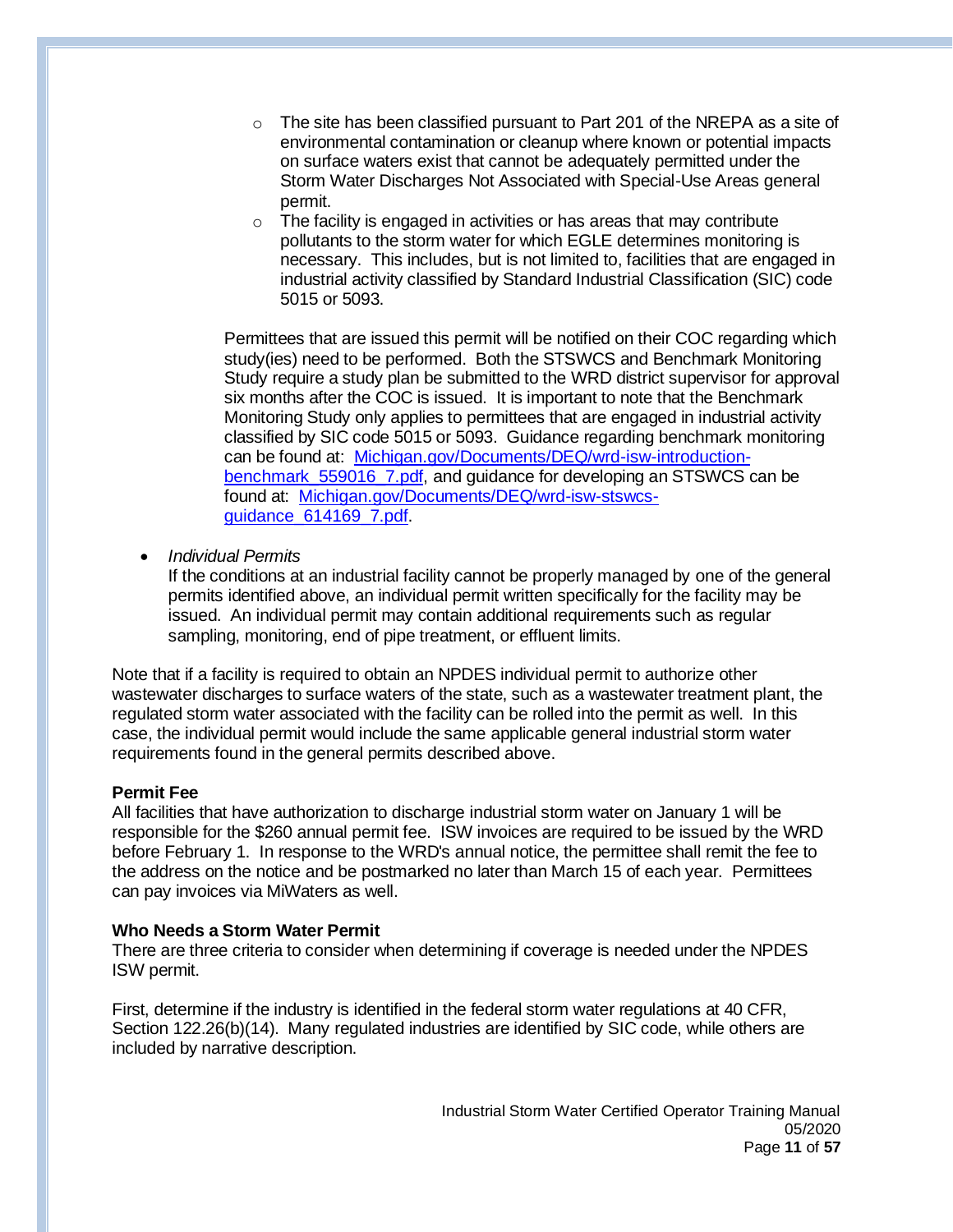- The site has been classified pursuant to Part 201 of the NREPA as a site of environmental contamination or cleanup where known or potential impacts on surface waters exist that cannot be adequately permitted under the Storm Water Discharges Not Associated with Special-Use Areas general permit.
  - The facility is engaged in activities or has areas that may contribute pollutants to the storm water for which EGLE determines monitoring is necessary. This includes, but is not limited to, facilities that are engaged in industrial activity classified by Standard Industrial Classification (SIC) code 5015 or 5093.

  Permittees that are issued this permit will be notified on their COC regarding which study(ies) need to be performed. Both the STSWCS and Benchmark Monitoring Study require a study plan be submitted to the WRD district supervisor for approval six months after the COC is issued. It is important to note that the Benchmark Monitoring Study only applies to permittees that are engaged in industrial activity classified by SIC code 5015 or 5093. Guidance regarding benchmark monitoring can be found at: [Michigan.gov/Documents/DEQ/wrd-isw-introduction-benchmark_559016_7.pdf](Michigan.gov/Documents/DEQ/wrd-isw-introduction-benchmark_559016_7.pdf), and guidance for developing an STSWCS can be found at: [Michigan.gov/Documents/DEQ/wrd-isw-stswcs-guidance_614169_7.pdf](Michigan.gov/Documents/DEQ/wrd-isw-stswcs-guidance_614169_7.pdf).

- *Individual Permits*
  If the conditions at an industrial facility cannot be properly managed by one of the general permits identified above, an individual permit written specifically for the facility may be issued. An individual permit may contain additional requirements such as regular sampling, monitoring, end of pipe treatment, or effluent limits.

Note that if a facility is required to obtain an NPDES individual permit to authorize other wastewater discharges to surface waters of the state, such as a wastewater treatment plant, the regulated storm water associated with the facility can be rolled into the permit as well. In this case, the individual permit would include the same applicable general industrial storm water requirements found in the general permits described above.

**Permit Fee**
All facilities that have authorization to discharge industrial storm water on January 1 will be responsible for the $260 annual permit fee. ISW invoices are required to be issued by the WRD before February 1. In response to the WRD's annual notice, the permittee shall remit the fee to the address on the notice and be postmarked no later than March 15 of each year. Permittees can pay invoices via MiWaters as well.

**Who Needs a Storm Water Permit**
There are three criteria to consider when determining if coverage is needed under the NPDES ISW permit.

First, determine if the industry is identified in the federal storm water regulations at 40 CFR, Section 122.26(b)(14). Many regulated industries are identified by SIC code, while others are included by narrative description.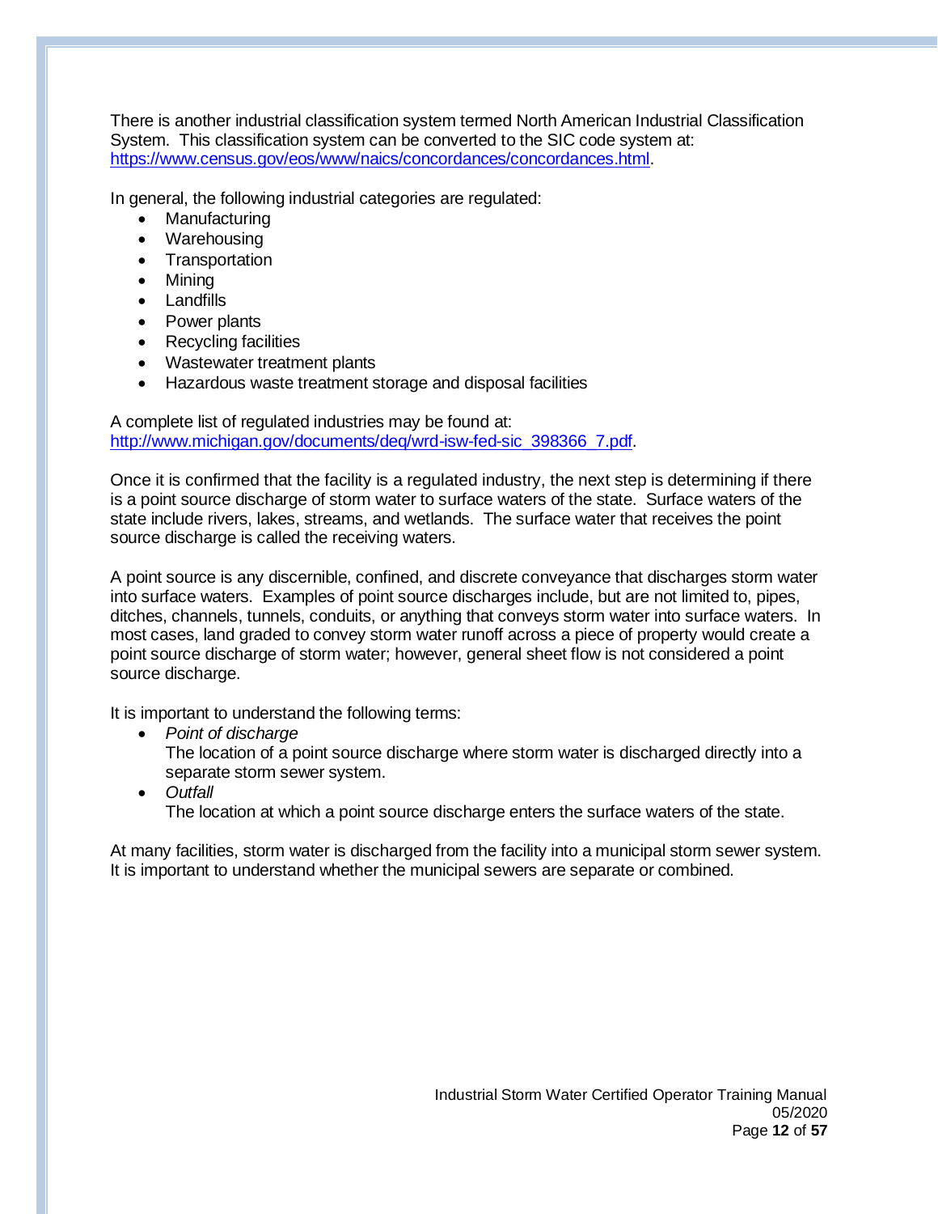There is another industrial classification system termed North American Industrial Classification System. This classification system can be converted to the SIC code system at: https://www.census.gov/eos/www/naics/concordances/concordances.html.

In general, the following industrial categories are regulated:

- Manufacturing
- Warehousing
- Transportation
- Mining
- Landfills
- Power plants
- Recycling facilities
- Wastewater treatment plants
- Hazardous waste treatment storage and disposal facilities

A complete list of regulated industries may be found at: http://www.michigan.gov/documents/deq/wrd-isw-fed-sic_398366_7.pdf.

Once it is confirmed that the facility is a regulated industry, the next step is determining if there is a point source discharge of storm water to surface waters of the state. Surface waters of the state include rivers, lakes, streams, and wetlands. The surface water that receives the point source discharge is called the receiving waters.

A point source is any discernible, confined, and discrete conveyance that discharges storm water into surface waters. Examples of point source discharges include, but are not limited to, pipes, ditches, channels, tunnels, conduits, or anything that conveys storm water into surface waters. In most cases, land graded to convey storm water runoff across a piece of property would create a point source discharge of storm water; however, general sheet flow is not considered a point source discharge.

It is important to understand the following terms:

- *Point of discharge*
  The location of a point source discharge where storm water is discharged directly into a separate storm sewer system.
- *Outfall*
  The location at which a point source discharge enters the surface waters of the state.

At many facilities, storm water is discharged from the facility into a municipal storm sewer system. It is important to understand whether the municipal sewers are separate or combined.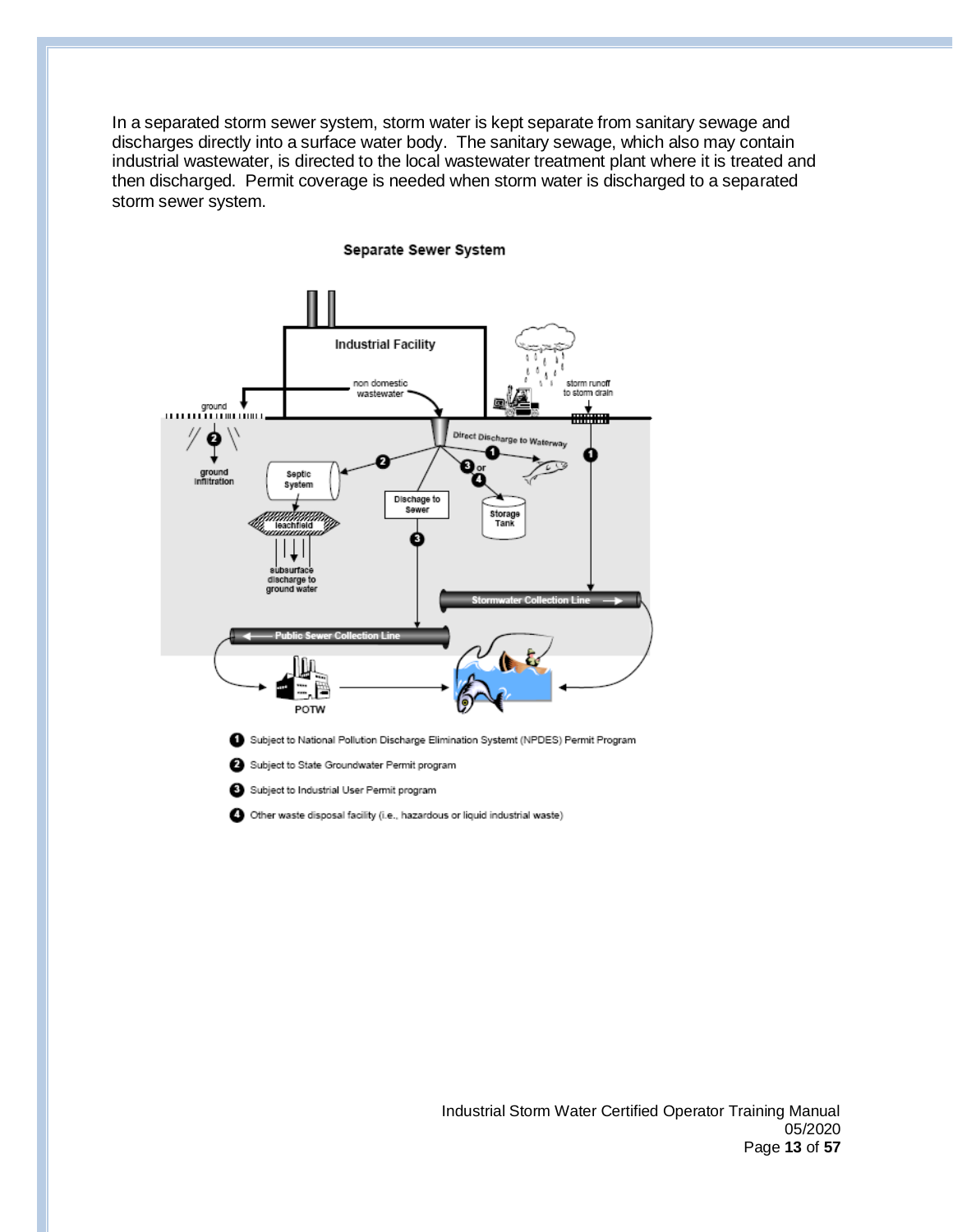In a separated storm sewer system, storm water is kept separate from sanitary sewage and discharges directly into a surface water body. The sanitary sewage, which also may contain industrial wastewater, is directed to the local wastewater treatment plant where it is treated and then discharged. Permit coverage is needed when storm water is discharged to a separated storm sewer system.

**Separate Sewer System**

1. Subject to National Pollution Discharge Elimination Systemt (NPDES) Permit Program
2. Subject to State Groundwater Permit program
3. Subject to Industrial User Permit program
4. Other waste disposal facility (i.e., hazardous or liquid industrial waste)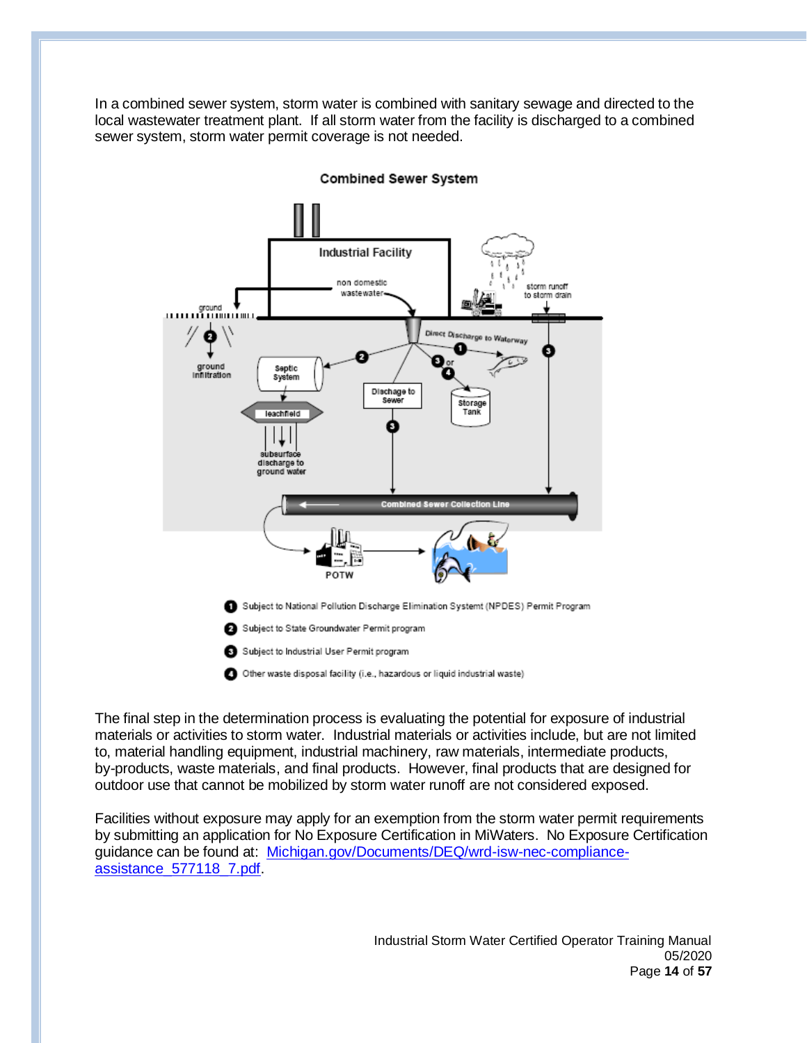In a combined sewer system, storm water is combined with sanitary sewage and directed to the local wastewater treatment plant. If all storm water from the facility is discharged to a combined sewer system, storm water permit coverage is not needed.

**Combined Sewer System**

1. Subject to National Pollution Discharge Elimination Systemt (NPDES) Permit Program
2. Subject to State Groundwater Permit program
3. Subject to Industrial User Permit program
4. Other waste disposal facility (i.e., hazardous or liquid industrial waste)

The final step in the determination process is evaluating the potential for exposure of industrial materials or activities to storm water. Industrial materials or activities include, but are not limited to, material handling equipment, industrial machinery, raw materials, intermediate products, by-products, waste materials, and final products. However, final products that are designed for outdoor use that cannot be mobilized by storm water runoff are not considered exposed.

Facilities without exposure may apply for an exemption from the storm water permit requirements by submitting an application for No Exposure Certification in MiWaters. No Exposure Certification guidance can be found at: [Michigan.gov/Documents/DEQ/wrd-isw-nec-compliance-assistance_577118_7.pdf](Michigan.gov/Documents/DEQ/wrd-isw-nec-compliance-assistance_577118_7.pdf).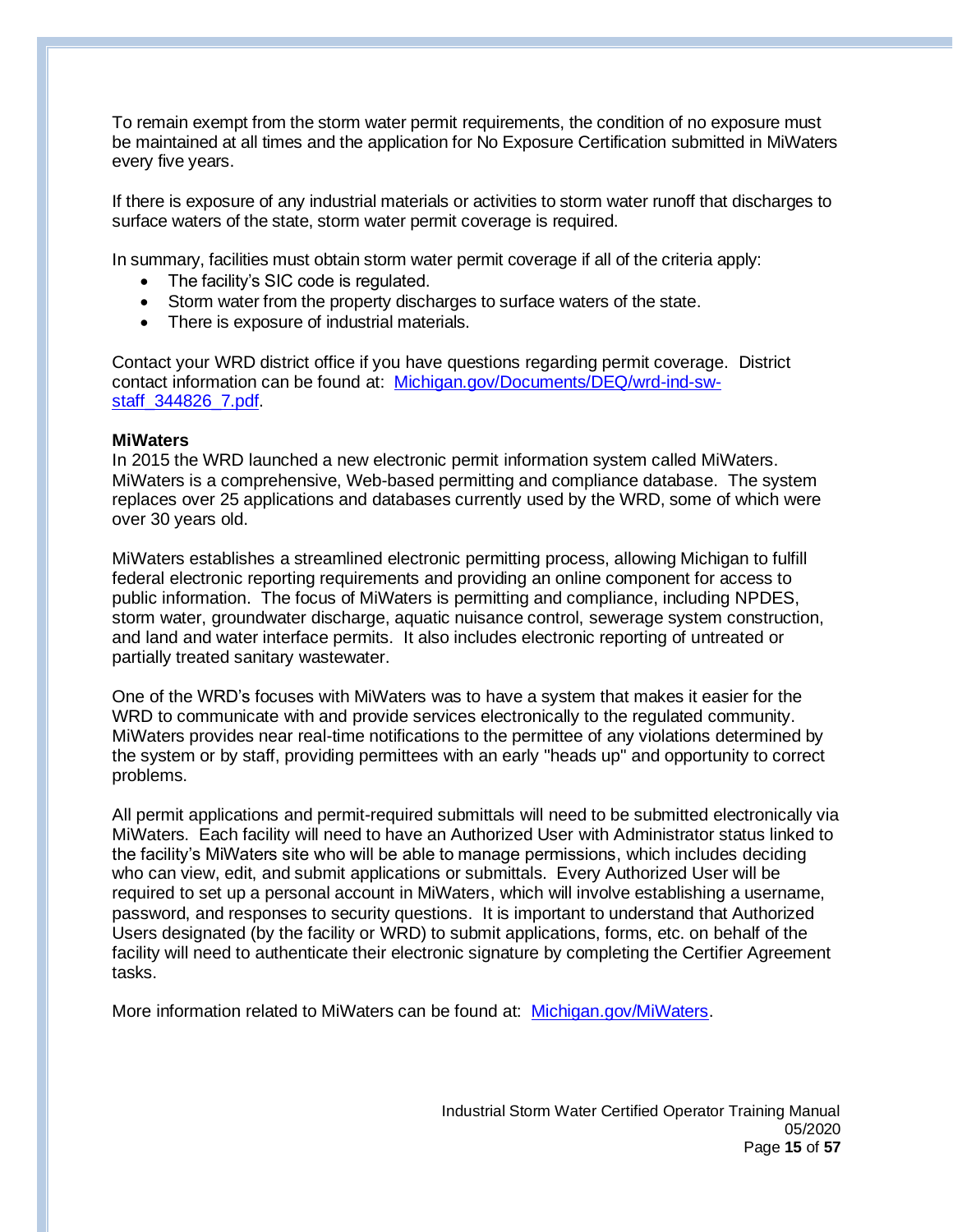To remain exempt from the storm water permit requirements, the condition of no exposure must be maintained at all times and the application for No Exposure Certification submitted in MiWaters every five years.

If there is exposure of any industrial materials or activities to storm water runoff that discharges to surface waters of the state, storm water permit coverage is required.

In summary, facilities must obtain storm water permit coverage if all of the criteria apply:

- The facility's SIC code is regulated.
- Storm water from the property discharges to surface waters of the state.
- There is exposure of industrial materials.

Contact your WRD district office if you have questions regarding permit coverage. District contact information can be found at: [Michigan.gov/Documents/DEQ/wrd-ind-sw-staff_344826_7.pdf](Michigan.gov/Documents/DEQ/wrd-ind-sw-staff_344826_7.pdf).

**MiWaters**

In 2015 the WRD launched a new electronic permit information system called MiWaters. MiWaters is a comprehensive, Web-based permitting and compliance database. The system replaces over 25 applications and databases currently used by the WRD, some of which were over 30 years old.

MiWaters establishes a streamlined electronic permitting process, allowing Michigan to fulfill federal electronic reporting requirements and providing an online component for access to public information. The focus of MiWaters is permitting and compliance, including NPDES, storm water, groundwater discharge, aquatic nuisance control, sewerage system construction, and land and water interface permits. It also includes electronic reporting of untreated or partially treated sanitary wastewater.

One of the WRD's focuses with MiWaters was to have a system that makes it easier for the WRD to communicate with and provide services electronically to the regulated community. MiWaters provides near real-time notifications to the permittee of any violations determined by the system or by staff, providing permittees with an early "heads up" and opportunity to correct problems.

All permit applications and permit-required submittals will need to be submitted electronically via MiWaters. Each facility will need to have an Authorized User with Administrator status linked to the facility's MiWaters site who will be able to manage permissions, which includes deciding who can view, edit, and submit applications or submittals. Every Authorized User will be required to set up a personal account in MiWaters, which will involve establishing a username, password, and responses to security questions. It is important to understand that Authorized Users designated (by the facility or WRD) to submit applications, forms, etc. on behalf of the facility will need to authenticate their electronic signature by completing the Certifier Agreement tasks.

More information related to MiWaters can be found at: [Michigan.gov/MiWaters](Michigan.gov/MiWaters).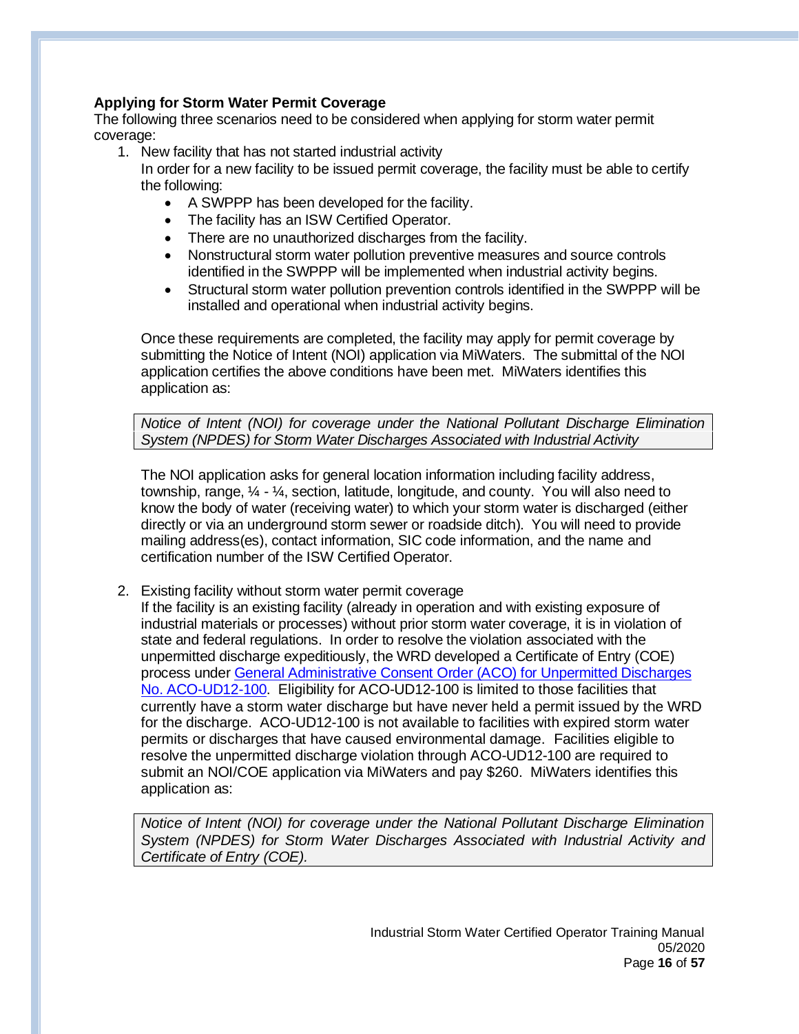**Applying for Storm Water Permit Coverage**

The following three scenarios need to be considered when applying for storm water permit coverage:

1. New facility that has not started industrial activity

   In order for a new facility to be issued permit coverage, the facility must be able to certify the following:

   - A SWPPP has been developed for the facility.
   - The facility has an ISW Certified Operator.
   - There are no unauthorized discharges from the facility.
   - Nonstructural storm water pollution preventive measures and source controls identified in the SWPPP will be implemented when industrial activity begins.
   - Structural storm water pollution prevention controls identified in the SWPPP will be installed and operational when industrial activity begins.

   Once these requirements are completed, the facility may apply for permit coverage by submitting the Notice of Intent (NOI) application via MiWaters. The submittal of the NOI application certifies the above conditions have been met. MiWaters identifies this application as:

   > *Notice of Intent (NOI) for coverage under the National Pollutant Discharge Elimination System (NPDES) for Storm Water Discharges Associated with Industrial Activity*

   The NOI application asks for general location information including facility address, township, range, ¼ - ¼, section, latitude, longitude, and county. You will also need to know the body of water (receiving water) to which your storm water is discharged (either directly or via an underground storm sewer or roadside ditch). You will need to provide mailing address(es), contact information, SIC code information, and the name and certification number of the ISW Certified Operator.

2. Existing facility without storm water permit coverage

   If the facility is an existing facility (already in operation and with existing exposure of industrial materials or processes) without prior storm water coverage, it is in violation of state and federal regulations. In order to resolve the violation associated with the unpermitted discharge expeditiously, the WRD developed a Certificate of Entry (COE) process under General Administrative Consent Order (ACO) for Unpermitted Discharges No. ACO-UD12-100. Eligibility for ACO-UD12-100 is limited to those facilities that currently have a storm water discharge but have never held a permit issued by the WRD for the discharge. ACO-UD12-100 is not available to facilities with expired storm water permits or discharges that have caused environmental damage. Facilities eligible to resolve the unpermitted discharge violation through ACO-UD12-100 are required to submit an NOI/COE application via MiWaters and pay $260. MiWaters identifies this application as:

   > *Notice of Intent (NOI) for coverage under the National Pollutant Discharge Elimination System (NPDES) for Storm Water Discharges Associated with Industrial Activity and Certificate of Entry (COE).*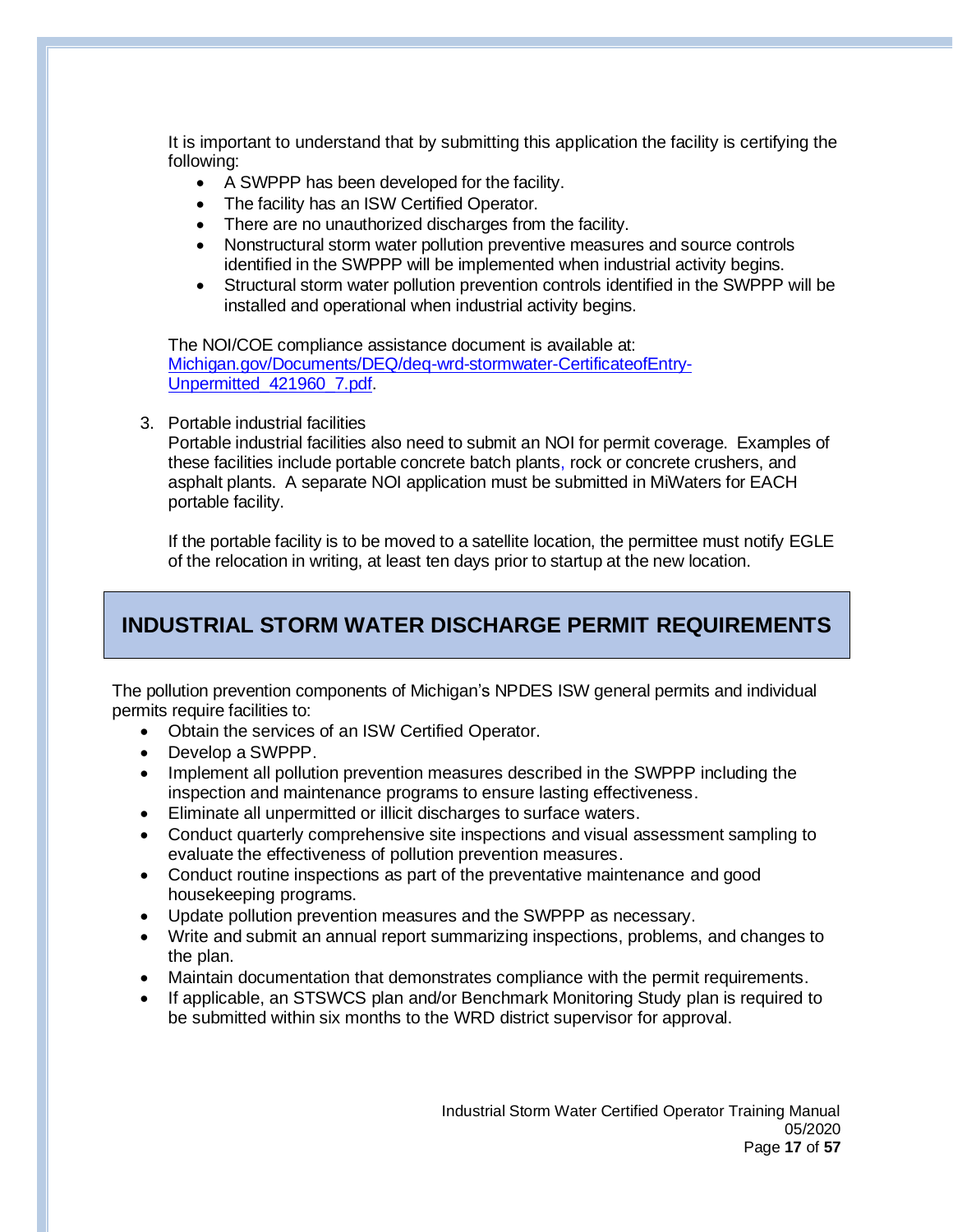It is important to understand that by submitting this application the facility is certifying the following:

- A SWPPP has been developed for the facility.
- The facility has an ISW Certified Operator.
- There are no unauthorized discharges from the facility.
- Nonstructural storm water pollution preventive measures and source controls identified in the SWPPP will be implemented when industrial activity begins.
- Structural storm water pollution prevention controls identified in the SWPPP will be installed and operational when industrial activity begins.

The NOI/COE compliance assistance document is available at: [Michigan.gov/Documents/DEQ/deq-wrd-stormwater-CertificateofEntry-Unpermitted_421960_7.pdf](Michigan.gov/Documents/DEQ/deq-wrd-stormwater-CertificateofEntry-Unpermitted_421960_7.pdf).

3. Portable industrial facilities

   Portable industrial facilities also need to submit an NOI for permit coverage. Examples of these facilities include portable concrete batch plants, rock or concrete crushers, and asphalt plants. A separate NOI application must be submitted in MiWaters for EACH portable facility.

   If the portable facility is to be moved to a satellite location, the permittee must notify EGLE of the relocation in writing, at least ten days prior to startup at the new location.

## INDUSTRIAL STORM WATER DISCHARGE PERMIT REQUIREMENTS

The pollution prevention components of Michigan's NPDES ISW general permits and individual permits require facilities to:

- Obtain the services of an ISW Certified Operator.
- Develop a SWPPP.
- Implement all pollution prevention measures described in the SWPPP including the inspection and maintenance programs to ensure lasting effectiveness.
- Eliminate all unpermitted or illicit discharges to surface waters.
- Conduct quarterly comprehensive site inspections and visual assessment sampling to evaluate the effectiveness of pollution prevention measures.
- Conduct routine inspections as part of the preventative maintenance and good housekeeping programs.
- Update pollution prevention measures and the SWPPP as necessary.
- Write and submit an annual report summarizing inspections, problems, and changes to the plan.
- Maintain documentation that demonstrates compliance with the permit requirements.
- If applicable, an STSWCS plan and/or Benchmark Monitoring Study plan is required to be submitted within six months to the WRD district supervisor for approval.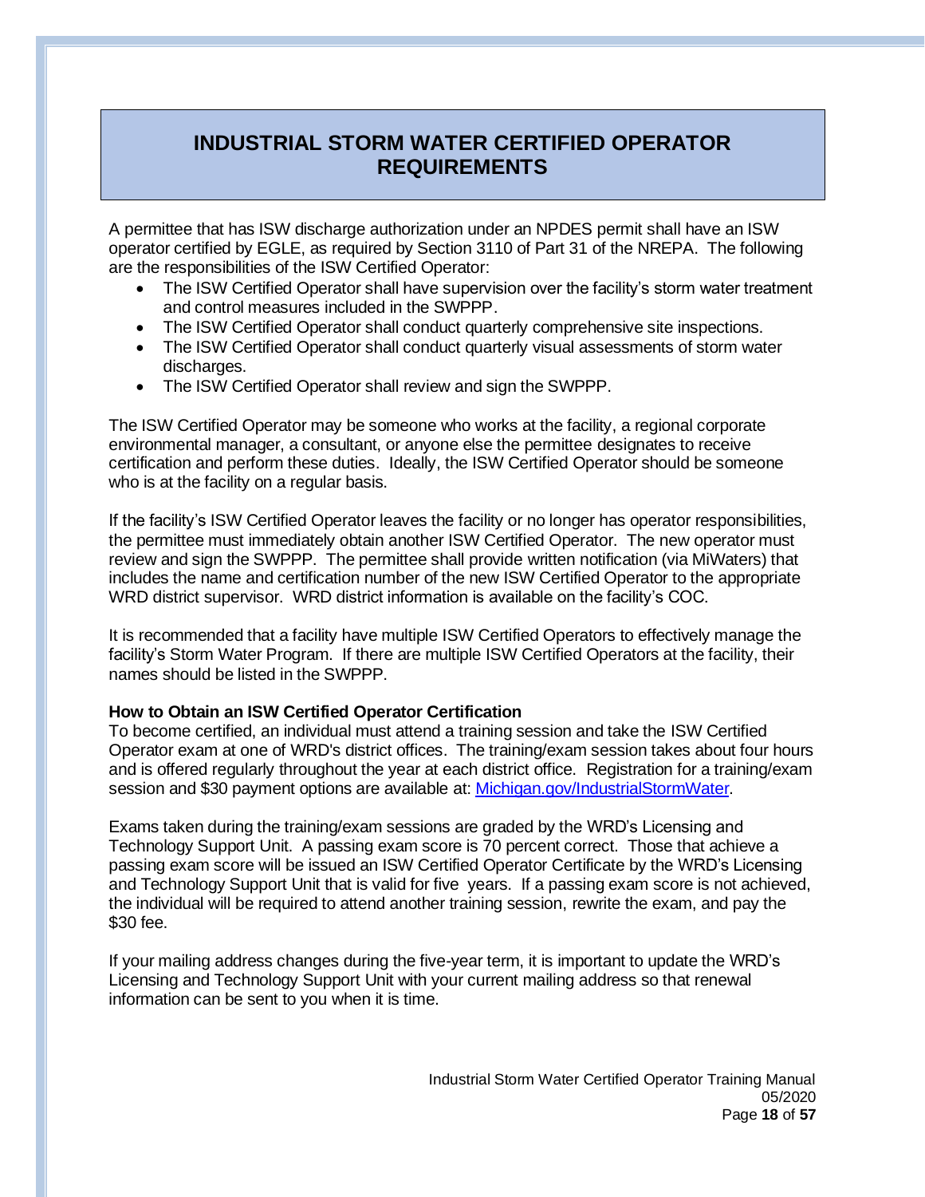# INDUSTRIAL STORM WATER CERTIFIED OPERATOR REQUIREMENTS

A permittee that has ISW discharge authorization under an NPDES permit shall have an ISW operator certified by EGLE, as required by Section 3110 of Part 31 of the NREPA. The following are the responsibilities of the ISW Certified Operator:

- The ISW Certified Operator shall have supervision over the facility's storm water treatment and control measures included in the SWPPP.
- The ISW Certified Operator shall conduct quarterly comprehensive site inspections.
- The ISW Certified Operator shall conduct quarterly visual assessments of storm water discharges.
- The ISW Certified Operator shall review and sign the SWPPP.

The ISW Certified Operator may be someone who works at the facility, a regional corporate environmental manager, a consultant, or anyone else the permittee designates to receive certification and perform these duties. Ideally, the ISW Certified Operator should be someone who is at the facility on a regular basis.

If the facility's ISW Certified Operator leaves the facility or no longer has operator responsibilities, the permittee must immediately obtain another ISW Certified Operator. The new operator must review and sign the SWPPP. The permittee shall provide written notification (via MiWaters) that includes the name and certification number of the new ISW Certified Operator to the appropriate WRD district supervisor. WRD district information is available on the facility's COC.

It is recommended that a facility have multiple ISW Certified Operators to effectively manage the facility's Storm Water Program. If there are multiple ISW Certified Operators at the facility, their names should be listed in the SWPPP.

**How to Obtain an ISW Certified Operator Certification**

To become certified, an individual must attend a training session and take the ISW Certified Operator exam at one of WRD's district offices. The training/exam session takes about four hours and is offered regularly throughout the year at each district office. Registration for a training/exam session and $30 payment options are available at: [Michigan.gov/IndustrialStormWater](Michigan.gov/IndustrialStormWater).

Exams taken during the training/exam sessions are graded by the WRD's Licensing and Technology Support Unit. A passing exam score is 70 percent correct. Those that achieve a passing exam score will be issued an ISW Certified Operator Certificate by the WRD's Licensing and Technology Support Unit that is valid for five years. If a passing exam score is not achieved, the individual will be required to attend another training session, rewrite the exam, and pay the $30 fee.

If your mailing address changes during the five-year term, it is important to update the WRD's Licensing and Technology Support Unit with your current mailing address so that renewal information can be sent to you when it is time.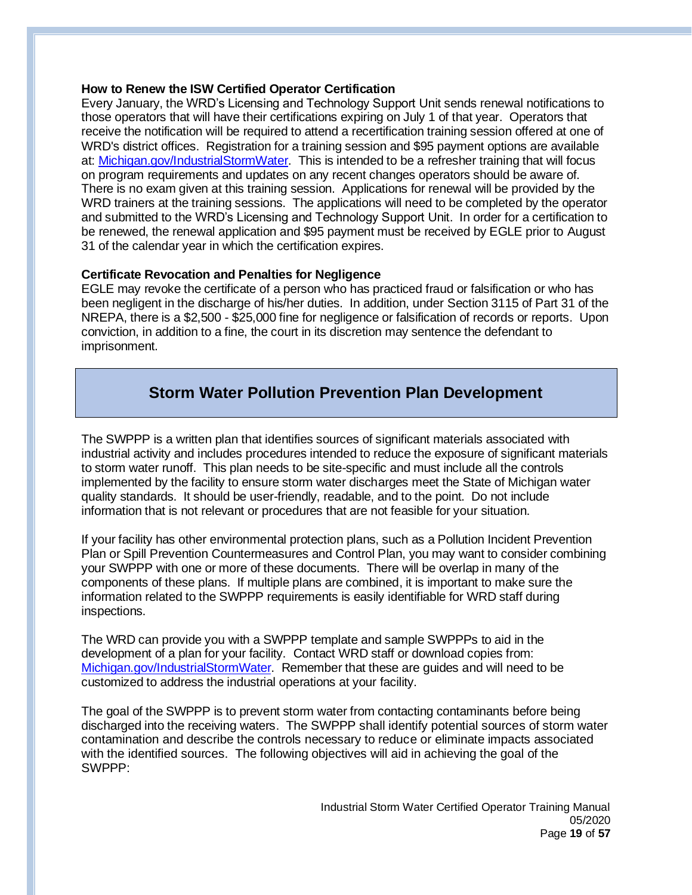### How to Renew the ISW Certified Operator Certification

Every January, the WRD's Licensing and Technology Support Unit sends renewal notifications to those operators that will have their certifications expiring on July 1 of that year. Operators that receive the notification will be required to attend a recertification training session offered at one of WRD's district offices. Registration for a training session and $95 payment options are available at: [Michigan.gov/IndustrialStormWater](Michigan.gov/IndustrialStormWater). This is intended to be a refresher training that will focus on program requirements and updates on any recent changes operators should be aware of. There is no exam given at this training session. Applications for renewal will be provided by the WRD trainers at the training sessions. The applications will need to be completed by the operator and submitted to the WRD's Licensing and Technology Support Unit. In order for a certification to be renewed, the renewal application and $95 payment must be received by EGLE prior to August 31 of the calendar year in which the certification expires.

### Certificate Revocation and Penalties for Negligence

EGLE may revoke the certificate of a person who has practiced fraud or falsification or who has been negligent in the discharge of his/her duties. In addition, under Section 3115 of Part 31 of the NREPA, there is a $2,500 - $25,000 fine for negligence or falsification of records or reports. Upon conviction, in addition to a fine, the court in its discretion may sentence the defendant to imprisonment.

## Storm Water Pollution Prevention Plan Development

The SWPPP is a written plan that identifies sources of significant materials associated with industrial activity and includes procedures intended to reduce the exposure of significant materials to storm water runoff. This plan needs to be site-specific and must include all the controls implemented by the facility to ensure storm water discharges meet the State of Michigan water quality standards. It should be user-friendly, readable, and to the point. Do not include information that is not relevant or procedures that are not feasible for your situation.

If your facility has other environmental protection plans, such as a Pollution Incident Prevention Plan or Spill Prevention Countermeasures and Control Plan, you may want to consider combining your SWPPP with one or more of these documents. There will be overlap in many of the components of these plans. If multiple plans are combined, it is important to make sure the information related to the SWPPP requirements is easily identifiable for WRD staff during inspections.

The WRD can provide you with a SWPPP template and sample SWPPPs to aid in the development of a plan for your facility. Contact WRD staff or download copies from: [Michigan.gov/IndustrialStormWater](Michigan.gov/IndustrialStormWater). Remember that these are guides and will need to be customized to address the industrial operations at your facility.

The goal of the SWPPP is to prevent storm water from contacting contaminants before being discharged into the receiving waters. The SWPPP shall identify potential sources of storm water contamination and describe the controls necessary to reduce or eliminate impacts associated with the identified sources. The following objectives will aid in achieving the goal of the SWPPP: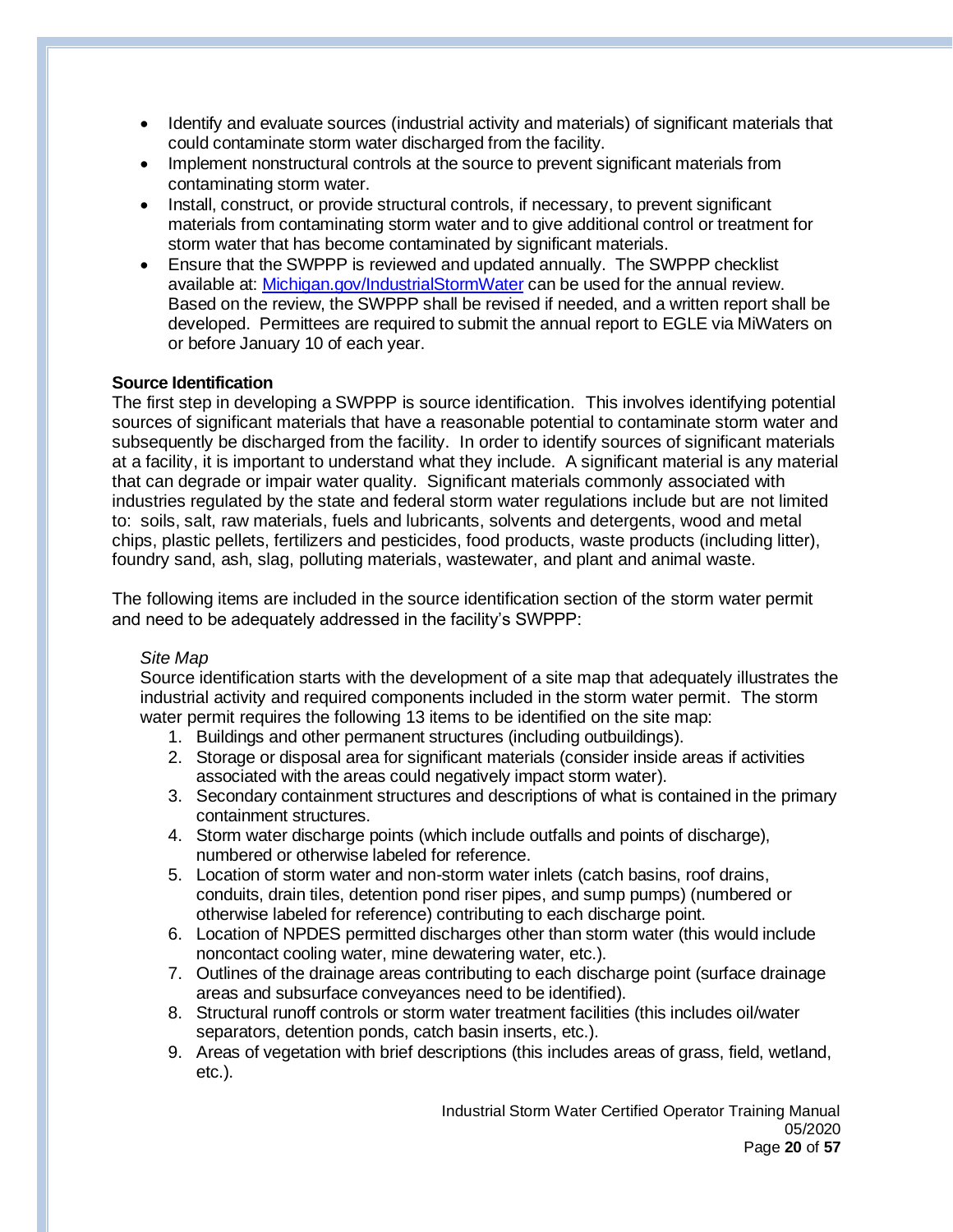- Identify and evaluate sources (industrial activity and materials) of significant materials that could contaminate storm water discharged from the facility.
- Implement nonstructural controls at the source to prevent significant materials from contaminating storm water.
- Install, construct, or provide structural controls, if necessary, to prevent significant materials from contaminating storm water and to give additional control or treatment for storm water that has become contaminated by significant materials.
- Ensure that the SWPPP is reviewed and updated annually. The SWPPP checklist available at: [Michigan.gov/IndustrialStormWater](Michigan.gov/IndustrialStormWater) can be used for the annual review. Based on the review, the SWPPP shall be revised if needed, and a written report shall be developed. Permittees are required to submit the annual report to EGLE via MiWaters on or before January 10 of each year.

**Source Identification**

The first step in developing a SWPPP is source identification. This involves identifying potential sources of significant materials that have a reasonable potential to contaminate storm water and subsequently be discharged from the facility. In order to identify sources of significant materials at a facility, it is important to understand what they include. A significant material is any material that can degrade or impair water quality. Significant materials commonly associated with industries regulated by the state and federal storm water regulations include but are not limited to: soils, salt, raw materials, fuels and lubricants, solvents and detergents, wood and metal chips, plastic pellets, fertilizers and pesticides, food products, waste products (including litter), foundry sand, ash, slag, polluting materials, wastewater, and plant and animal waste.

The following items are included in the source identification section of the storm water permit and need to be adequately addressed in the facility's SWPPP:

*Site Map*

Source identification starts with the development of a site map that adequately illustrates the industrial activity and required components included in the storm water permit. The storm water permit requires the following 13 items to be identified on the site map:

1. Buildings and other permanent structures (including outbuildings).
2. Storage or disposal area for significant materials (consider inside areas if activities associated with the areas could negatively impact storm water).
3. Secondary containment structures and descriptions of what is contained in the primary containment structures.
4. Storm water discharge points (which include outfalls and points of discharge), numbered or otherwise labeled for reference.
5. Location of storm water and non-storm water inlets (catch basins, roof drains, conduits, drain tiles, detention pond riser pipes, and sump pumps) (numbered or otherwise labeled for reference) contributing to each discharge point.
6. Location of NPDES permitted discharges other than storm water (this would include noncontact cooling water, mine dewatering water, etc.).
7. Outlines of the drainage areas contributing to each discharge point (surface drainage areas and subsurface conveyances need to be identified).
8. Structural runoff controls or storm water treatment facilities (this includes oil/water separators, detention ponds, catch basin inserts, etc.).
9. Areas of vegetation with brief descriptions (this includes areas of grass, field, wetland, etc.).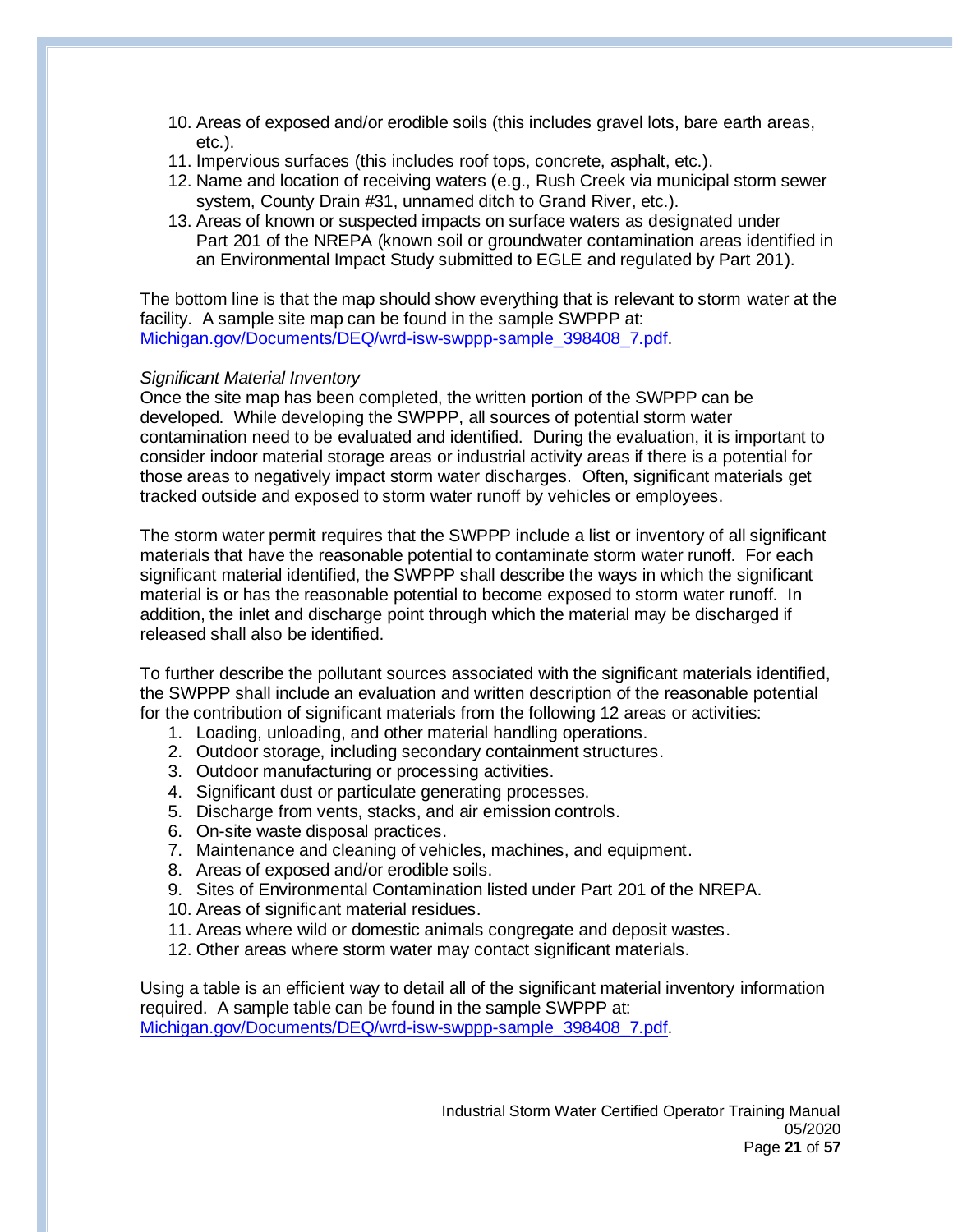10. Areas of exposed and/or erodible soils (this includes gravel lots, bare earth areas, etc.).
11. Impervious surfaces (this includes roof tops, concrete, asphalt, etc.).
12. Name and location of receiving waters (e.g., Rush Creek via municipal storm sewer system, County Drain #31, unnamed ditch to Grand River, etc.).
13. Areas of known or suspected impacts on surface waters as designated under Part 201 of the NREPA (known soil or groundwater contamination areas identified in an Environmental Impact Study submitted to EGLE and regulated by Part 201).

The bottom line is that the map should show everything that is relevant to storm water at the facility. A sample site map can be found in the sample SWPPP at: [Michigan.gov/Documents/DEQ/wrd-isw-swppp-sample_398408_7.pdf](Michigan.gov/Documents/DEQ/wrd-isw-swppp-sample_398408_7.pdf).

*Significant Material Inventory*

Once the site map has been completed, the written portion of the SWPPP can be developed. While developing the SWPPP, all sources of potential storm water contamination need to be evaluated and identified. During the evaluation, it is important to consider indoor material storage areas or industrial activity areas if there is a potential for those areas to negatively impact storm water discharges. Often, significant materials get tracked outside and exposed to storm water runoff by vehicles or employees.

The storm water permit requires that the SWPPP include a list or inventory of all significant materials that have the reasonable potential to contaminate storm water runoff. For each significant material identified, the SWPPP shall describe the ways in which the significant material is or has the reasonable potential to become exposed to storm water runoff. In addition, the inlet and discharge point through which the material may be discharged if released shall also be identified.

To further describe the pollutant sources associated with the significant materials identified, the SWPPP shall include an evaluation and written description of the reasonable potential for the contribution of significant materials from the following 12 areas or activities:

1. Loading, unloading, and other material handling operations.
2. Outdoor storage, including secondary containment structures.
3. Outdoor manufacturing or processing activities.
4. Significant dust or particulate generating processes.
5. Discharge from vents, stacks, and air emission controls.
6. On-site waste disposal practices.
7. Maintenance and cleaning of vehicles, machines, and equipment.
8. Areas of exposed and/or erodible soils.
9. Sites of Environmental Contamination listed under Part 201 of the NREPA.
10. Areas of significant material residues.
11. Areas where wild or domestic animals congregate and deposit wastes.
12. Other areas where storm water may contact significant materials.

Using a table is an efficient way to detail all of the significant material inventory information required. A sample table can be found in the sample SWPPP at: [Michigan.gov/Documents/DEQ/wrd-isw-swppp-sample_398408_7.pdf](Michigan.gov/Documents/DEQ/wrd-isw-swppp-sample_398408_7.pdf).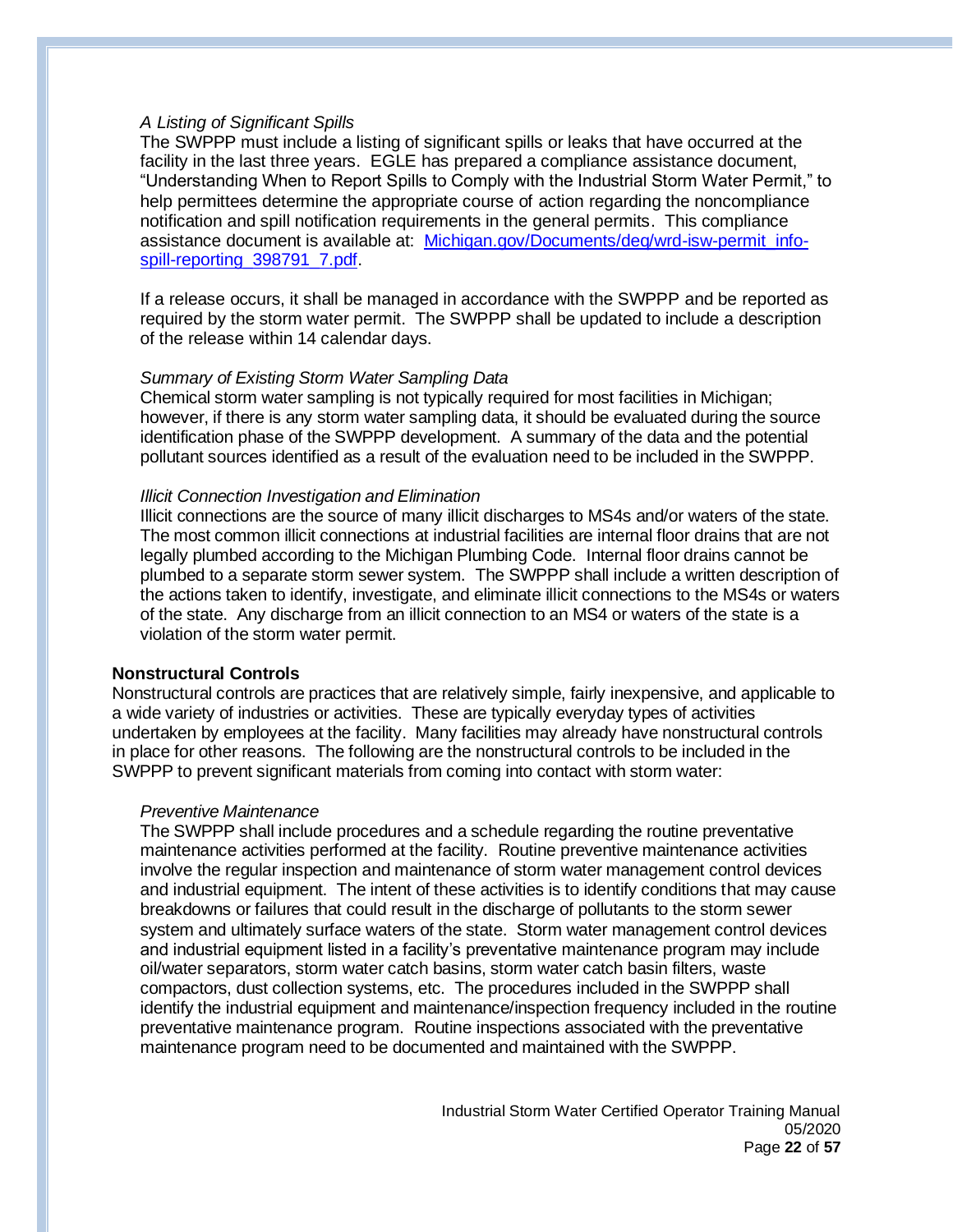*A Listing of Significant Spills*

The SWPPP must include a listing of significant spills or leaks that have occurred at the facility in the last three years. EGLE has prepared a compliance assistance document, "Understanding When to Report Spills to Comply with the Industrial Storm Water Permit," to help permittees determine the appropriate course of action regarding the noncompliance notification and spill notification requirements in the general permits. This compliance assistance document is available at: [Michigan.gov/Documents/deq/wrd-isw-permit_info-spill-reporting_398791_7.pdf](Michigan.gov/Documents/deq/wrd-isw-permit_info-spill-reporting_398791_7.pdf).

If a release occurs, it shall be managed in accordance with the SWPPP and be reported as required by the storm water permit. The SWPPP shall be updated to include a description of the release within 14 calendar days.

*Summary of Existing Storm Water Sampling Data*

Chemical storm water sampling is not typically required for most facilities in Michigan; however, if there is any storm water sampling data, it should be evaluated during the source identification phase of the SWPPP development. A summary of the data and the potential pollutant sources identified as a result of the evaluation need to be included in the SWPPP.

*Illicit Connection Investigation and Elimination*

Illicit connections are the source of many illicit discharges to MS4s and/or waters of the state. The most common illicit connections at industrial facilities are internal floor drains that are not legally plumbed according to the Michigan Plumbing Code. Internal floor drains cannot be plumbed to a separate storm sewer system. The SWPPP shall include a written description of the actions taken to identify, investigate, and eliminate illicit connections to the MS4s or waters of the state. Any discharge from an illicit connection to an MS4 or waters of the state is a violation of the storm water permit.

**Nonstructural Controls**

Nonstructural controls are practices that are relatively simple, fairly inexpensive, and applicable to a wide variety of industries or activities. These are typically everyday types of activities undertaken by employees at the facility. Many facilities may already have nonstructural controls in place for other reasons. The following are the nonstructural controls to be included in the SWPPP to prevent significant materials from coming into contact with storm water:

*Preventive Maintenance*

The SWPPP shall include procedures and a schedule regarding the routine preventative maintenance activities performed at the facility. Routine preventive maintenance activities involve the regular inspection and maintenance of storm water management control devices and industrial equipment. The intent of these activities is to identify conditions that may cause breakdowns or failures that could result in the discharge of pollutants to the storm sewer system and ultimately surface waters of the state. Storm water management control devices and industrial equipment listed in a facility's preventative maintenance program may include oil/water separators, storm water catch basins, storm water catch basin filters, waste compactors, dust collection systems, etc. The procedures included in the SWPPP shall identify the industrial equipment and maintenance/inspection frequency included in the routine preventative maintenance program. Routine inspections associated with the preventative maintenance program need to be documented and maintained with the SWPPP.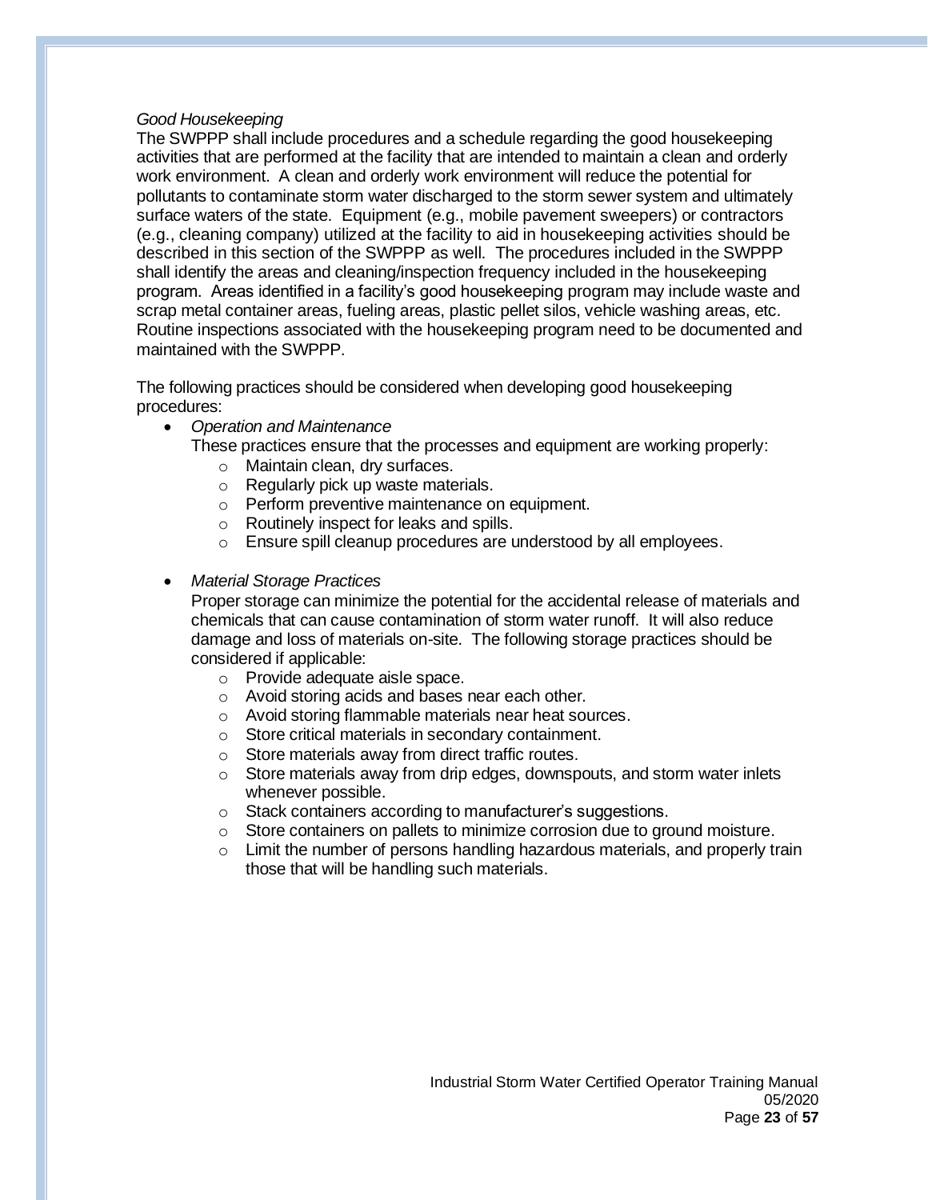*Good Housekeeping*

The SWPPP shall include procedures and a schedule regarding the good housekeeping activities that are performed at the facility that are intended to maintain a clean and orderly work environment. A clean and orderly work environment will reduce the potential for pollutants to contaminate storm water discharged to the storm sewer system and ultimately surface waters of the state. Equipment (e.g., mobile pavement sweepers) or contractors (e.g., cleaning company) utilized at the facility to aid in housekeeping activities should be described in this section of the SWPPP as well. The procedures included in the SWPPP shall identify the areas and cleaning/inspection frequency included in the housekeeping program. Areas identified in a facility's good housekeeping program may include waste and scrap metal container areas, fueling areas, plastic pellet silos, vehicle washing areas, etc. Routine inspections associated with the housekeeping program need to be documented and maintained with the SWPPP.

The following practices should be considered when developing good housekeeping procedures:

- *Operation and Maintenance*
  These practices ensure that the processes and equipment are working properly:
  - Maintain clean, dry surfaces.
  - Regularly pick up waste materials.
  - Perform preventive maintenance on equipment.
  - Routinely inspect for leaks and spills.
  - Ensure spill cleanup procedures are understood by all employees.

- *Material Storage Practices*
  Proper storage can minimize the potential for the accidental release of materials and chemicals that can cause contamination of storm water runoff. It will also reduce damage and loss of materials on-site. The following storage practices should be considered if applicable:
  - Provide adequate aisle space.
  - Avoid storing acids and bases near each other.
  - Avoid storing flammable materials near heat sources.
  - Store critical materials in secondary containment.
  - Store materials away from direct traffic routes.
  - Store materials away from drip edges, downspouts, and storm water inlets whenever possible.
  - Stack containers according to manufacturer's suggestions.
  - Store containers on pallets to minimize corrosion due to ground moisture.
  - Limit the number of persons handling hazardous materials, and properly train those that will be handling such materials.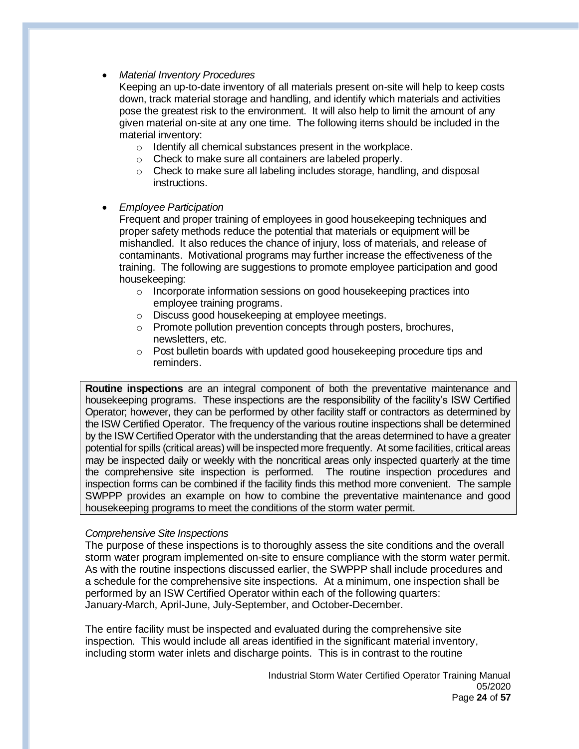- *Material Inventory Procedures*
  Keeping an up-to-date inventory of all materials present on-site will help to keep costs down, track material storage and handling, and identify which materials and activities pose the greatest risk to the environment. It will also help to limit the amount of any given material on-site at any one time. The following items should be included in the material inventory:
    - Identify all chemical substances present in the workplace.
    - Check to make sure all containers are labeled properly.
    - Check to make sure all labeling includes storage, handling, and disposal instructions.

- *Employee Participation*
  Frequent and proper training of employees in good housekeeping techniques and proper safety methods reduce the potential that materials or equipment will be mishandled. It also reduces the chance of injury, loss of materials, and release of contaminants. Motivational programs may further increase the effectiveness of the training. The following are suggestions to promote employee participation and good housekeeping:
    - Incorporate information sessions on good housekeeping practices into employee training programs.
    - Discuss good housekeeping at employee meetings.
    - Promote pollution prevention concepts through posters, brochures, newsletters, etc.
    - Post bulletin boards with updated good housekeeping procedure tips and reminders.

> **Routine inspections** are an integral component of both the preventative maintenance and housekeeping programs. These inspections are the responsibility of the facility's ISW Certified Operator; however, they can be performed by other facility staff or contractors as determined by the ISW Certified Operator. The frequency of the various routine inspections shall be determined by the ISW Certified Operator with the understanding that the areas determined to have a greater potential for spills (critical areas) will be inspected more frequently. At some facilities, critical areas may be inspected daily or weekly with the noncritical areas only inspected quarterly at the time the comprehensive site inspection is performed. The routine inspection procedures and inspection forms can be combined if the facility finds this method more convenient. The sample SWPPP provides an example on how to combine the preventative maintenance and good housekeeping programs to meet the conditions of the storm water permit.

*Comprehensive Site Inspections*

The purpose of these inspections is to thoroughly assess the site conditions and the overall storm water program implemented on-site to ensure compliance with the storm water permit. As with the routine inspections discussed earlier, the SWPPP shall include procedures and a schedule for the comprehensive site inspections. At a minimum, one inspection shall be performed by an ISW Certified Operator within each of the following quarters: January-March, April-June, July-September, and October-December.

The entire facility must be inspected and evaluated during the comprehensive site inspection. This would include all areas identified in the significant material inventory, including storm water inlets and discharge points. This is in contrast to the routine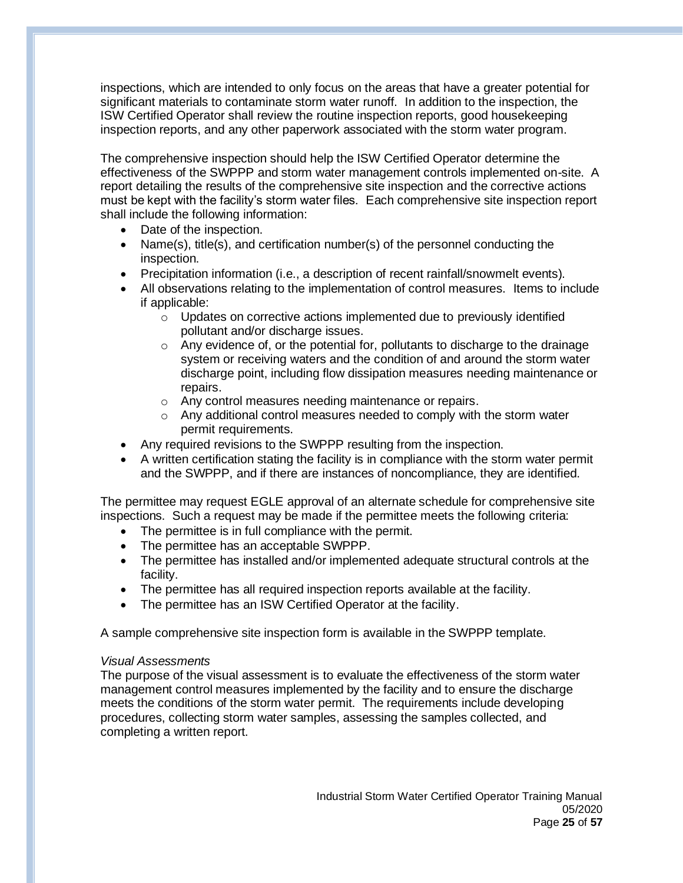inspections, which are intended to only focus on the areas that have a greater potential for significant materials to contaminate storm water runoff. In addition to the inspection, the ISW Certified Operator shall review the routine inspection reports, good housekeeping inspection reports, and any other paperwork associated with the storm water program.

The comprehensive inspection should help the ISW Certified Operator determine the effectiveness of the SWPPP and storm water management controls implemented on-site. A report detailing the results of the comprehensive site inspection and the corrective actions must be kept with the facility's storm water files. Each comprehensive site inspection report shall include the following information:

- Date of the inspection.
- Name(s), title(s), and certification number(s) of the personnel conducting the inspection.
- Precipitation information (i.e., a description of recent rainfall/snowmelt events).
- All observations relating to the implementation of control measures. Items to include if applicable:
    - Updates on corrective actions implemented due to previously identified pollutant and/or discharge issues.
    - Any evidence of, or the potential for, pollutants to discharge to the drainage system or receiving waters and the condition of and around the storm water discharge point, including flow dissipation measures needing maintenance or repairs.
    - Any control measures needing maintenance or repairs.
    - Any additional control measures needed to comply with the storm water permit requirements.
- Any required revisions to the SWPPP resulting from the inspection.
- A written certification stating the facility is in compliance with the storm water permit and the SWPPP, and if there are instances of noncompliance, they are identified.

The permittee may request EGLE approval of an alternate schedule for comprehensive site inspections. Such a request may be made if the permittee meets the following criteria:

- The permittee is in full compliance with the permit.
- The permittee has an acceptable SWPPP.
- The permittee has installed and/or implemented adequate structural controls at the facility.
- The permittee has all required inspection reports available at the facility.
- The permittee has an ISW Certified Operator at the facility.

A sample comprehensive site inspection form is available in the SWPPP template.

*Visual Assessments*

The purpose of the visual assessment is to evaluate the effectiveness of the storm water management control measures implemented by the facility and to ensure the discharge meets the conditions of the storm water permit. The requirements include developing procedures, collecting storm water samples, assessing the samples collected, and completing a written report.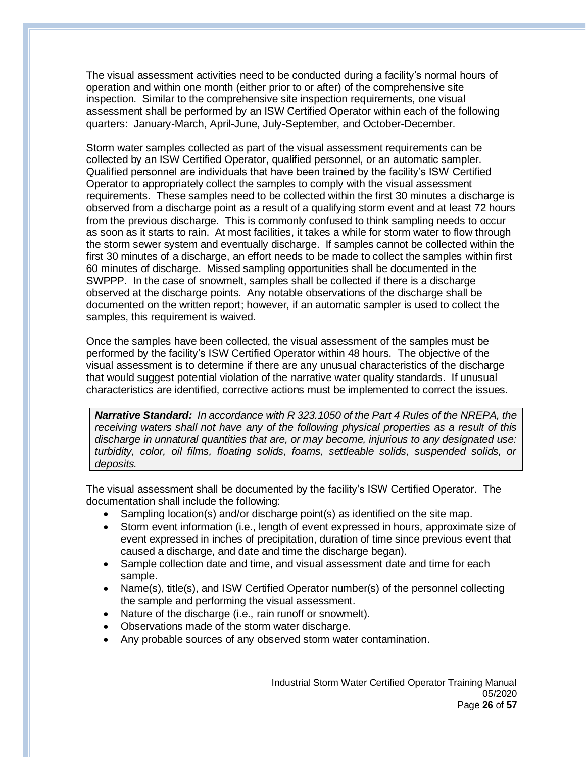The visual assessment activities need to be conducted during a facility's normal hours of operation and within one month (either prior to or after) of the comprehensive site inspection. Similar to the comprehensive site inspection requirements, one visual assessment shall be performed by an ISW Certified Operator within each of the following quarters: January-March, April-June, July-September, and October-December.

Storm water samples collected as part of the visual assessment requirements can be collected by an ISW Certified Operator, qualified personnel, or an automatic sampler. Qualified personnel are individuals that have been trained by the facility's ISW Certified Operator to appropriately collect the samples to comply with the visual assessment requirements. These samples need to be collected within the first 30 minutes a discharge is observed from a discharge point as a result of a qualifying storm event and at least 72 hours from the previous discharge. This is commonly confused to think sampling needs to occur as soon as it starts to rain. At most facilities, it takes a while for storm water to flow through the storm sewer system and eventually discharge. If samples cannot be collected within the first 30 minutes of a discharge, an effort needs to be made to collect the samples within first 60 minutes of discharge. Missed sampling opportunities shall be documented in the SWPPP. In the case of snowmelt, samples shall be collected if there is a discharge observed at the discharge points. Any notable observations of the discharge shall be documented on the written report; however, if an automatic sampler is used to collect the samples, this requirement is waived.

Once the samples have been collected, the visual assessment of the samples must be performed by the facility's ISW Certified Operator within 48 hours. The objective of the visual assessment is to determine if there are any unusual characteristics of the discharge that would suggest potential violation of the narrative water quality standards. If unusual characteristics are identified, corrective actions must be implemented to correct the issues.

> ***Narrative Standard:*** *In accordance with R 323.1050 of the Part 4 Rules of the NREPA, the receiving waters shall not have any of the following physical properties as a result of this discharge in unnatural quantities that are, or may become, injurious to any designated use: turbidity, color, oil films, floating solids, foams, settleable solids, suspended solids, or deposits.*

The visual assessment shall be documented by the facility's ISW Certified Operator. The documentation shall include the following:

- Sampling location(s) and/or discharge point(s) as identified on the site map.
- Storm event information (i.e., length of event expressed in hours, approximate size of event expressed in inches of precipitation, duration of time since previous event that caused a discharge, and date and time the discharge began).
- Sample collection date and time, and visual assessment date and time for each sample.
- Name(s), title(s), and ISW Certified Operator number(s) of the personnel collecting the sample and performing the visual assessment.
- Nature of the discharge (i.e., rain runoff or snowmelt).
- Observations made of the storm water discharge.
- Any probable sources of any observed storm water contamination.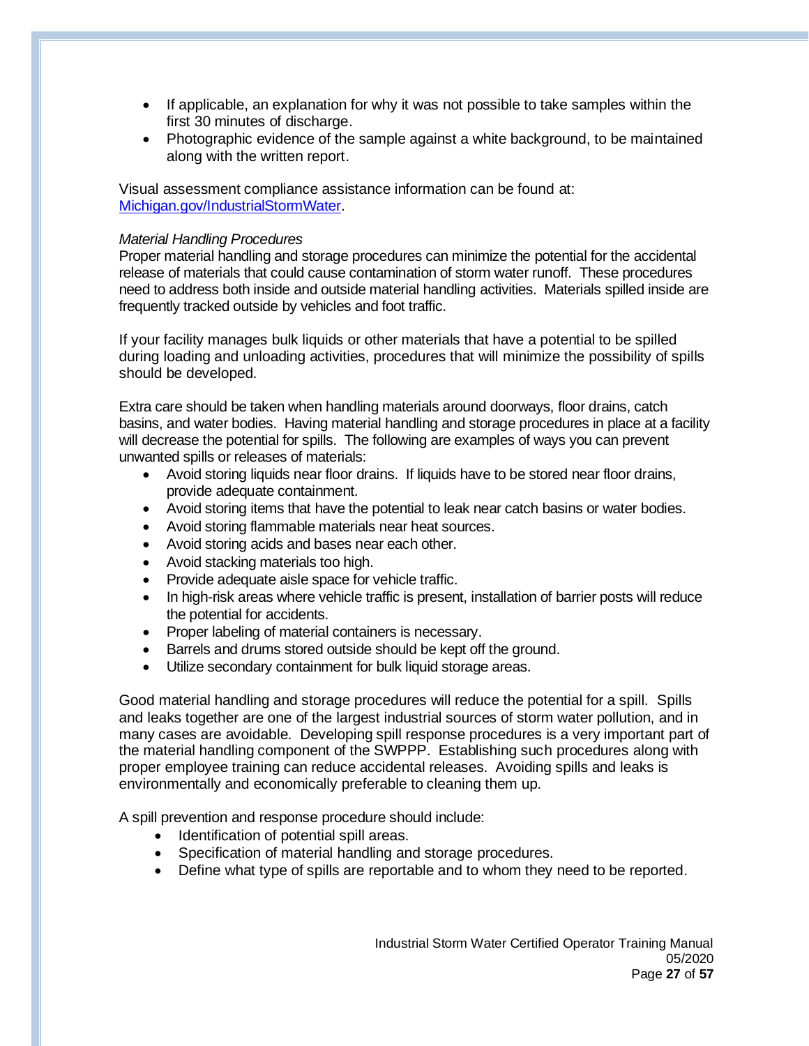- If applicable, an explanation for why it was not possible to take samples within the first 30 minutes of discharge.
- Photographic evidence of the sample against a white background, to be maintained along with the written report.

Visual assessment compliance assistance information can be found at: [Michigan.gov/IndustrialStormWater](Michigan.gov/IndustrialStormWater).

*Material Handling Procedures*

Proper material handling and storage procedures can minimize the potential for the accidental release of materials that could cause contamination of storm water runoff. These procedures need to address both inside and outside material handling activities. Materials spilled inside are frequently tracked outside by vehicles and foot traffic.

If your facility manages bulk liquids or other materials that have a potential to be spilled during loading and unloading activities, procedures that will minimize the possibility of spills should be developed.

Extra care should be taken when handling materials around doorways, floor drains, catch basins, and water bodies. Having material handling and storage procedures in place at a facility will decrease the potential for spills. The following are examples of ways you can prevent unwanted spills or releases of materials:

- Avoid storing liquids near floor drains. If liquids have to be stored near floor drains, provide adequate containment.
- Avoid storing items that have the potential to leak near catch basins or water bodies.
- Avoid storing flammable materials near heat sources.
- Avoid storing acids and bases near each other.
- Avoid stacking materials too high.
- Provide adequate aisle space for vehicle traffic.
- In high-risk areas where vehicle traffic is present, installation of barrier posts will reduce the potential for accidents.
- Proper labeling of material containers is necessary.
- Barrels and drums stored outside should be kept off the ground.
- Utilize secondary containment for bulk liquid storage areas.

Good material handling and storage procedures will reduce the potential for a spill. Spills and leaks together are one of the largest industrial sources of storm water pollution, and in many cases are avoidable. Developing spill response procedures is a very important part of the material handling component of the SWPPP. Establishing such procedures along with proper employee training can reduce accidental releases. Avoiding spills and leaks is environmentally and economically preferable to cleaning them up.

A spill prevention and response procedure should include:

- Identification of potential spill areas.
- Specification of material handling and storage procedures.
- Define what type of spills are reportable and to whom they need to be reported.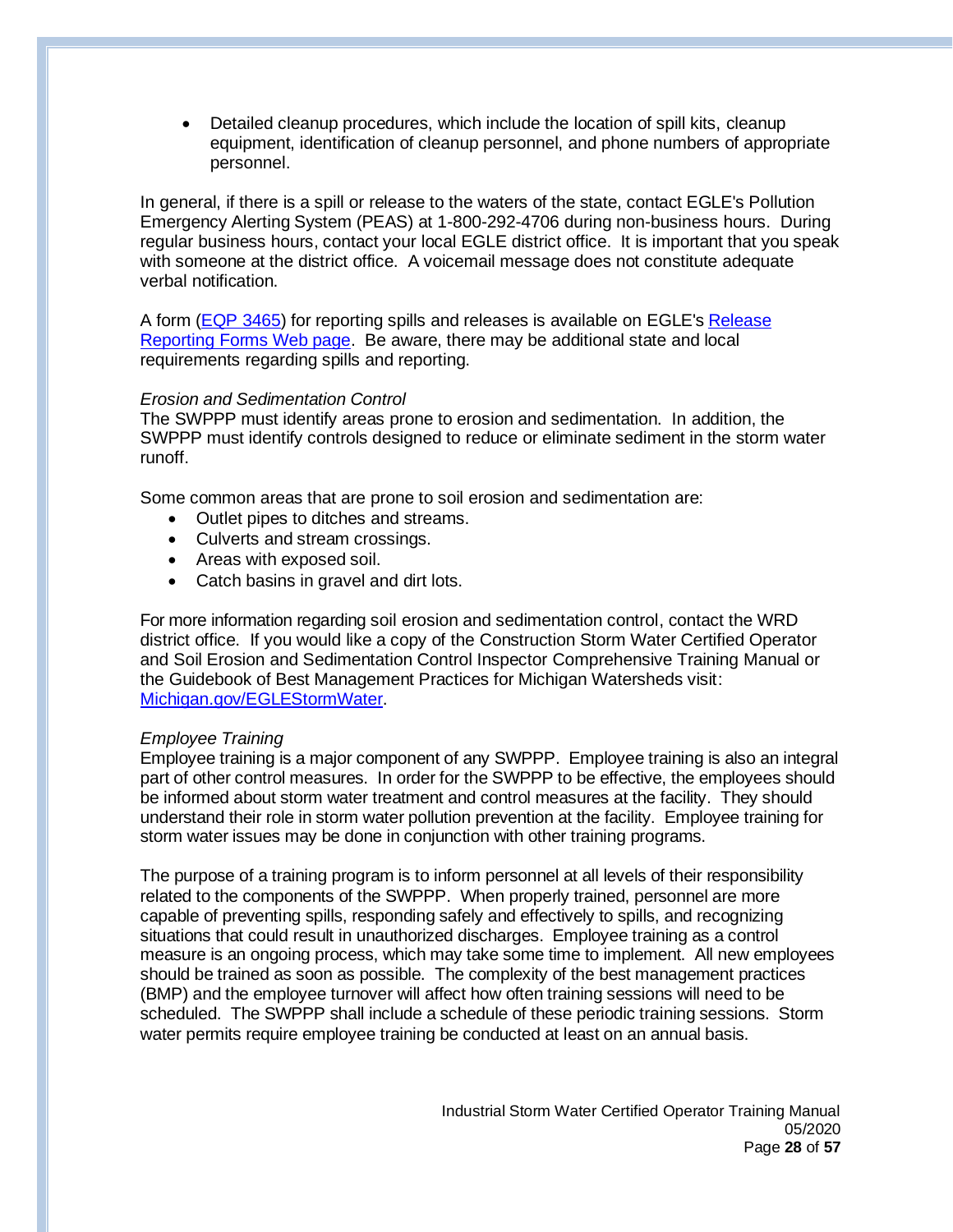- Detailed cleanup procedures, which include the location of spill kits, cleanup equipment, identification of cleanup personnel, and phone numbers of appropriate personnel.

In general, if there is a spill or release to the waters of the state, contact EGLE's Pollution Emergency Alerting System (PEAS) at 1-800-292-4706 during non-business hours. During regular business hours, contact your local EGLE district office. It is important that you speak with someone at the district office. A voicemail message does not constitute adequate verbal notification.

A form (EQP 3465) for reporting spills and releases is available on EGLE's Release Reporting Forms Web page. Be aware, there may be additional state and local requirements regarding spills and reporting.

*Erosion and Sedimentation Control*

The SWPPP must identify areas prone to erosion and sedimentation. In addition, the SWPPP must identify controls designed to reduce or eliminate sediment in the storm water runoff.

Some common areas that are prone to soil erosion and sedimentation are:

- Outlet pipes to ditches and streams.
- Culverts and stream crossings.
- Areas with exposed soil.
- Catch basins in gravel and dirt lots.

For more information regarding soil erosion and sedimentation control, contact the WRD district office. If you would like a copy of the Construction Storm Water Certified Operator and Soil Erosion and Sedimentation Control Inspector Comprehensive Training Manual or the Guidebook of Best Management Practices for Michigan Watersheds visit: Michigan.gov/EGLEStormWater.

*Employee Training*

Employee training is a major component of any SWPPP. Employee training is also an integral part of other control measures. In order for the SWPPP to be effective, the employees should be informed about storm water treatment and control measures at the facility. They should understand their role in storm water pollution prevention at the facility. Employee training for storm water issues may be done in conjunction with other training programs.

The purpose of a training program is to inform personnel at all levels of their responsibility related to the components of the SWPPP. When properly trained, personnel are more capable of preventing spills, responding safely and effectively to spills, and recognizing situations that could result in unauthorized discharges. Employee training as a control measure is an ongoing process, which may take some time to implement. All new employees should be trained as soon as possible. The complexity of the best management practices (BMP) and the employee turnover will affect how often training sessions will need to be scheduled. The SWPPP shall include a schedule of these periodic training sessions. Storm water permits require employee training be conducted at least on an annual basis.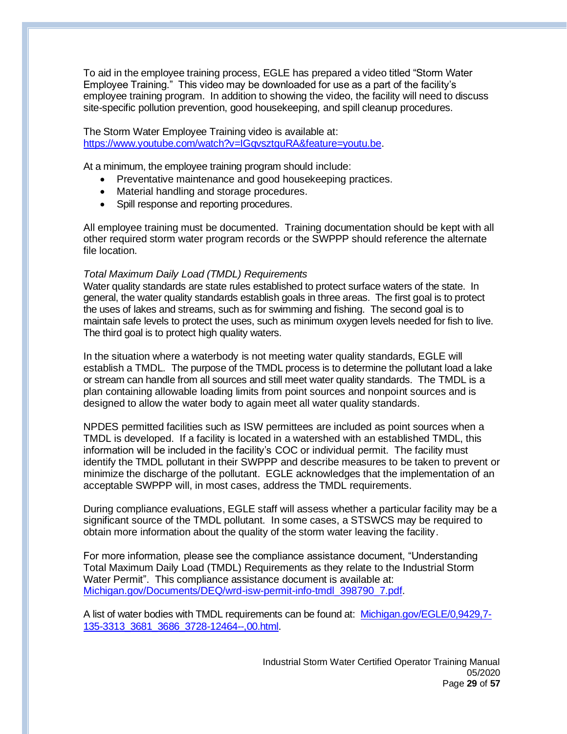To aid in the employee training process, EGLE has prepared a video titled "Storm Water Employee Training." This video may be downloaded for use as a part of the facility's employee training program. In addition to showing the video, the facility will need to discuss site-specific pollution prevention, good housekeeping, and spill cleanup procedures.

The Storm Water Employee Training video is available at: [https://www.youtube.com/watch?v=IGqvsztguRA&feature=youtu.be](https://www.youtube.com/watch?v=IGqvsztguRA&feature=youtu.be).

At a minimum, the employee training program should include:

- Preventative maintenance and good housekeeping practices.
- Material handling and storage procedures.
- Spill response and reporting procedures.

All employee training must be documented. Training documentation should be kept with all other required storm water program records or the SWPPP should reference the alternate file location.

*Total Maximum Daily Load (TMDL) Requirements*

Water quality standards are state rules established to protect surface waters of the state. In general, the water quality standards establish goals in three areas. The first goal is to protect the uses of lakes and streams, such as for swimming and fishing. The second goal is to maintain safe levels to protect the uses, such as minimum oxygen levels needed for fish to live. The third goal is to protect high quality waters.

In the situation where a waterbody is not meeting water quality standards, EGLE will establish a TMDL. The purpose of the TMDL process is to determine the pollutant load a lake or stream can handle from all sources and still meet water quality standards. The TMDL is a plan containing allowable loading limits from point sources and nonpoint sources and is designed to allow the water body to again meet all water quality standards.

NPDES permitted facilities such as ISW permittees are included as point sources when a TMDL is developed. If a facility is located in a watershed with an established TMDL, this information will be included in the facility's COC or individual permit. The facility must identify the TMDL pollutant in their SWPPP and describe measures to be taken to prevent or minimize the discharge of the pollutant. EGLE acknowledges that the implementation of an acceptable SWPPP will, in most cases, address the TMDL requirements.

During compliance evaluations, EGLE staff will assess whether a particular facility may be a significant source of the TMDL pollutant. In some cases, a STSWCS may be required to obtain more information about the quality of the storm water leaving the facility.

For more information, please see the compliance assistance document, "Understanding Total Maximum Daily Load (TMDL) Requirements as they relate to the Industrial Storm Water Permit". This compliance assistance document is available at: [Michigan.gov/Documents/DEQ/wrd-isw-permit-info-tmdl_398790_7.pdf](Michigan.gov/Documents/DEQ/wrd-isw-permit-info-tmdl_398790_7.pdf).

A list of water bodies with TMDL requirements can be found at: [Michigan.gov/EGLE/0,9429,7-135-3313_3681_3686_3728-12464--,00.html](Michigan.gov/EGLE/0,9429,7-135-3313_3681_3686_3728-12464--,00.html).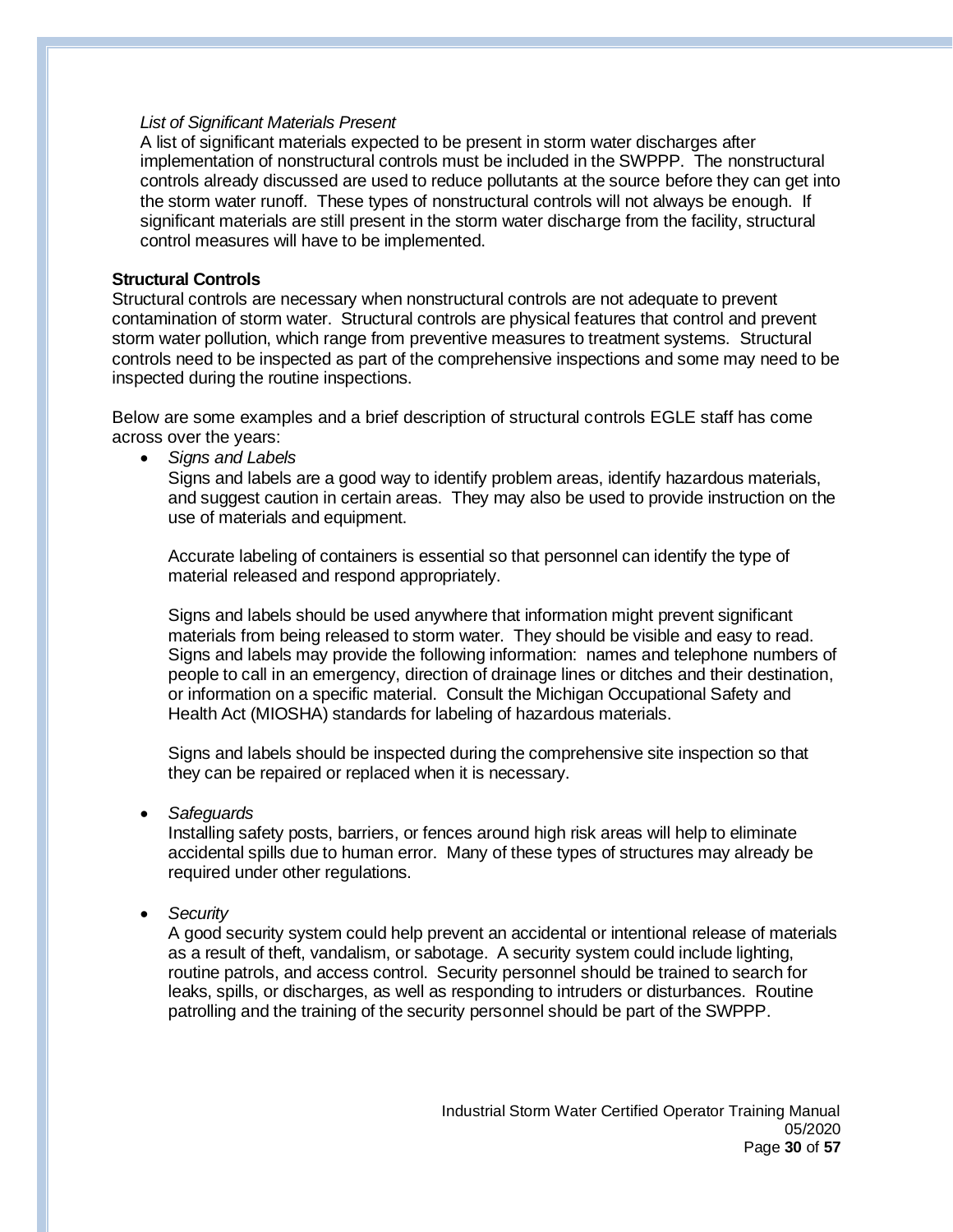*List of Significant Materials Present*

A list of significant materials expected to be present in storm water discharges after implementation of nonstructural controls must be included in the SWPPP. The nonstructural controls already discussed are used to reduce pollutants at the source before they can get into the storm water runoff. These types of nonstructural controls will not always be enough. If significant materials are still present in the storm water discharge from the facility, structural control measures will have to be implemented.

**Structural Controls**

Structural controls are necessary when nonstructural controls are not adequate to prevent contamination of storm water. Structural controls are physical features that control and prevent storm water pollution, which range from preventive measures to treatment systems. Structural controls need to be inspected as part of the comprehensive inspections and some may need to be inspected during the routine inspections.

Below are some examples and a brief description of structural controls EGLE staff has come across over the years:

- *Signs and Labels*

  Signs and labels are a good way to identify problem areas, identify hazardous materials, and suggest caution in certain areas. They may also be used to provide instruction on the use of materials and equipment.

  Accurate labeling of containers is essential so that personnel can identify the type of material released and respond appropriately.

  Signs and labels should be used anywhere that information might prevent significant materials from being released to storm water. They should be visible and easy to read. Signs and labels may provide the following information: names and telephone numbers of people to call in an emergency, direction of drainage lines or ditches and their destination, or information on a specific material. Consult the Michigan Occupational Safety and Health Act (MIOSHA) standards for labeling of hazardous materials.

  Signs and labels should be inspected during the comprehensive site inspection so that they can be repaired or replaced when it is necessary.

- *Safeguards*

  Installing safety posts, barriers, or fences around high risk areas will help to eliminate accidental spills due to human error. Many of these types of structures may already be required under other regulations.

- *Security*

  A good security system could help prevent an accidental or intentional release of materials as a result of theft, vandalism, or sabotage. A security system could include lighting, routine patrols, and access control. Security personnel should be trained to search for leaks, spills, or discharges, as well as responding to intruders or disturbances. Routine patrolling and the training of the security personnel should be part of the SWPPP.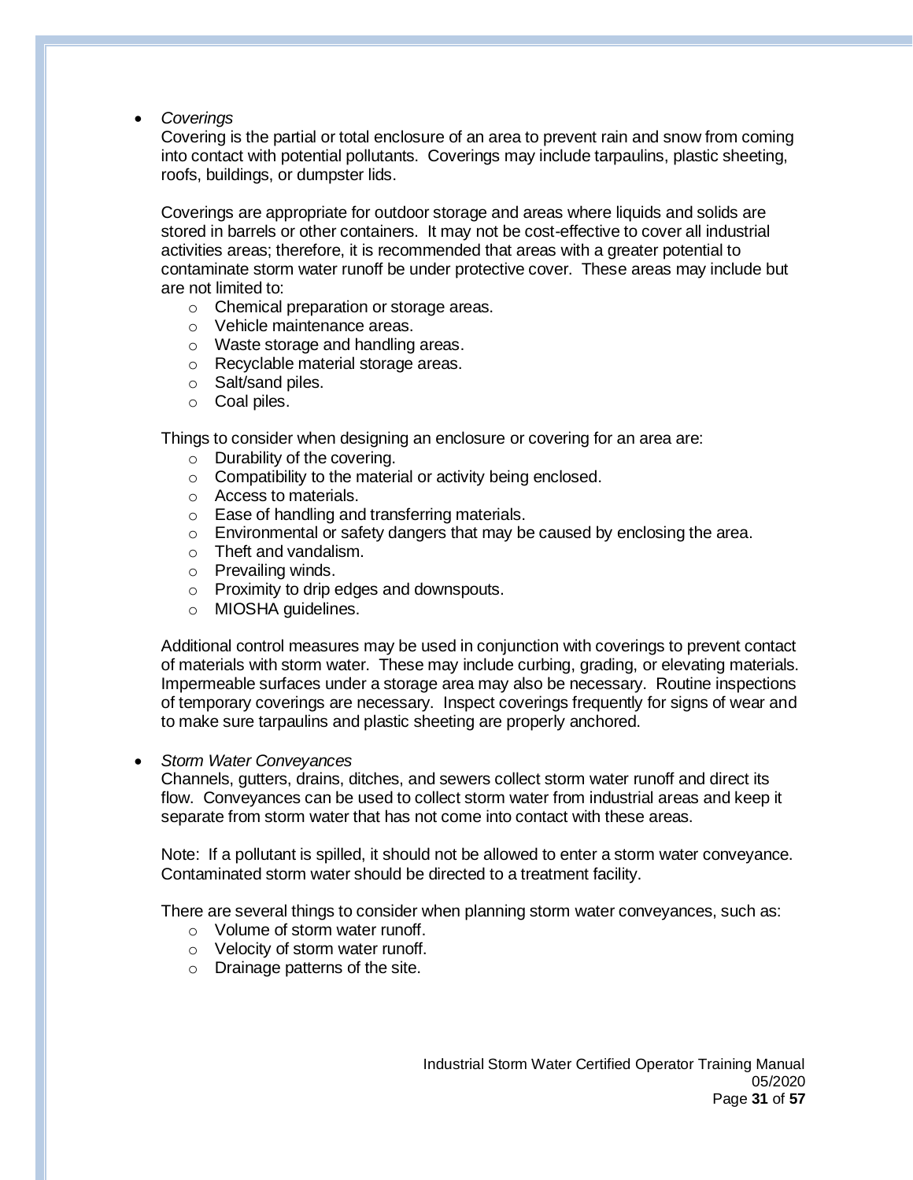- *Coverings*

  Covering is the partial or total enclosure of an area to prevent rain and snow from coming into contact with potential pollutants. Coverings may include tarpaulins, plastic sheeting, roofs, buildings, or dumpster lids.

  Coverings are appropriate for outdoor storage and areas where liquids and solids are stored in barrels or other containers. It may not be cost-effective to cover all industrial activities areas; therefore, it is recommended that areas with a greater potential to contaminate storm water runoff be under protective cover. These areas may include but are not limited to:

  - Chemical preparation or storage areas.
  - Vehicle maintenance areas.
  - Waste storage and handling areas.
  - Recyclable material storage areas.
  - Salt/sand piles.
  - Coal piles.

  Things to consider when designing an enclosure or covering for an area are:

  - Durability of the covering.
  - Compatibility to the material or activity being enclosed.
  - Access to materials.
  - Ease of handling and transferring materials.
  - Environmental or safety dangers that may be caused by enclosing the area.
  - Theft and vandalism.
  - Prevailing winds.
  - Proximity to drip edges and downspouts.
  - MIOSHA guidelines.

  Additional control measures may be used in conjunction with coverings to prevent contact of materials with storm water. These may include curbing, grading, or elevating materials. Impermeable surfaces under a storage area may also be necessary. Routine inspections of temporary coverings are necessary. Inspect coverings frequently for signs of wear and to make sure tarpaulins and plastic sheeting are properly anchored.

- *Storm Water Conveyances*

  Channels, gutters, drains, ditches, and sewers collect storm water runoff and direct its flow. Conveyances can be used to collect storm water from industrial areas and keep it separate from storm water that has not come into contact with these areas.

  Note: If a pollutant is spilled, it should not be allowed to enter a storm water conveyance. Contaminated storm water should be directed to a treatment facility.

  There are several things to consider when planning storm water conveyances, such as:

  - Volume of storm water runoff.
  - Velocity of storm water runoff.
  - Drainage patterns of the site.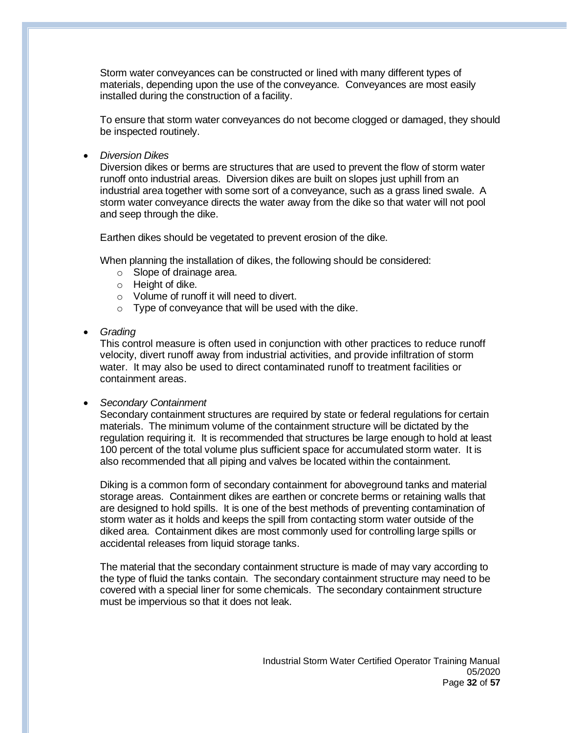Storm water conveyances can be constructed or lined with many different types of materials, depending upon the use of the conveyance. Conveyances are most easily installed during the construction of a facility.

To ensure that storm water conveyances do not become clogged or damaged, they should be inspected routinely.

- *Diversion Dikes*

  Diversion dikes or berms are structures that are used to prevent the flow of storm water runoff onto industrial areas. Diversion dikes are built on slopes just uphill from an industrial area together with some sort of a conveyance, such as a grass lined swale. A storm water conveyance directs the water away from the dike so that water will not pool and seep through the dike.

  Earthen dikes should be vegetated to prevent erosion of the dike.

  When planning the installation of dikes, the following should be considered:
  - Slope of drainage area.
  - Height of dike.
  - Volume of runoff it will need to divert.
  - Type of conveyance that will be used with the dike.

- *Grading*

  This control measure is often used in conjunction with other practices to reduce runoff velocity, divert runoff away from industrial activities, and provide infiltration of storm water. It may also be used to direct contaminated runoff to treatment facilities or containment areas.

- *Secondary Containment*

  Secondary containment structures are required by state or federal regulations for certain materials. The minimum volume of the containment structure will be dictated by the regulation requiring it. It is recommended that structures be large enough to hold at least 100 percent of the total volume plus sufficient space for accumulated storm water. It is also recommended that all piping and valves be located within the containment.

  Diking is a common form of secondary containment for aboveground tanks and material storage areas. Containment dikes are earthen or concrete berms or retaining walls that are designed to hold spills. It is one of the best methods of preventing contamination of storm water as it holds and keeps the spill from contacting storm water outside of the diked area. Containment dikes are most commonly used for controlling large spills or accidental releases from liquid storage tanks.

  The material that the secondary containment structure is made of may vary according to the type of fluid the tanks contain. The secondary containment structure may need to be covered with a special liner for some chemicals. The secondary containment structure must be impervious so that it does not leak.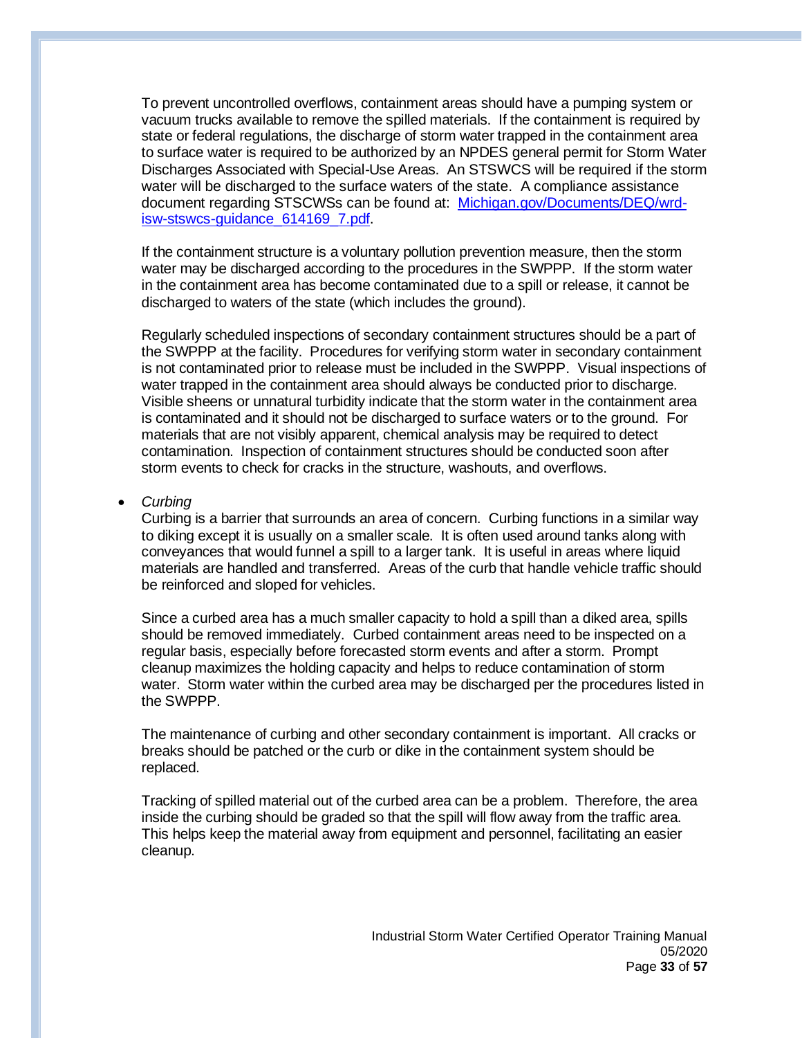To prevent uncontrolled overflows, containment areas should have a pumping system or vacuum trucks available to remove the spilled materials. If the containment is required by state or federal regulations, the discharge of storm water trapped in the containment area to surface water is required to be authorized by an NPDES general permit for Storm Water Discharges Associated with Special-Use Areas. An STSWCS will be required if the storm water will be discharged to the surface waters of the state. A compliance assistance document regarding STSCWSs can be found at: [Michigan.gov/Documents/DEQ/wrd-isw-stswcs-guidance_614169_7.pdf](Michigan.gov/Documents/DEQ/wrd-isw-stswcs-guidance_614169_7.pdf).

If the containment structure is a voluntary pollution prevention measure, then the storm water may be discharged according to the procedures in the SWPPP. If the storm water in the containment area has become contaminated due to a spill or release, it cannot be discharged to waters of the state (which includes the ground).

Regularly scheduled inspections of secondary containment structures should be a part of the SWPPP at the facility. Procedures for verifying storm water in secondary containment is not contaminated prior to release must be included in the SWPPP. Visual inspections of water trapped in the containment area should always be conducted prior to discharge. Visible sheens or unnatural turbidity indicate that the storm water in the containment area is contaminated and it should not be discharged to surface waters or to the ground. For materials that are not visibly apparent, chemical analysis may be required to detect contamination. Inspection of containment structures should be conducted soon after storm events to check for cracks in the structure, washouts, and overflows.

- *Curbing*

  Curbing is a barrier that surrounds an area of concern. Curbing functions in a similar way to diking except it is usually on a smaller scale. It is often used around tanks along with conveyances that would funnel a spill to a larger tank. It is useful in areas where liquid materials are handled and transferred. Areas of the curb that handle vehicle traffic should be reinforced and sloped for vehicles.

  Since a curbed area has a much smaller capacity to hold a spill than a diked area, spills should be removed immediately. Curbed containment areas need to be inspected on a regular basis, especially before forecasted storm events and after a storm. Prompt cleanup maximizes the holding capacity and helps to reduce contamination of storm water. Storm water within the curbed area may be discharged per the procedures listed in the SWPPP.

  The maintenance of curbing and other secondary containment is important. All cracks or breaks should be patched or the curb or dike in the containment system should be replaced.

  Tracking of spilled material out of the curbed area can be a problem. Therefore, the area inside the curbing should be graded so that the spill will flow away from the traffic area. This helps keep the material away from equipment and personnel, facilitating an easier cleanup.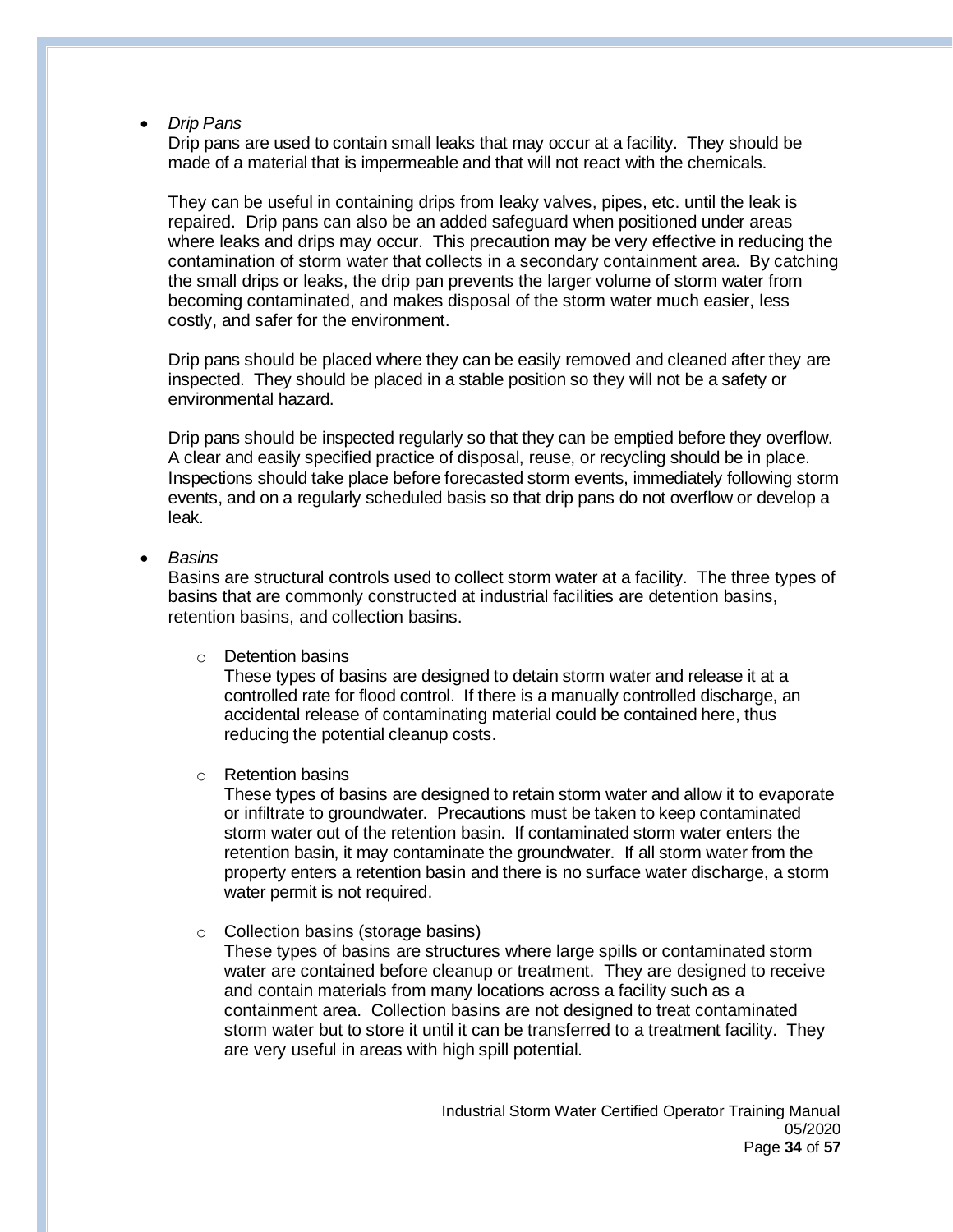- *Drip Pans*

  Drip pans are used to contain small leaks that may occur at a facility. They should be made of a material that is impermeable and that will not react with the chemicals.

  They can be useful in containing drips from leaky valves, pipes, etc. until the leak is repaired. Drip pans can also be an added safeguard when positioned under areas where leaks and drips may occur. This precaution may be very effective in reducing the contamination of storm water that collects in a secondary containment area. By catching the small drips or leaks, the drip pan prevents the larger volume of storm water from becoming contaminated, and makes disposal of the storm water much easier, less costly, and safer for the environment.

  Drip pans should be placed where they can be easily removed and cleaned after they are inspected. They should be placed in a stable position so they will not be a safety or environmental hazard.

  Drip pans should be inspected regularly so that they can be emptied before they overflow. A clear and easily specified practice of disposal, reuse, or recycling should be in place. Inspections should take place before forecasted storm events, immediately following storm events, and on a regularly scheduled basis so that drip pans do not overflow or develop a leak.

- *Basins*

  Basins are structural controls used to collect storm water at a facility. The three types of basins that are commonly constructed at industrial facilities are detention basins, retention basins, and collection basins.

  - Detention basins

    These types of basins are designed to detain storm water and release it at a controlled rate for flood control. If there is a manually controlled discharge, an accidental release of contaminating material could be contained here, thus reducing the potential cleanup costs.

  - Retention basins

    These types of basins are designed to retain storm water and allow it to evaporate or infiltrate to groundwater. Precautions must be taken to keep contaminated storm water out of the retention basin. If contaminated storm water enters the retention basin, it may contaminate the groundwater. If all storm water from the property enters a retention basin and there is no surface water discharge, a storm water permit is not required.

  - Collection basins (storage basins)

    These types of basins are structures where large spills or contaminated storm water are contained before cleanup or treatment. They are designed to receive and contain materials from many locations across a facility such as a containment area. Collection basins are not designed to treat contaminated storm water but to store it until it can be transferred to a treatment facility. They are very useful in areas with high spill potential.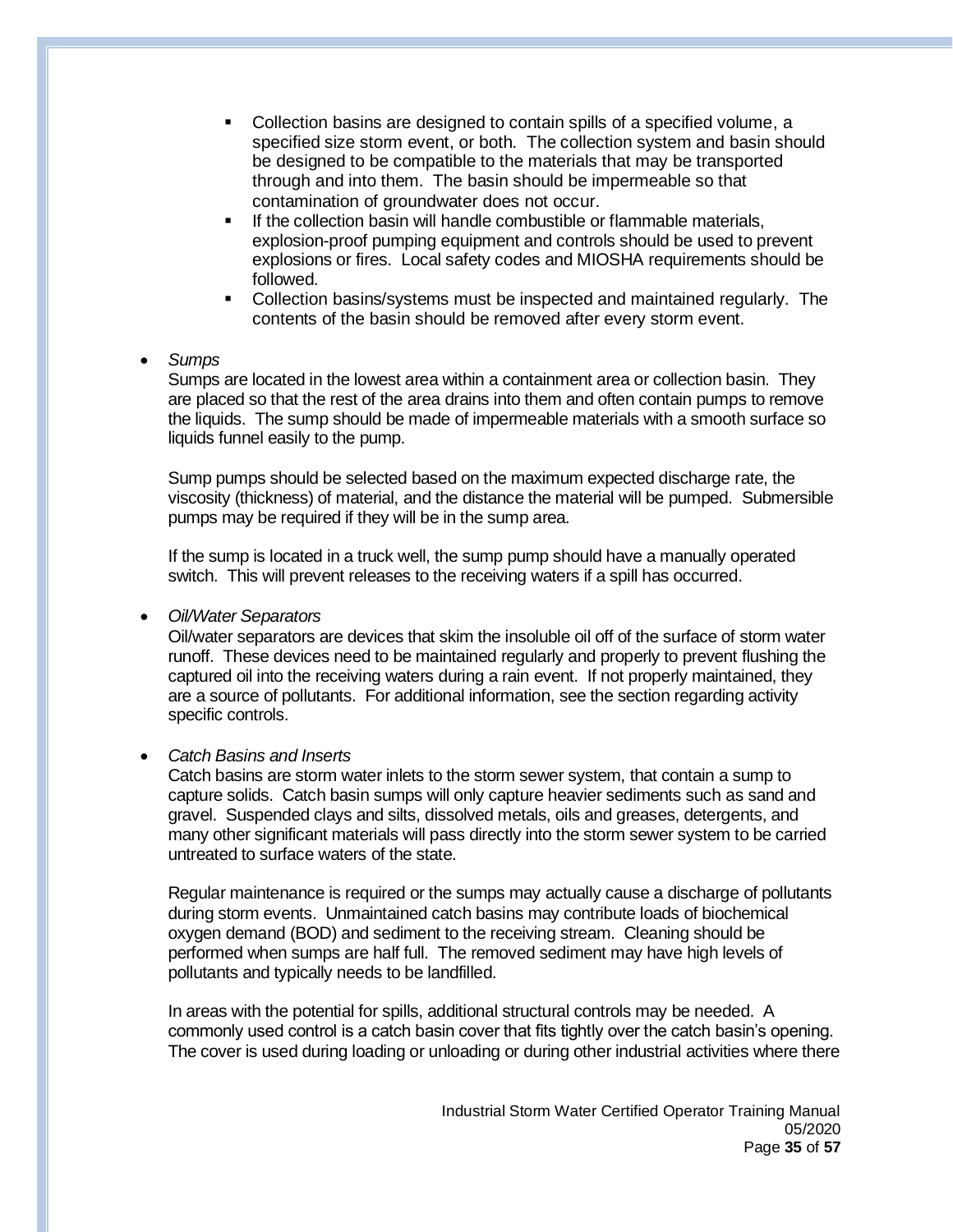- Collection basins are designed to contain spills of a specified volume, a specified size storm event, or both. The collection system and basin should be designed to be compatible to the materials that may be transported through and into them. The basin should be impermeable so that contamination of groundwater does not occur.
- If the collection basin will handle combustible or flammable materials, explosion-proof pumping equipment and controls should be used to prevent explosions or fires. Local safety codes and MIOSHA requirements should be followed.
- Collection basins/systems must be inspected and maintained regularly. The contents of the basin should be removed after every storm event.

- *Sumps*

  Sumps are located in the lowest area within a containment area or collection basin. They are placed so that the rest of the area drains into them and often contain pumps to remove the liquids. The sump should be made of impermeable materials with a smooth surface so liquids funnel easily to the pump.

  Sump pumps should be selected based on the maximum expected discharge rate, the viscosity (thickness) of material, and the distance the material will be pumped. Submersible pumps may be required if they will be in the sump area.

  If the sump is located in a truck well, the sump pump should have a manually operated switch. This will prevent releases to the receiving waters if a spill has occurred.

- *Oil/Water Separators*

  Oil/water separators are devices that skim the insoluble oil off of the surface of storm water runoff. These devices need to be maintained regularly and properly to prevent flushing the captured oil into the receiving waters during a rain event. If not properly maintained, they are a source of pollutants. For additional information, see the section regarding activity specific controls.

- *Catch Basins and Inserts*

  Catch basins are storm water inlets to the storm sewer system, that contain a sump to capture solids. Catch basin sumps will only capture heavier sediments such as sand and gravel. Suspended clays and silts, dissolved metals, oils and greases, detergents, and many other significant materials will pass directly into the storm sewer system to be carried untreated to surface waters of the state.

  Regular maintenance is required or the sumps may actually cause a discharge of pollutants during storm events. Unmaintained catch basins may contribute loads of biochemical oxygen demand (BOD) and sediment to the receiving stream. Cleaning should be performed when sumps are half full. The removed sediment may have high levels of pollutants and typically needs to be landfilled.

  In areas with the potential for spills, additional structural controls may be needed. A commonly used control is a catch basin cover that fits tightly over the catch basin's opening. The cover is used during loading or unloading or during other industrial activities where there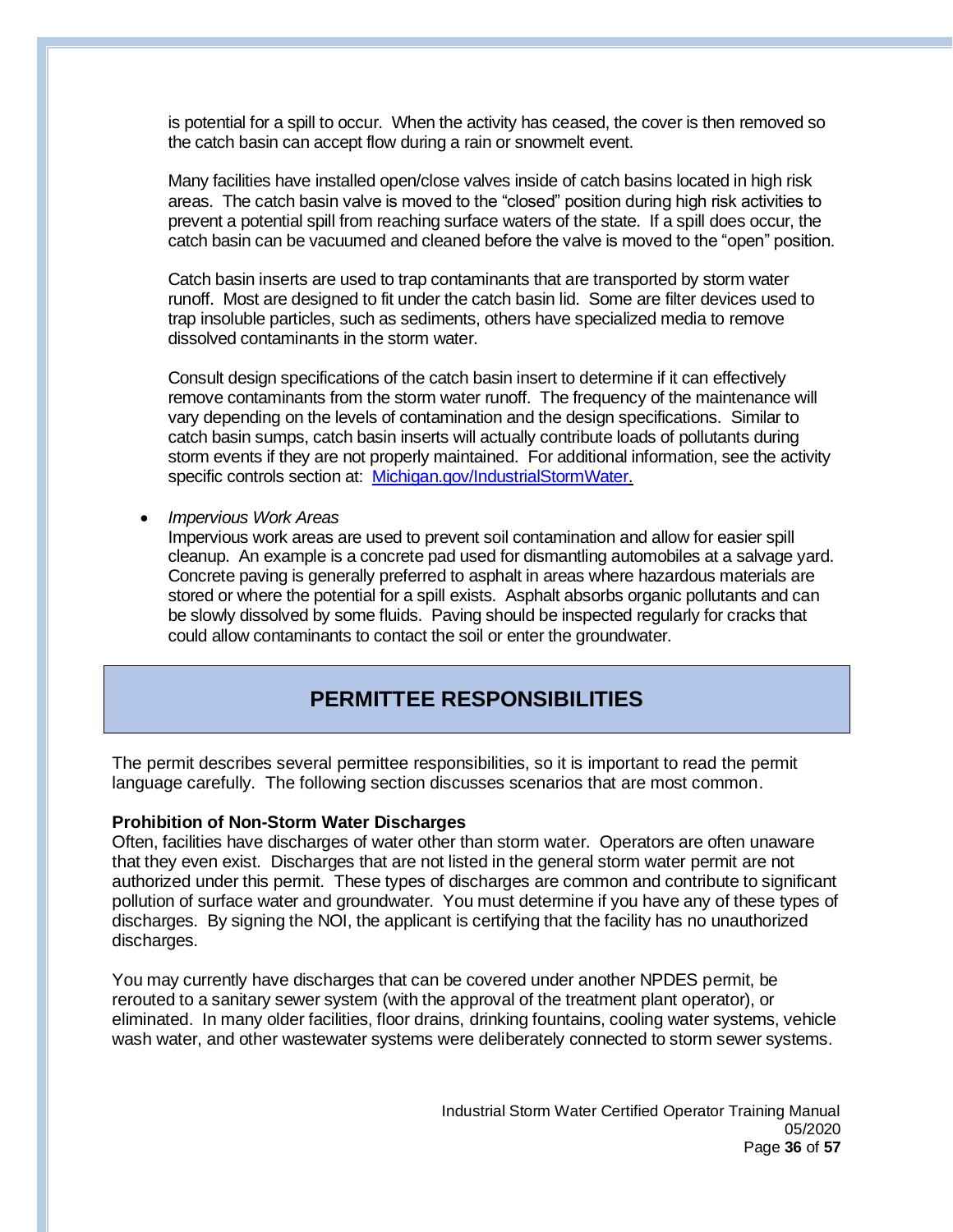is potential for a spill to occur. When the activity has ceased, the cover is then removed so the catch basin can accept flow during a rain or snowmelt event.

Many facilities have installed open/close valves inside of catch basins located in high risk areas. The catch basin valve is moved to the "closed" position during high risk activities to prevent a potential spill from reaching surface waters of the state. If a spill does occur, the catch basin can be vacuumed and cleaned before the valve is moved to the "open" position.

Catch basin inserts are used to trap contaminants that are transported by storm water runoff. Most are designed to fit under the catch basin lid. Some are filter devices used to trap insoluble particles, such as sediments, others have specialized media to remove dissolved contaminants in the storm water.

Consult design specifications of the catch basin insert to determine if it can effectively remove contaminants from the storm water runoff. The frequency of the maintenance will vary depending on the levels of contamination and the design specifications. Similar to catch basin sumps, catch basin inserts will actually contribute loads of pollutants during storm events if they are not properly maintained. For additional information, see the activity specific controls section at: [Michigan.gov/IndustrialStormWater.](Michigan.gov/IndustrialStormWater)

- *Impervious Work Areas*
  Impervious work areas are used to prevent soil contamination and allow for easier spill cleanup. An example is a concrete pad used for dismantling automobiles at a salvage yard. Concrete paving is generally preferred to asphalt in areas where hazardous materials are stored or where the potential for a spill exists. Asphalt absorbs organic pollutants and can be slowly dissolved by some fluids. Paving should be inspected regularly for cracks that could allow contaminants to contact the soil or enter the groundwater.

## PERMITTEE RESPONSIBILITIES

The permit describes several permittee responsibilities, so it is important to read the permit language carefully. The following section discusses scenarios that are most common.

### Prohibition of Non-Storm Water Discharges

Often, facilities have discharges of water other than storm water. Operators are often unaware that they even exist. Discharges that are not listed in the general storm water permit are not authorized under this permit. These types of discharges are common and contribute to significant pollution of surface water and groundwater. You must determine if you have any of these types of discharges. By signing the NOI, the applicant is certifying that the facility has no unauthorized discharges.

You may currently have discharges that can be covered under another NPDES permit, be rerouted to a sanitary sewer system (with the approval of the treatment plant operator), or eliminated. In many older facilities, floor drains, drinking fountains, cooling water systems, vehicle wash water, and other wastewater systems were deliberately connected to storm sewer systems.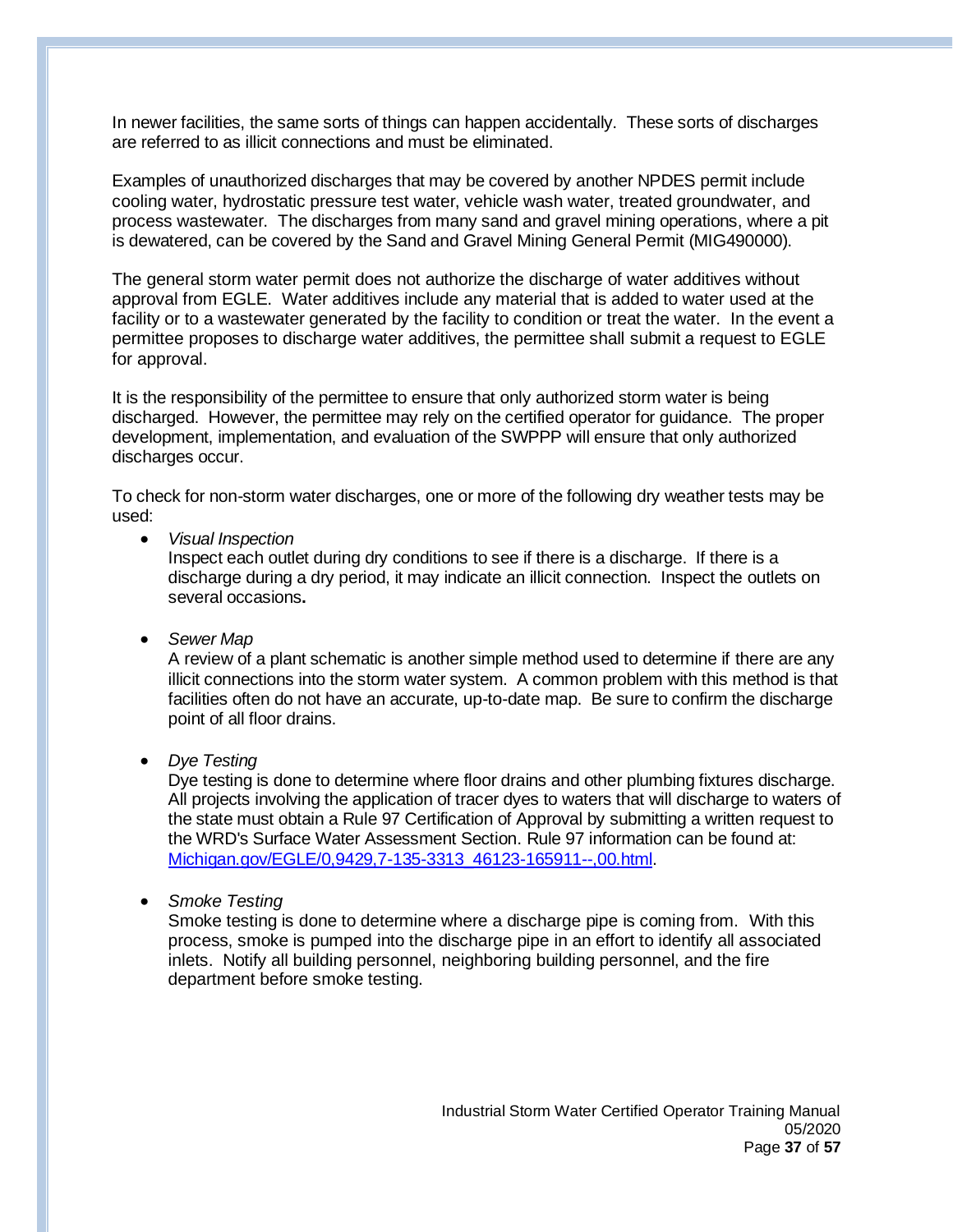In newer facilities, the same sorts of things can happen accidentally. These sorts of discharges are referred to as illicit connections and must be eliminated.

Examples of unauthorized discharges that may be covered by another NPDES permit include cooling water, hydrostatic pressure test water, vehicle wash water, treated groundwater, and process wastewater. The discharges from many sand and gravel mining operations, where a pit is dewatered, can be covered by the Sand and Gravel Mining General Permit (MIG490000).

The general storm water permit does not authorize the discharge of water additives without approval from EGLE. Water additives include any material that is added to water used at the facility or to a wastewater generated by the facility to condition or treat the water. In the event a permittee proposes to discharge water additives, the permittee shall submit a request to EGLE for approval.

It is the responsibility of the permittee to ensure that only authorized storm water is being discharged. However, the permittee may rely on the certified operator for guidance. The proper development, implementation, and evaluation of the SWPPP will ensure that only authorized discharges occur.

To check for non-storm water discharges, one or more of the following dry weather tests may be used:

- *Visual Inspection*
  Inspect each outlet during dry conditions to see if there is a discharge. If there is a discharge during a dry period, it may indicate an illicit connection. Inspect the outlets on several occasions**.**

- *Sewer Map*
  A review of a plant schematic is another simple method used to determine if there are any illicit connections into the storm water system. A common problem with this method is that facilities often do not have an accurate, up-to-date map. Be sure to confirm the discharge point of all floor drains.

- *Dye Testing*
  Dye testing is done to determine where floor drains and other plumbing fixtures discharge. All projects involving the application of tracer dyes to waters that will discharge to waters of the state must obtain a Rule 97 Certification of Approval by submitting a written request to the WRD's Surface Water Assessment Section. Rule 97 information can be found at: [Michigan.gov/EGLE/0,9429,7-135-3313_46123-165911--,00.html](Michigan.gov/EGLE/0,9429,7-135-3313_46123-165911--,00.html).

- *Smoke Testing*
  Smoke testing is done to determine where a discharge pipe is coming from. With this process, smoke is pumped into the discharge pipe in an effort to identify all associated inlets. Notify all building personnel, neighboring building personnel, and the fire department before smoke testing.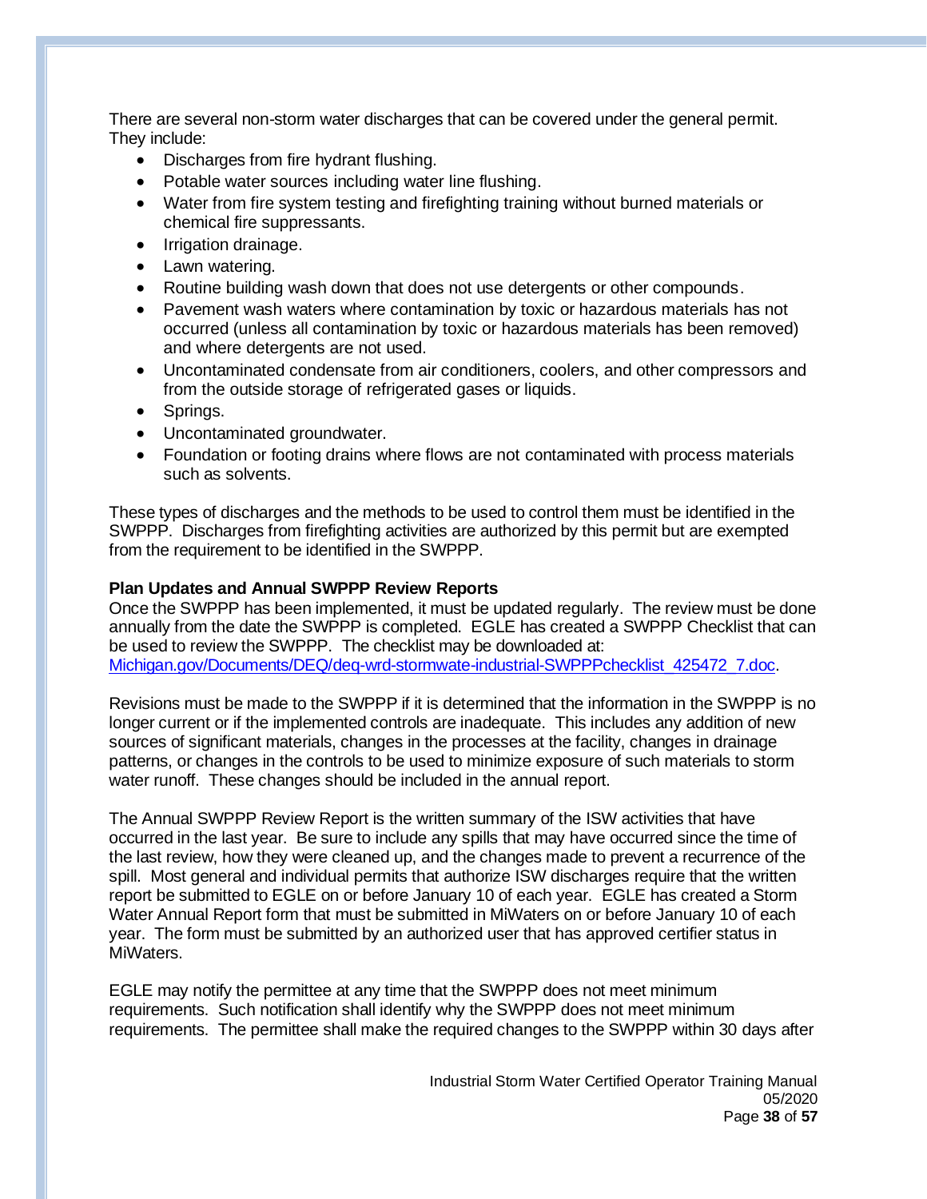There are several non-storm water discharges that can be covered under the general permit. They include:

- Discharges from fire hydrant flushing.
- Potable water sources including water line flushing.
- Water from fire system testing and firefighting training without burned materials or chemical fire suppressants.
- Irrigation drainage.
- Lawn watering.
- Routine building wash down that does not use detergents or other compounds.
- Pavement wash waters where contamination by toxic or hazardous materials has not occurred (unless all contamination by toxic or hazardous materials has been removed) and where detergents are not used.
- Uncontaminated condensate from air conditioners, coolers, and other compressors and from the outside storage of refrigerated gases or liquids.
- Springs.
- Uncontaminated groundwater.
- Foundation or footing drains where flows are not contaminated with process materials such as solvents.

These types of discharges and the methods to be used to control them must be identified in the SWPPP. Discharges from firefighting activities are authorized by this permit but are exempted from the requirement to be identified in the SWPPP.

**Plan Updates and Annual SWPPP Review Reports**

Once the SWPPP has been implemented, it must be updated regularly. The review must be done annually from the date the SWPPP is completed. EGLE has created a SWPPP Checklist that can be used to review the SWPPP. The checklist may be downloaded at: [Michigan.gov/Documents/DEQ/deq-wrd-stormwate-industrial-SWPPPchecklist_425472_7.doc](Michigan.gov/Documents/DEQ/deq-wrd-stormwate-industrial-SWPPPchecklist_425472_7.doc).

Revisions must be made to the SWPPP if it is determined that the information in the SWPPP is no longer current or if the implemented controls are inadequate. This includes any addition of new sources of significant materials, changes in the processes at the facility, changes in drainage patterns, or changes in the controls to be used to minimize exposure of such materials to storm water runoff. These changes should be included in the annual report.

The Annual SWPPP Review Report is the written summary of the ISW activities that have occurred in the last year. Be sure to include any spills that may have occurred since the time of the last review, how they were cleaned up, and the changes made to prevent a recurrence of the spill. Most general and individual permits that authorize ISW discharges require that the written report be submitted to EGLE on or before January 10 of each year. EGLE has created a Storm Water Annual Report form that must be submitted in MiWaters on or before January 10 of each year. The form must be submitted by an authorized user that has approved certifier status in MiWaters.

EGLE may notify the permittee at any time that the SWPPP does not meet minimum requirements. Such notification shall identify why the SWPPP does not meet minimum requirements. The permittee shall make the required changes to the SWPPP within 30 days after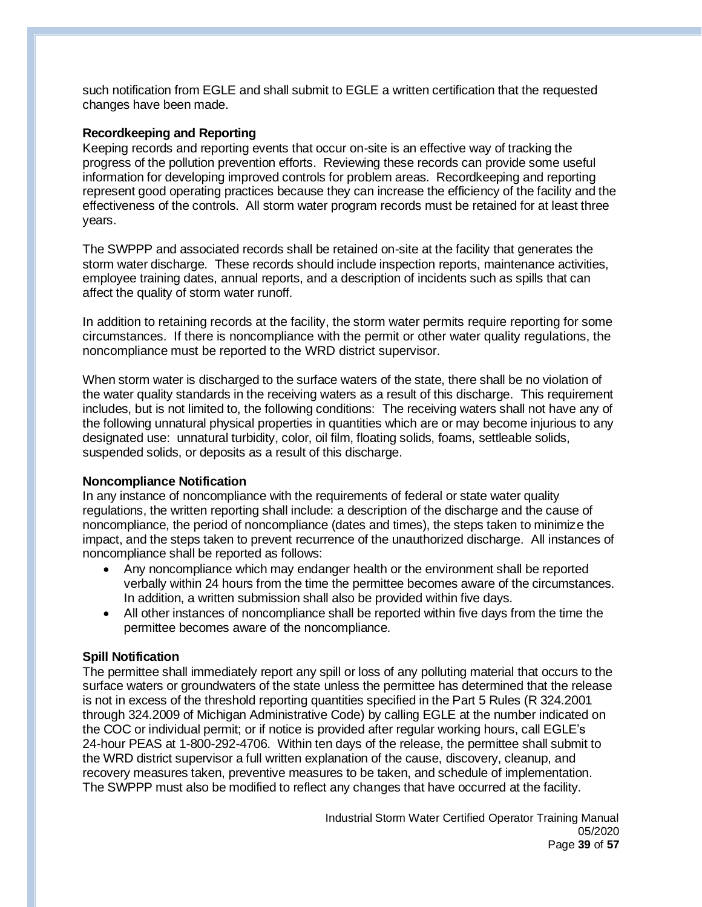such notification from EGLE and shall submit to EGLE a written certification that the requested changes have been made.

**Recordkeeping and Reporting**

Keeping records and reporting events that occur on-site is an effective way of tracking the progress of the pollution prevention efforts. Reviewing these records can provide some useful information for developing improved controls for problem areas. Recordkeeping and reporting represent good operating practices because they can increase the efficiency of the facility and the effectiveness of the controls. All storm water program records must be retained for at least three years.

The SWPPP and associated records shall be retained on-site at the facility that generates the storm water discharge. These records should include inspection reports, maintenance activities, employee training dates, annual reports, and a description of incidents such as spills that can affect the quality of storm water runoff.

In addition to retaining records at the facility, the storm water permits require reporting for some circumstances. If there is noncompliance with the permit or other water quality regulations, the noncompliance must be reported to the WRD district supervisor.

When storm water is discharged to the surface waters of the state, there shall be no violation of the water quality standards in the receiving waters as a result of this discharge. This requirement includes, but is not limited to, the following conditions: The receiving waters shall not have any of the following unnatural physical properties in quantities which are or may become injurious to any designated use: unnatural turbidity, color, oil film, floating solids, foams, settleable solids, suspended solids, or deposits as a result of this discharge.

**Noncompliance Notification**

In any instance of noncompliance with the requirements of federal or state water quality regulations, the written reporting shall include: a description of the discharge and the cause of noncompliance, the period of noncompliance (dates and times), the steps taken to minimize the impact, and the steps taken to prevent recurrence of the unauthorized discharge. All instances of noncompliance shall be reported as follows:

- Any noncompliance which may endanger health or the environment shall be reported verbally within 24 hours from the time the permittee becomes aware of the circumstances. In addition, a written submission shall also be provided within five days.
- All other instances of noncompliance shall be reported within five days from the time the permittee becomes aware of the noncompliance.

**Spill Notification**

The permittee shall immediately report any spill or loss of any polluting material that occurs to the surface waters or groundwaters of the state unless the permittee has determined that the release is not in excess of the threshold reporting quantities specified in the Part 5 Rules (R 324.2001 through 324.2009 of Michigan Administrative Code) by calling EGLE at the number indicated on the COC or individual permit; or if notice is provided after regular working hours, call EGLE's 24-hour PEAS at 1-800-292-4706. Within ten days of the release, the permittee shall submit to the WRD district supervisor a full written explanation of the cause, discovery, cleanup, and recovery measures taken, preventive measures to be taken, and schedule of implementation. The SWPPP must also be modified to reflect any changes that have occurred at the facility.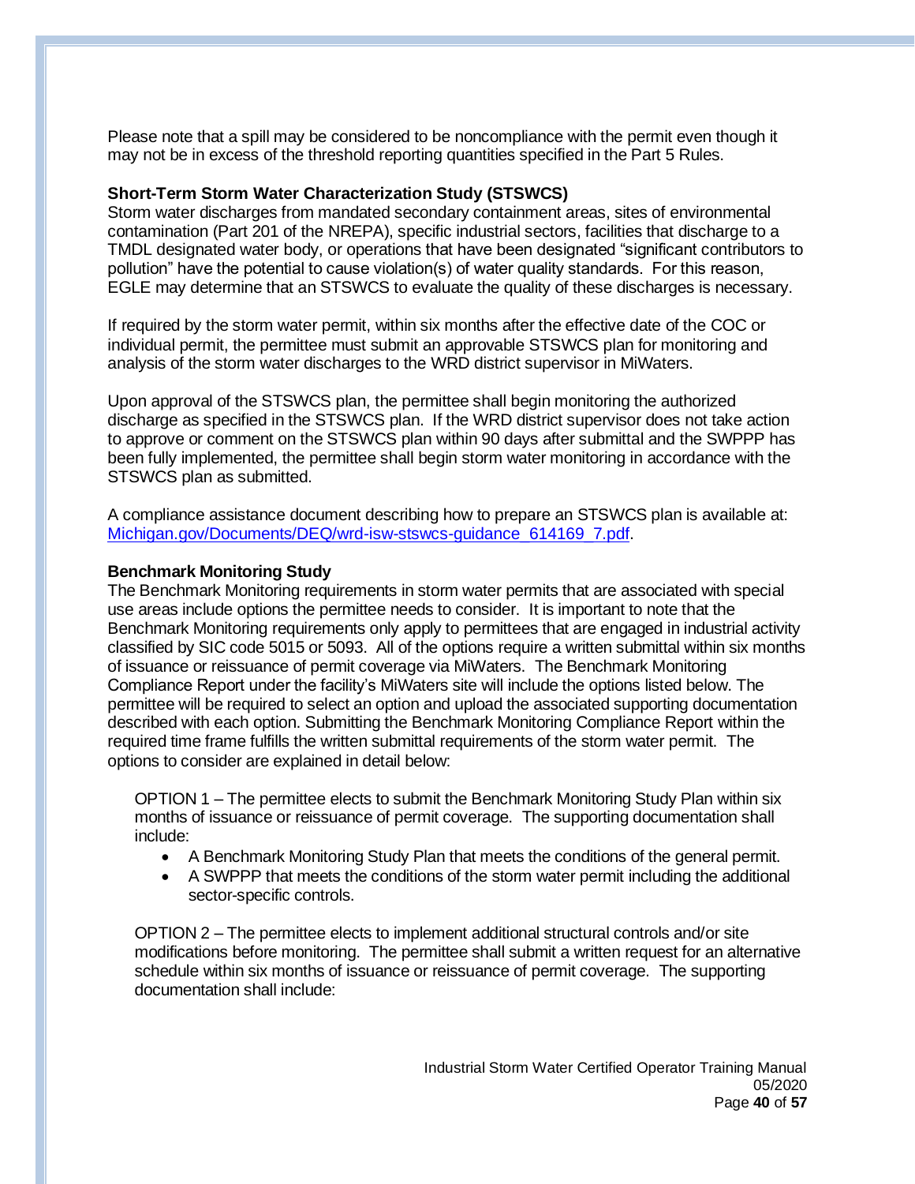Please note that a spill may be considered to be noncompliance with the permit even though it may not be in excess of the threshold reporting quantities specified in the Part 5 Rules.

**Short-Term Storm Water Characterization Study (STSWCS)**

Storm water discharges from mandated secondary containment areas, sites of environmental contamination (Part 201 of the NREPA), specific industrial sectors, facilities that discharge to a TMDL designated water body, or operations that have been designated "significant contributors to pollution" have the potential to cause violation(s) of water quality standards. For this reason, EGLE may determine that an STSWCS to evaluate the quality of these discharges is necessary.

If required by the storm water permit, within six months after the effective date of the COC or individual permit, the permittee must submit an approvable STSWCS plan for monitoring and analysis of the storm water discharges to the WRD district supervisor in MiWaters.

Upon approval of the STSWCS plan, the permittee shall begin monitoring the authorized discharge as specified in the STSWCS plan. If the WRD district supervisor does not take action to approve or comment on the STSWCS plan within 90 days after submittal and the SWPPP has been fully implemented, the permittee shall begin storm water monitoring in accordance with the STSWCS plan as submitted.

A compliance assistance document describing how to prepare an STSWCS plan is available at: [Michigan.gov/Documents/DEQ/wrd-isw-stswcs-guidance_614169_7.pdf](Michigan.gov/Documents/DEQ/wrd-isw-stswcs-guidance_614169_7.pdf).

**Benchmark Monitoring Study**

The Benchmark Monitoring requirements in storm water permits that are associated with special use areas include options the permittee needs to consider. It is important to note that the Benchmark Monitoring requirements only apply to permittees that are engaged in industrial activity classified by SIC code 5015 or 5093. All of the options require a written submittal within six months of issuance or reissuance of permit coverage via MiWaters. The Benchmark Monitoring Compliance Report under the facility's MiWaters site will include the options listed below. The permittee will be required to select an option and upload the associated supporting documentation described with each option. Submitting the Benchmark Monitoring Compliance Report within the required time frame fulfills the written submittal requirements of the storm water permit. The options to consider are explained in detail below:

OPTION 1 – The permittee elects to submit the Benchmark Monitoring Study Plan within six months of issuance or reissuance of permit coverage. The supporting documentation shall include:

- A Benchmark Monitoring Study Plan that meets the conditions of the general permit.
- A SWPPP that meets the conditions of the storm water permit including the additional sector-specific controls.

OPTION 2 – The permittee elects to implement additional structural controls and/or site modifications before monitoring. The permittee shall submit a written request for an alternative schedule within six months of issuance or reissuance of permit coverage. The supporting documentation shall include: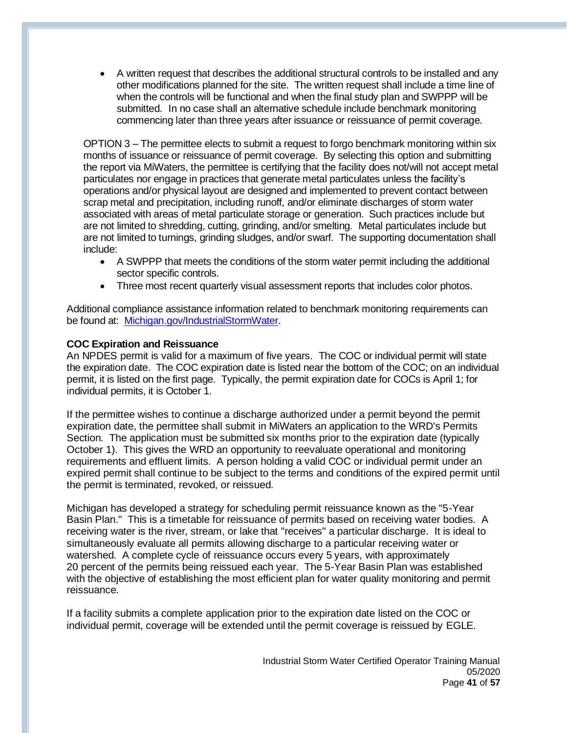- A written request that describes the additional structural controls to be installed and any other modifications planned for the site. The written request shall include a time line of when the controls will be functional and when the final study plan and SWPPP will be submitted. In no case shall an alternative schedule include benchmark monitoring commencing later than three years after issuance or reissuance of permit coverage.

OPTION 3 – The permittee elects to submit a request to forgo benchmark monitoring within six months of issuance or reissuance of permit coverage. By selecting this option and submitting the report via MiWaters, the permittee is certifying that the facility does not/will not accept metal particulates nor engage in practices that generate metal particulates unless the facility's operations and/or physical layout are designed and implemented to prevent contact between scrap metal and precipitation, including runoff, and/or eliminate discharges of storm water associated with areas of metal particulate storage or generation. Such practices include but are not limited to shredding, cutting, grinding, and/or smelting. Metal particulates include but are not limited to turnings, grinding sludges, and/or swarf. The supporting documentation shall include:

- A SWPPP that meets the conditions of the storm water permit including the additional sector specific controls.
- Three most recent quarterly visual assessment reports that includes color photos.

Additional compliance assistance information related to benchmark monitoring requirements can be found at: [Michigan.gov/IndustrialStormWater](Michigan.gov/IndustrialStormWater).

**COC Expiration and Reissuance**

An NPDES permit is valid for a maximum of five years. The COC or individual permit will state the expiration date. The COC expiration date is listed near the bottom of the COC; on an individual permit, it is listed on the first page. Typically, the permit expiration date for COCs is April 1; for individual permits, it is October 1.

If the permittee wishes to continue a discharge authorized under a permit beyond the permit expiration date, the permittee shall submit in MiWaters an application to the WRD's Permits Section. The application must be submitted six months prior to the expiration date (typically October 1). This gives the WRD an opportunity to reevaluate operational and monitoring requirements and effluent limits. A person holding a valid COC or individual permit under an expired permit shall continue to be subject to the terms and conditions of the expired permit until the permit is terminated, revoked, or reissued.

Michigan has developed a strategy for scheduling permit reissuance known as the "5-Year Basin Plan." This is a timetable for reissuance of permits based on receiving water bodies. A receiving water is the river, stream, or lake that "receives" a particular discharge. It is ideal to simultaneously evaluate all permits allowing discharge to a particular receiving water or watershed. A complete cycle of reissuance occurs every 5 years, with approximately 20 percent of the permits being reissued each year. The 5-Year Basin Plan was established with the objective of establishing the most efficient plan for water quality monitoring and permit reissuance.

If a facility submits a complete application prior to the expiration date listed on the COC or individual permit, coverage will be extended until the permit coverage is reissued by EGLE.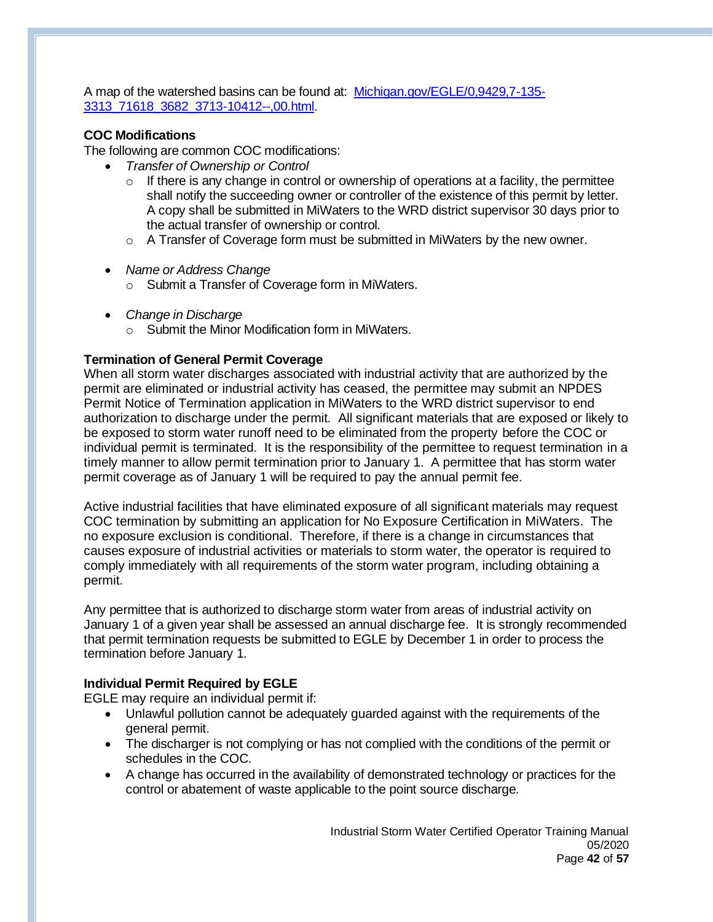A map of the watershed basins can be found at: [Michigan.gov/EGLE/0,9429,7-135-3313_71618_3682_3713-10412--,00.html](Michigan.gov/EGLE/0,9429,7-135-3313_71618_3682_3713-10412--,00.html).

**COC Modifications**

The following are common COC modifications:

- *Transfer of Ownership or Control*
  - If there is any change in control or ownership of operations at a facility, the permittee shall notify the succeeding owner or controller of the existence of this permit by letter. A copy shall be submitted in MiWaters to the WRD district supervisor 30 days prior to the actual transfer of ownership or control.
  - A Transfer of Coverage form must be submitted in MiWaters by the new owner.

- *Name or Address Change*
  - Submit a Transfer of Coverage form in MiWaters.

- *Change in Discharge*
  - Submit the Minor Modification form in MiWaters.

**Termination of General Permit Coverage**

When all storm water discharges associated with industrial activity that are authorized by the permit are eliminated or industrial activity has ceased, the permittee may submit an NPDES Permit Notice of Termination application in MiWaters to the WRD district supervisor to end authorization to discharge under the permit. All significant materials that are exposed or likely to be exposed to storm water runoff need to be eliminated from the property before the COC or individual permit is terminated. It is the responsibility of the permittee to request termination in a timely manner to allow permit termination prior to January 1. A permittee that has storm water permit coverage as of January 1 will be required to pay the annual permit fee.

Active industrial facilities that have eliminated exposure of all significant materials may request COC termination by submitting an application for No Exposure Certification in MiWaters. The no exposure exclusion is conditional. Therefore, if there is a change in circumstances that causes exposure of industrial activities or materials to storm water, the operator is required to comply immediately with all requirements of the storm water program, including obtaining a permit.

Any permittee that is authorized to discharge storm water from areas of industrial activity on January 1 of a given year shall be assessed an annual discharge fee. It is strongly recommended that permit termination requests be submitted to EGLE by December 1 in order to process the termination before January 1.

**Individual Permit Required by EGLE**

EGLE may require an individual permit if:

- Unlawful pollution cannot be adequately guarded against with the requirements of the general permit.
- The discharger is not complying or has not complied with the conditions of the permit or schedules in the COC.
- A change has occurred in the availability of demonstrated technology or practices for the control or abatement of waste applicable to the point source discharge.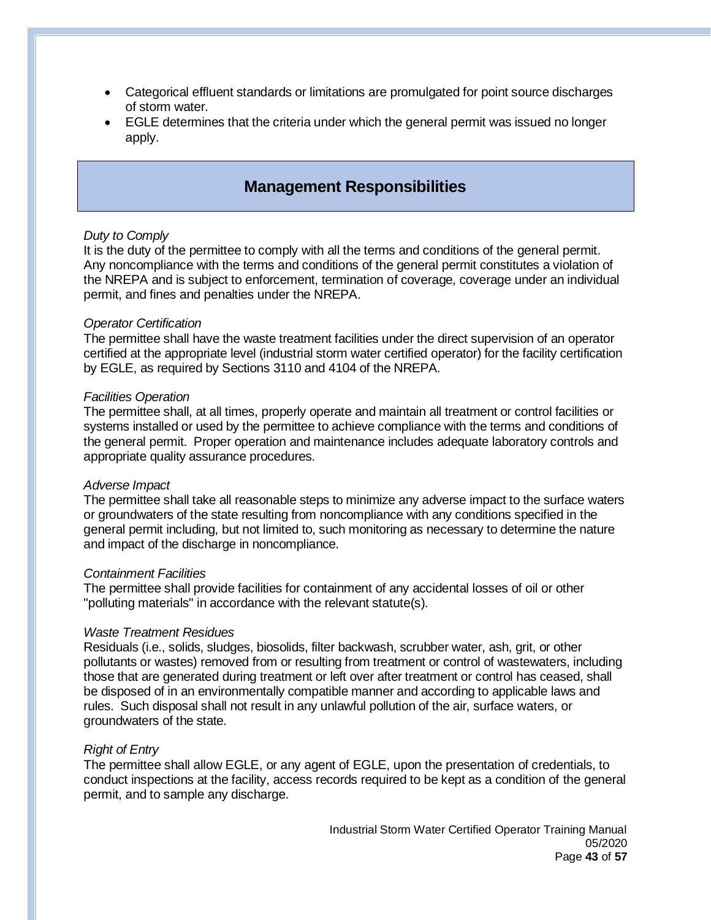- Categorical effluent standards or limitations are promulgated for point source discharges of storm water.
- EGLE determines that the criteria under which the general permit was issued no longer apply.

## Management Responsibilities

*Duty to Comply*
It is the duty of the permittee to comply with all the terms and conditions of the general permit. Any noncompliance with the terms and conditions of the general permit constitutes a violation of the NREPA and is subject to enforcement, termination of coverage, coverage under an individual permit, and fines and penalties under the NREPA.

*Operator Certification*
The permittee shall have the waste treatment facilities under the direct supervision of an operator certified at the appropriate level (industrial storm water certified operator) for the facility certification by EGLE, as required by Sections 3110 and 4104 of the NREPA.

*Facilities Operation*
The permittee shall, at all times, properly operate and maintain all treatment or control facilities or systems installed or used by the permittee to achieve compliance with the terms and conditions of the general permit. Proper operation and maintenance includes adequate laboratory controls and appropriate quality assurance procedures.

*Adverse Impact*
The permittee shall take all reasonable steps to minimize any adverse impact to the surface waters or groundwaters of the state resulting from noncompliance with any conditions specified in the general permit including, but not limited to, such monitoring as necessary to determine the nature and impact of the discharge in noncompliance.

*Containment Facilities*
The permittee shall provide facilities for containment of any accidental losses of oil or other "polluting materials" in accordance with the relevant statute(s).

*Waste Treatment Residues*
Residuals (i.e., solids, sludges, biosolids, filter backwash, scrubber water, ash, grit, or other pollutants or wastes) removed from or resulting from treatment or control of wastewaters, including those that are generated during treatment or left over after treatment or control has ceased, shall be disposed of in an environmentally compatible manner and according to applicable laws and rules. Such disposal shall not result in any unlawful pollution of the air, surface waters, or groundwaters of the state.

*Right of Entry*
The permittee shall allow EGLE, or any agent of EGLE, upon the presentation of credentials, to conduct inspections at the facility, access records required to be kept as a condition of the general permit, and to sample any discharge.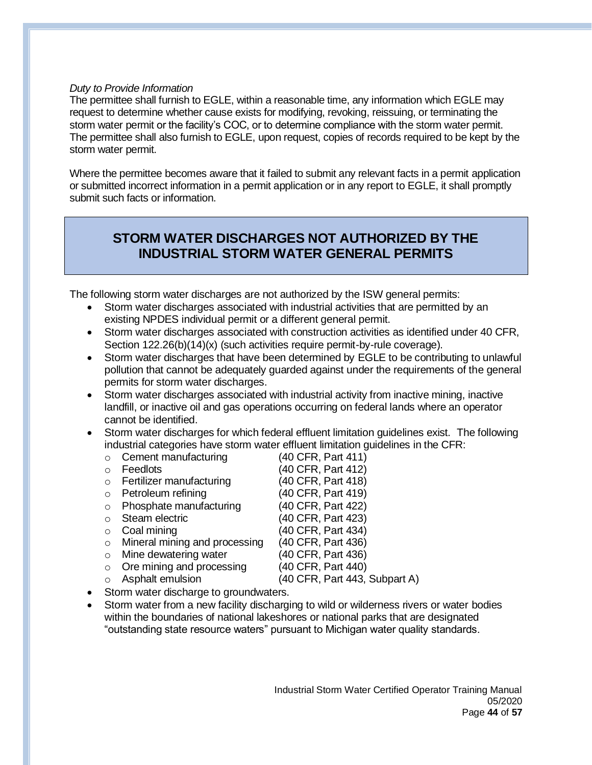*Duty to Provide Information*

The permittee shall furnish to EGLE, within a reasonable time, any information which EGLE may request to determine whether cause exists for modifying, revoking, reissuing, or terminating the storm water permit or the facility's COC, or to determine compliance with the storm water permit. The permittee shall also furnish to EGLE, upon request, copies of records required to be kept by the storm water permit.

Where the permittee becomes aware that it failed to submit any relevant facts in a permit application or submitted incorrect information in a permit application or in any report to EGLE, it shall promptly submit such facts or information.

## STORM WATER DISCHARGES NOT AUTHORIZED BY THE INDUSTRIAL STORM WATER GENERAL PERMITS

The following storm water discharges are not authorized by the ISW general permits:

- Storm water discharges associated with industrial activities that are permitted by an existing NPDES individual permit or a different general permit.
- Storm water discharges associated with construction activities as identified under 40 CFR, Section 122.26(b)(14)(x) (such activities require permit-by-rule coverage).
- Storm water discharges that have been determined by EGLE to be contributing to unlawful pollution that cannot be adequately guarded against under the requirements of the general permits for storm water discharges.
- Storm water discharges associated with industrial activity from inactive mining, inactive landfill, or inactive oil and gas operations occurring on federal lands where an operator cannot be identified.
- Storm water discharges for which federal effluent limitation guidelines exist. The following industrial categories have storm water effluent limitation guidelines in the CFR:
    - Cement manufacturing (40 CFR, Part 411)
    - Feedlots (40 CFR, Part 412)
    - Fertilizer manufacturing (40 CFR, Part 418)
    - Petroleum refining (40 CFR, Part 419)
    - Phosphate manufacturing (40 CFR, Part 422)
    - Steam electric (40 CFR, Part 423)
    - Coal mining (40 CFR, Part 434)
    - Mineral mining and processing (40 CFR, Part 436)
    - Mine dewatering water (40 CFR, Part 436)
    - Ore mining and processing (40 CFR, Part 440)
    - Asphalt emulsion (40 CFR, Part 443, Subpart A)
- Storm water discharge to groundwaters.
- Storm water from a new facility discharging to wild or wilderness rivers or water bodies within the boundaries of national lakeshores or national parks that are designated "outstanding state resource waters" pursuant to Michigan water quality standards.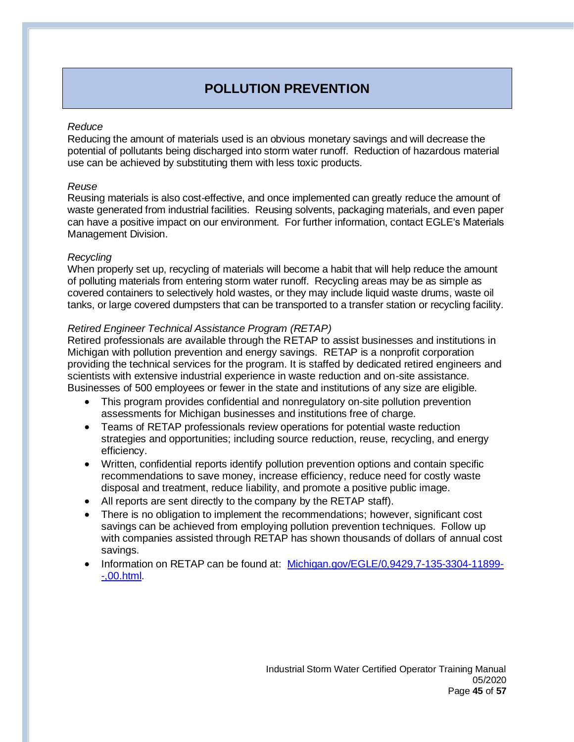# POLLUTION PREVENTION

*Reduce*

Reducing the amount of materials used is an obvious monetary savings and will decrease the potential of pollutants being discharged into storm water runoff. Reduction of hazardous material use can be achieved by substituting them with less toxic products.

*Reuse*

Reusing materials is also cost-effective, and once implemented can greatly reduce the amount of waste generated from industrial facilities. Reusing solvents, packaging materials, and even paper can have a positive impact on our environment. For further information, contact EGLE's Materials Management Division.

*Recycling*

When properly set up, recycling of materials will become a habit that will help reduce the amount of polluting materials from entering storm water runoff. Recycling areas may be as simple as covered containers to selectively hold wastes, or they may include liquid waste drums, waste oil tanks, or large covered dumpsters that can be transported to a transfer station or recycling facility.

*Retired Engineer Technical Assistance Program (RETAP)*

Retired professionals are available through the RETAP to assist businesses and institutions in Michigan with pollution prevention and energy savings. RETAP is a nonprofit corporation providing the technical services for the program. It is staffed by dedicated retired engineers and scientists with extensive industrial experience in waste reduction and on-site assistance. Businesses of 500 employees or fewer in the state and institutions of any size are eligible.

- This program provides confidential and nonregulatory on-site pollution prevention assessments for Michigan businesses and institutions free of charge.
- Teams of RETAP professionals review operations for potential waste reduction strategies and opportunities; including source reduction, reuse, recycling, and energy efficiency.
- Written, confidential reports identify pollution prevention options and contain specific recommendations to save money, increase efficiency, reduce need for costly waste disposal and treatment, reduce liability, and promote a positive public image.
- All reports are sent directly to the company by the RETAP staff).
- There is no obligation to implement the recommendations; however, significant cost savings can be achieved from employing pollution prevention techniques. Follow up with companies assisted through RETAP has shown thousands of dollars of annual cost savings.
- Information on RETAP can be found at: [Michigan.gov/EGLE/0,9429,7-135-3304-11899--,00.html](Michigan.gov/EGLE/0,9429,7-135-3304-11899--,00.html).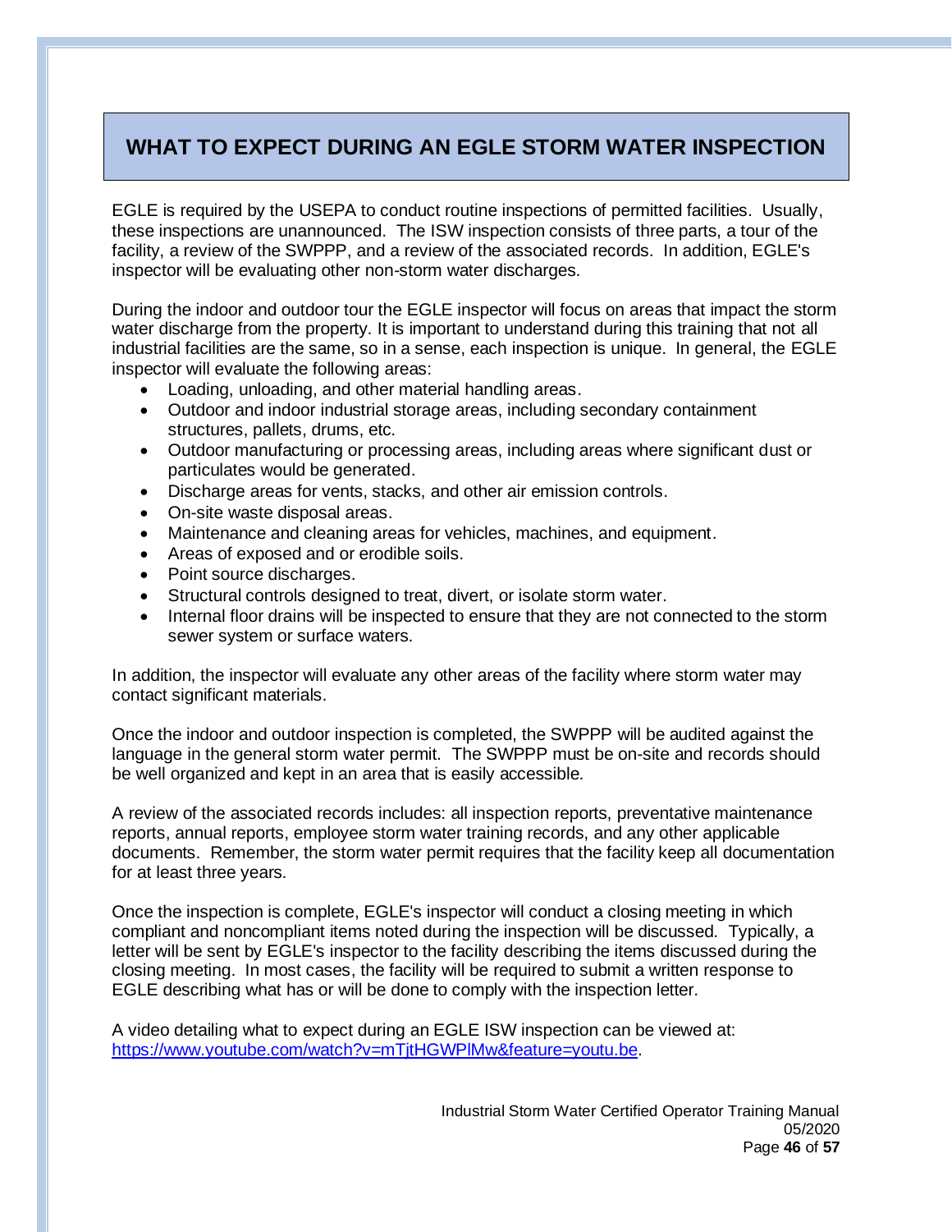## WHAT TO EXPECT DURING AN EGLE STORM WATER INSPECTION

EGLE is required by the USEPA to conduct routine inspections of permitted facilities. Usually, these inspections are unannounced. The ISW inspection consists of three parts, a tour of the facility, a review of the SWPPP, and a review of the associated records. In addition, EGLE's inspector will be evaluating other non-storm water discharges.

During the indoor and outdoor tour the EGLE inspector will focus on areas that impact the storm water discharge from the property. It is important to understand during this training that not all industrial facilities are the same, so in a sense, each inspection is unique. In general, the EGLE inspector will evaluate the following areas:

- Loading, unloading, and other material handling areas.
- Outdoor and indoor industrial storage areas, including secondary containment structures, pallets, drums, etc.
- Outdoor manufacturing or processing areas, including areas where significant dust or particulates would be generated.
- Discharge areas for vents, stacks, and other air emission controls.
- On-site waste disposal areas.
- Maintenance and cleaning areas for vehicles, machines, and equipment.
- Areas of exposed and or erodible soils.
- Point source discharges.
- Structural controls designed to treat, divert, or isolate storm water.
- Internal floor drains will be inspected to ensure that they are not connected to the storm sewer system or surface waters.

In addition, the inspector will evaluate any other areas of the facility where storm water may contact significant materials.

Once the indoor and outdoor inspection is completed, the SWPPP will be audited against the language in the general storm water permit. The SWPPP must be on-site and records should be well organized and kept in an area that is easily accessible.

A review of the associated records includes: all inspection reports, preventative maintenance reports, annual reports, employee storm water training records, and any other applicable documents. Remember, the storm water permit requires that the facility keep all documentation for at least three years.

Once the inspection is complete, EGLE's inspector will conduct a closing meeting in which compliant and noncompliant items noted during the inspection will be discussed. Typically, a letter will be sent by EGLE's inspector to the facility describing the items discussed during the closing meeting. In most cases, the facility will be required to submit a written response to EGLE describing what has or will be done to comply with the inspection letter.

A video detailing what to expect during an EGLE ISW inspection can be viewed at: https://www.youtube.com/watch?v=mTjtHGWPlMw&feature=youtu.be.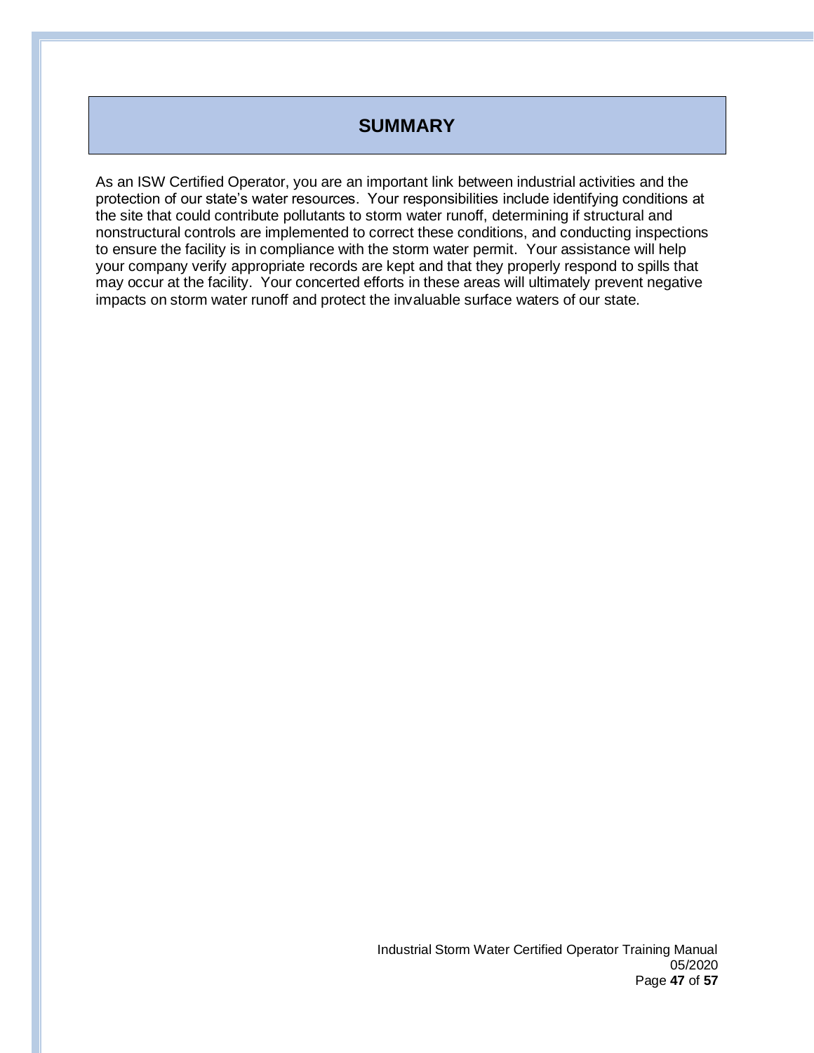# SUMMARY

As an ISW Certified Operator, you are an important link between industrial activities and the protection of our state's water resources. Your responsibilities include identifying conditions at the site that could contribute pollutants to storm water runoff, determining if structural and nonstructural controls are implemented to correct these conditions, and conducting inspections to ensure the facility is in compliance with the storm water permit. Your assistance will help your company verify appropriate records are kept and that they properly respond to spills that may occur at the facility. Your concerted efforts in these areas will ultimately prevent negative impacts on storm water runoff and protect the invaluable surface waters of our state.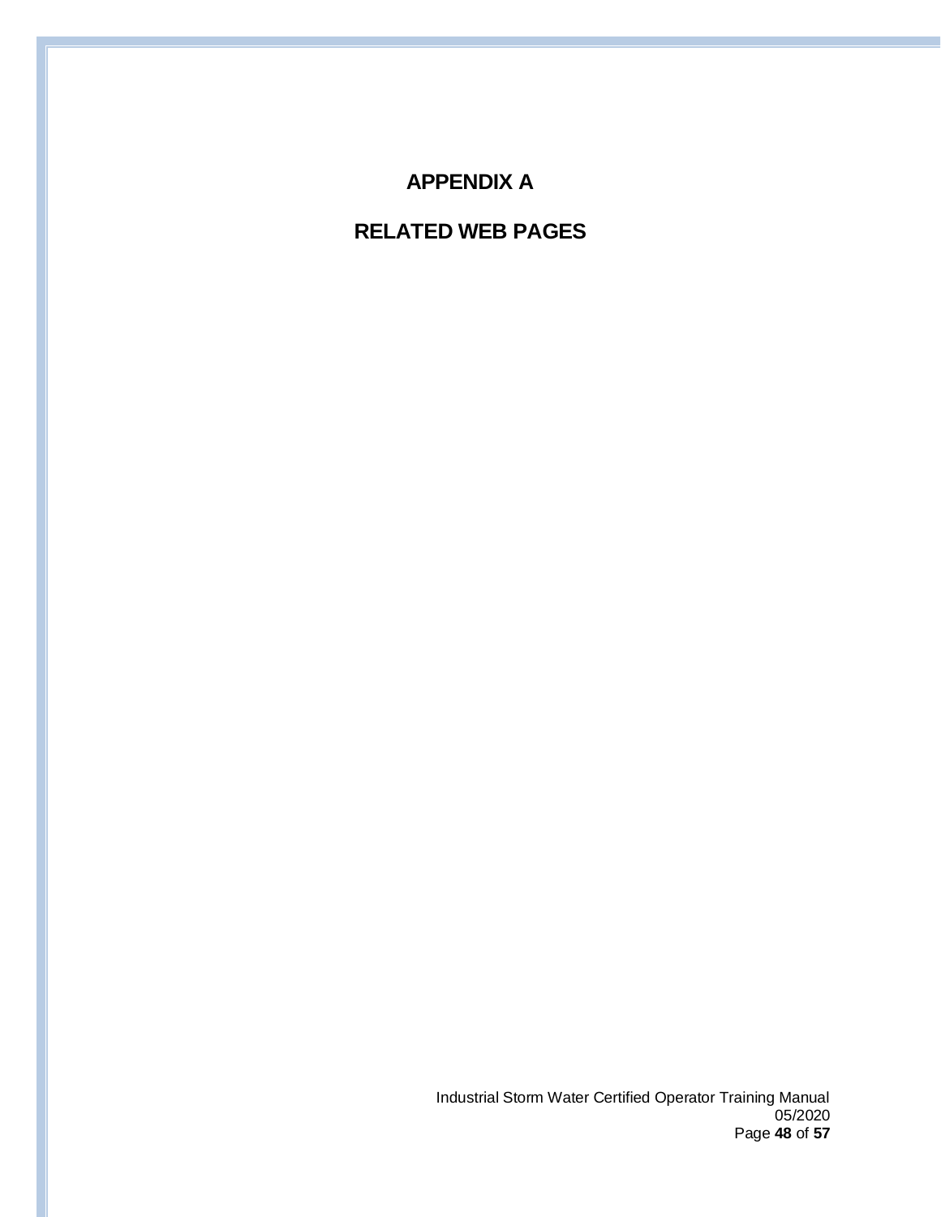# APPENDIX A

# RELATED WEB PAGES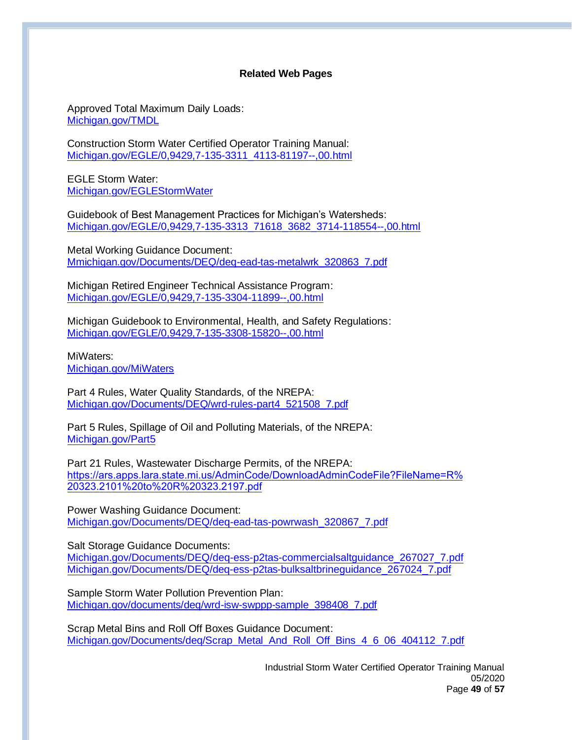## Related Web Pages

Approved Total Maximum Daily Loads:
Michigan.gov/TMDL

Construction Storm Water Certified Operator Training Manual:
Michigan.gov/EGLE/0,9429,7-135-3311_4113-81197--,00.html

EGLE Storm Water:
Michigan.gov/EGLEStormWater

Guidebook of Best Management Practices for Michigan's Watersheds:
Michigan.gov/EGLE/0,9429,7-135-3313_71618_3682_3714-118554--,00.html

Metal Working Guidance Document:
Mmichigan.gov/Documents/DEQ/deq-ead-tas-metalwrk_320863_7.pdf

Michigan Retired Engineer Technical Assistance Program:
Michigan.gov/EGLE/0,9429,7-135-3304-11899--,00.html

Michigan Guidebook to Environmental, Health, and Safety Regulations:
Michigan.gov/EGLE/0,9429,7-135-3308-15820--,00.html

MiWaters:
Michigan.gov/MiWaters

Part 4 Rules, Water Quality Standards, of the NREPA:
Michigan.gov/Documents/DEQ/wrd-rules-part4_521508_7.pdf

Part 5 Rules, Spillage of Oil and Polluting Materials, of the NREPA:
Michigan.gov/Part5

Part 21 Rules, Wastewater Discharge Permits, of the NREPA:
https://ars.apps.lara.state.mi.us/AdminCode/DownloadAdminCodeFile?FileName=R%20323.2101%20to%20R%20323.2197.pdf

Power Washing Guidance Document:
Michigan.gov/Documents/DEQ/deq-ead-tas-powrwash_320867_7.pdf

Salt Storage Guidance Documents:
Michigan.gov/Documents/DEQ/deq-ess-p2tas-commercialsaltguidance_267027_7.pdf
Michigan.gov/Documents/DEQ/deq-ess-p2tas-bulksaltbrineguidance_267024_7.pdf

Sample Storm Water Pollution Prevention Plan:
Michigan.gov/documents/deq/wrd-isw-swppp-sample_398408_7.pdf

Scrap Metal Bins and Roll Off Boxes Guidance Document:
Michigan.gov/Documents/deq/Scrap_Metal_And_Roll_Off_Bins_4_6_06_404112_7.pdf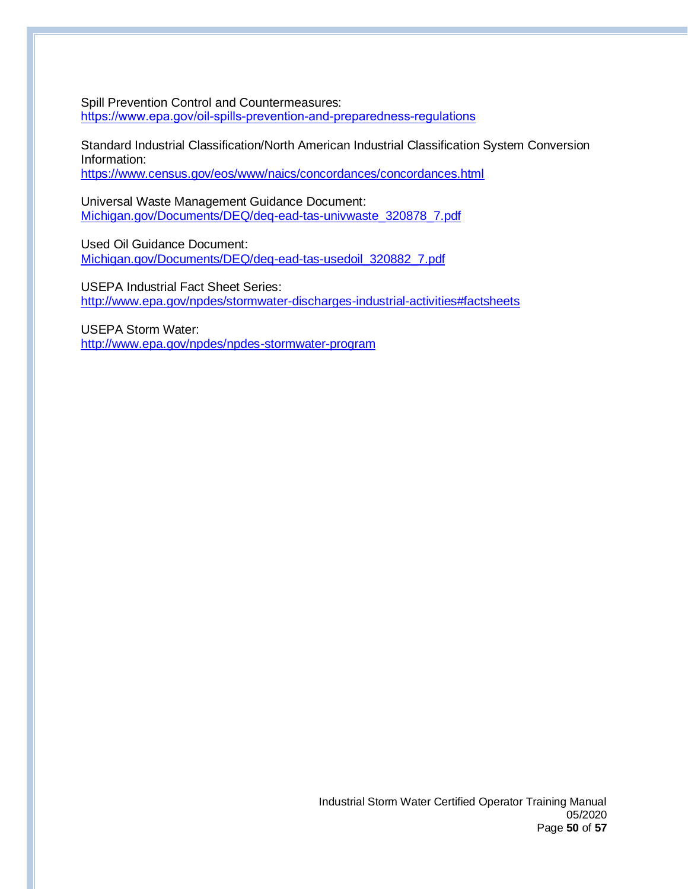Spill Prevention Control and Countermeasures:
[https://www.epa.gov/oil-spills-prevention-and-preparedness-regulations](https://www.epa.gov/oil-spills-prevention-and-preparedness-regulations)

Standard Industrial Classification/North American Industrial Classification System Conversion Information:
[https://www.census.gov/eos/www/naics/concordances/concordances.html](https://www.census.gov/eos/www/naics/concordances/concordances.html)

Universal Waste Management Guidance Document:
Michigan.gov/Documents/DEQ/deq-ead-tas-univwaste_320878_7.pdf

Used Oil Guidance Document:
Michigan.gov/Documents/DEQ/deq-ead-tas-usedoil_320882_7.pdf

USEPA Industrial Fact Sheet Series:
[http://www.epa.gov/npdes/stormwater-discharges-industrial-activities#factsheets](http://www.epa.gov/npdes/stormwater-discharges-industrial-activities#factsheets)

USEPA Storm Water:
[http://www.epa.gov/npdes/npdes-stormwater-program](http://www.epa.gov/npdes/npdes-stormwater-program)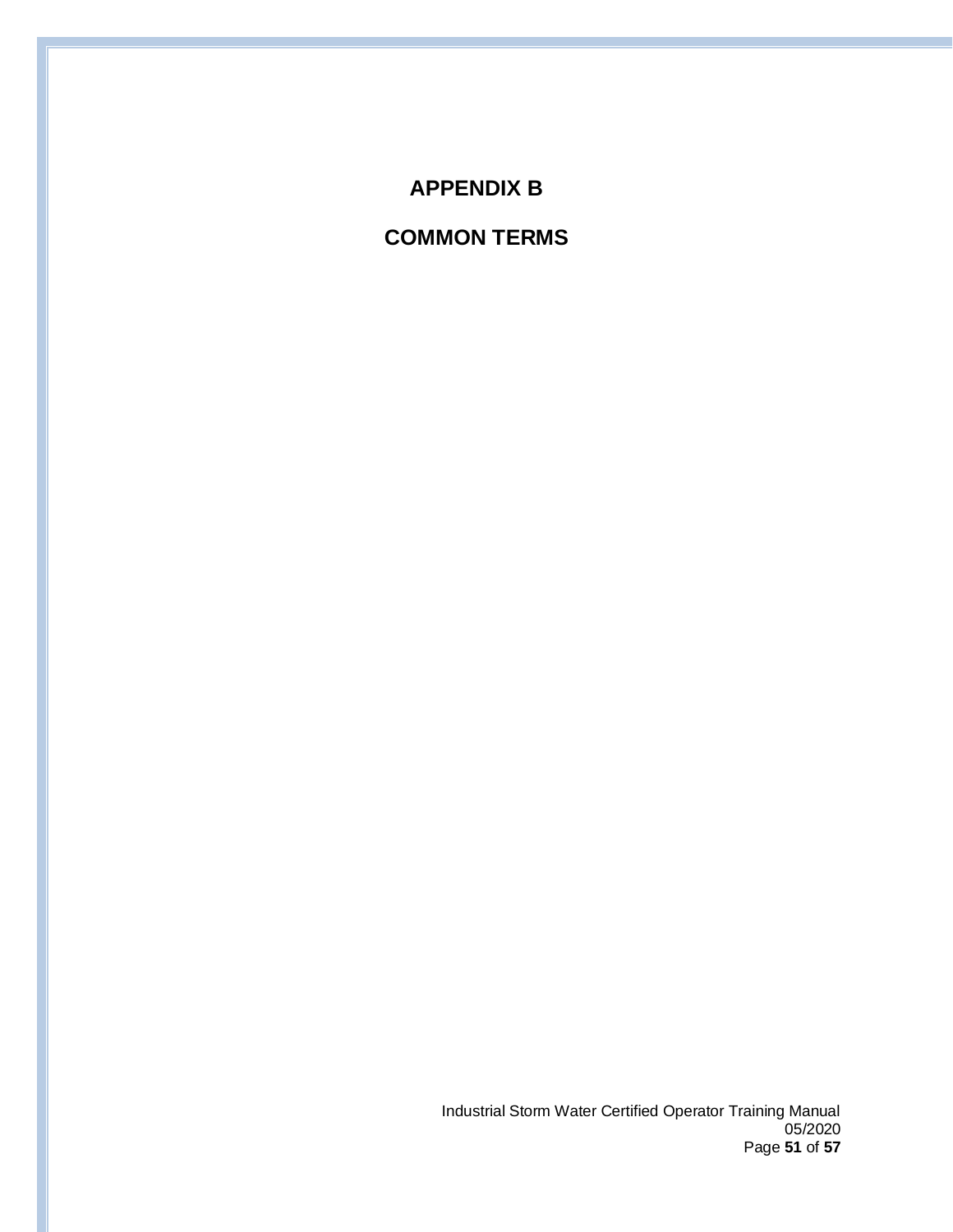# APPENDIX B

# COMMON TERMS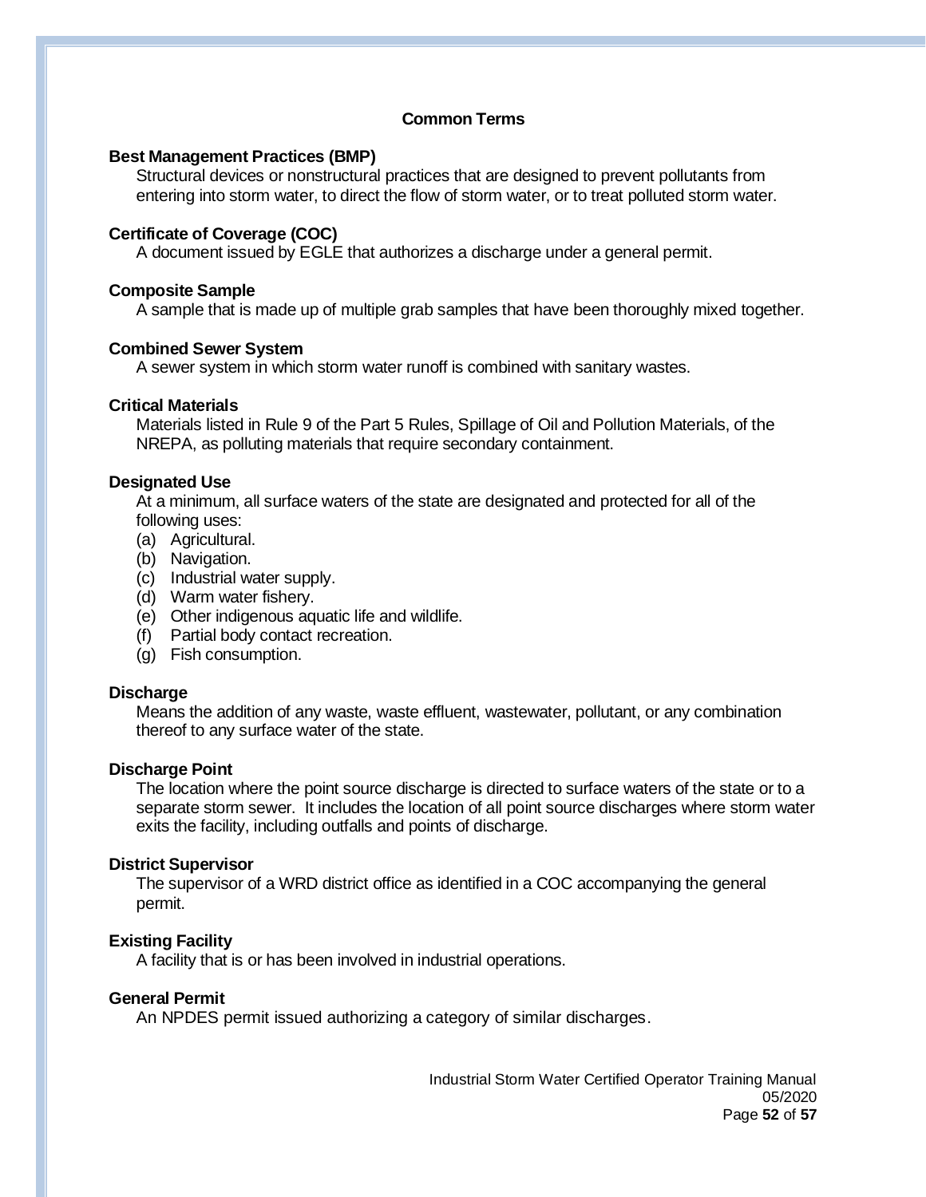## Common Terms

**Best Management Practices (BMP)**

Structural devices or nonstructural practices that are designed to prevent pollutants from entering into storm water, to direct the flow of storm water, or to treat polluted storm water.

**Certificate of Coverage (COC)**

A document issued by EGLE that authorizes a discharge under a general permit.

**Composite Sample**

A sample that is made up of multiple grab samples that have been thoroughly mixed together.

**Combined Sewer System**

A sewer system in which storm water runoff is combined with sanitary wastes.

**Critical Materials**

Materials listed in Rule 9 of the Part 5 Rules, Spillage of Oil and Pollution Materials, of the NREPA, as polluting materials that require secondary containment.

**Designated Use**

At a minimum, all surface waters of the state are designated and protected for all of the following uses:

(a) Agricultural.
(b) Navigation.
(c) Industrial water supply.
(d) Warm water fishery.
(e) Other indigenous aquatic life and wildlife.
(f) Partial body contact recreation.
(g) Fish consumption.

**Discharge**

Means the addition of any waste, waste effluent, wastewater, pollutant, or any combination thereof to any surface water of the state.

**Discharge Point**

The location where the point source discharge is directed to surface waters of the state or to a separate storm sewer. It includes the location of all point source discharges where storm water exits the facility, including outfalls and points of discharge.

**District Supervisor**

The supervisor of a WRD district office as identified in a COC accompanying the general permit.

**Existing Facility**

A facility that is or has been involved in industrial operations.

**General Permit**

An NPDES permit issued authorizing a category of similar discharges.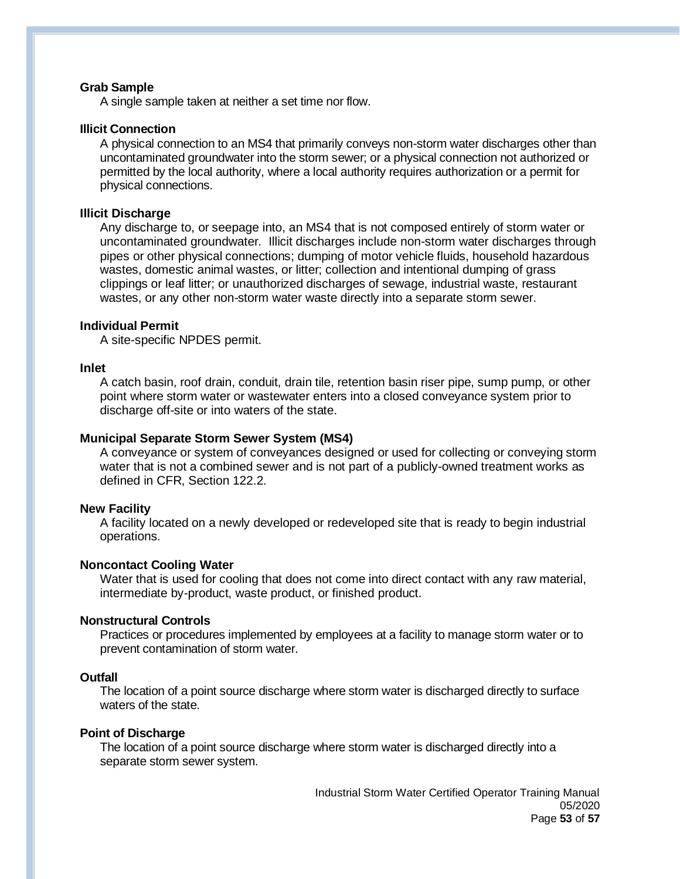**Grab Sample**

A single sample taken at neither a set time nor flow.

**Illicit Connection**

A physical connection to an MS4 that primarily conveys non-storm water discharges other than uncontaminated groundwater into the storm sewer; or a physical connection not authorized or permitted by the local authority, where a local authority requires authorization or a permit for physical connections.

**Illicit Discharge**

Any discharge to, or seepage into, an MS4 that is not composed entirely of storm water or uncontaminated groundwater. Illicit discharges include non-storm water discharges through pipes or other physical connections; dumping of motor vehicle fluids, household hazardous wastes, domestic animal wastes, or litter; collection and intentional dumping of grass clippings or leaf litter; or unauthorized discharges of sewage, industrial waste, restaurant wastes, or any other non-storm water waste directly into a separate storm sewer.

**Individual Permit**

A site-specific NPDES permit.

**Inlet**

A catch basin, roof drain, conduit, drain tile, retention basin riser pipe, sump pump, or other point where storm water or wastewater enters into a closed conveyance system prior to discharge off-site or into waters of the state.

**Municipal Separate Storm Sewer System (MS4)**

A conveyance or system of conveyances designed or used for collecting or conveying storm water that is not a combined sewer and is not part of a publicly-owned treatment works as defined in CFR, Section 122.2.

**New Facility**

A facility located on a newly developed or redeveloped site that is ready to begin industrial operations.

**Noncontact Cooling Water**

Water that is used for cooling that does not come into direct contact with any raw material, intermediate by-product, waste product, or finished product.

**Nonstructural Controls**

Practices or procedures implemented by employees at a facility to manage storm water or to prevent contamination of storm water.

**Outfall**

The location of a point source discharge where storm water is discharged directly to surface waters of the state.

**Point of Discharge**

The location of a point source discharge where storm water is discharged directly into a separate storm sewer system.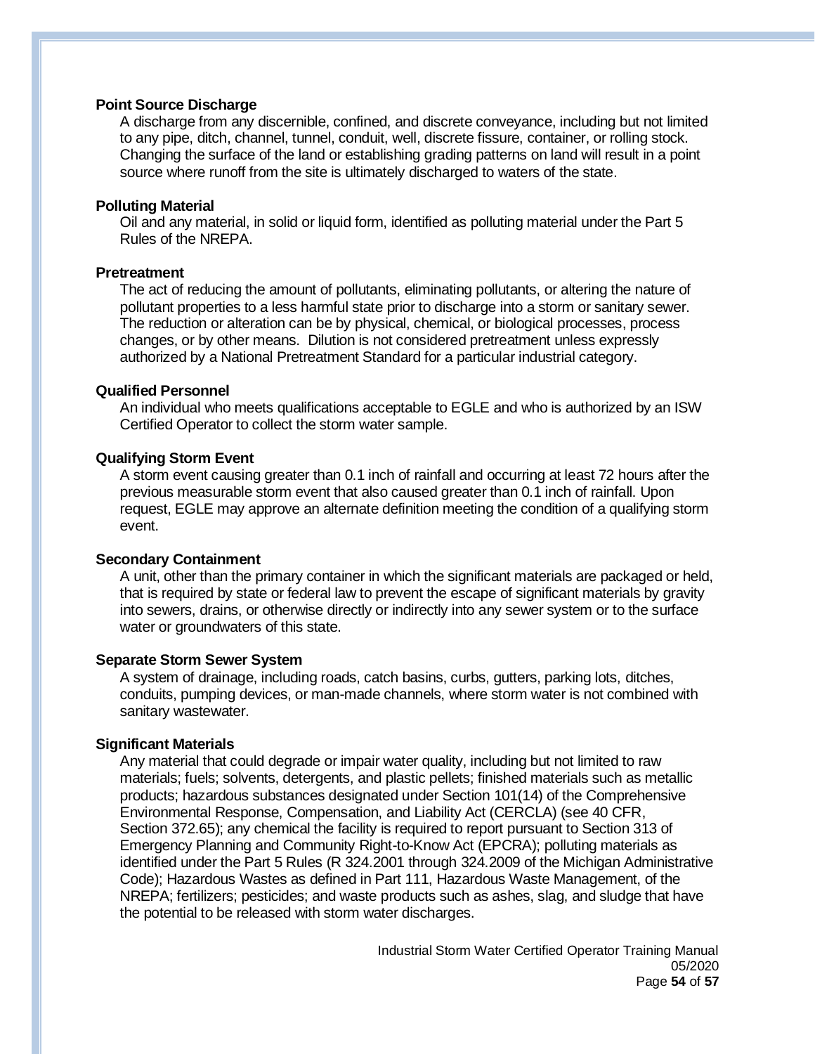**Point Source Discharge**

A discharge from any discernible, confined, and discrete conveyance, including but not limited to any pipe, ditch, channel, tunnel, conduit, well, discrete fissure, container, or rolling stock. Changing the surface of the land or establishing grading patterns on land will result in a point source where runoff from the site is ultimately discharged to waters of the state.

**Polluting Material**

Oil and any material, in solid or liquid form, identified as polluting material under the Part 5 Rules of the NREPA.

**Pretreatment**

The act of reducing the amount of pollutants, eliminating pollutants, or altering the nature of pollutant properties to a less harmful state prior to discharge into a storm or sanitary sewer. The reduction or alteration can be by physical, chemical, or biological processes, process changes, or by other means. Dilution is not considered pretreatment unless expressly authorized by a National Pretreatment Standard for a particular industrial category.

**Qualified Personnel**

An individual who meets qualifications acceptable to EGLE and who is authorized by an ISW Certified Operator to collect the storm water sample.

**Qualifying Storm Event**

A storm event causing greater than 0.1 inch of rainfall and occurring at least 72 hours after the previous measurable storm event that also caused greater than 0.1 inch of rainfall. Upon request, EGLE may approve an alternate definition meeting the condition of a qualifying storm event.

**Secondary Containment**

A unit, other than the primary container in which the significant materials are packaged or held, that is required by state or federal law to prevent the escape of significant materials by gravity into sewers, drains, or otherwise directly or indirectly into any sewer system or to the surface water or groundwaters of this state.

**Separate Storm Sewer System**

A system of drainage, including roads, catch basins, curbs, gutters, parking lots, ditches, conduits, pumping devices, or man-made channels, where storm water is not combined with sanitary wastewater.

**Significant Materials**

Any material that could degrade or impair water quality, including but not limited to raw materials; fuels; solvents, detergents, and plastic pellets; finished materials such as metallic products; hazardous substances designated under Section 101(14) of the Comprehensive Environmental Response, Compensation, and Liability Act (CERCLA) (see 40 CFR, Section 372.65); any chemical the facility is required to report pursuant to Section 313 of Emergency Planning and Community Right-to-Know Act (EPCRA); polluting materials as identified under the Part 5 Rules (R 324.2001 through 324.2009 of the Michigan Administrative Code); Hazardous Wastes as defined in Part 111, Hazardous Waste Management, of the NREPA; fertilizers; pesticides; and waste products such as ashes, slag, and sludge that have the potential to be released with storm water discharges.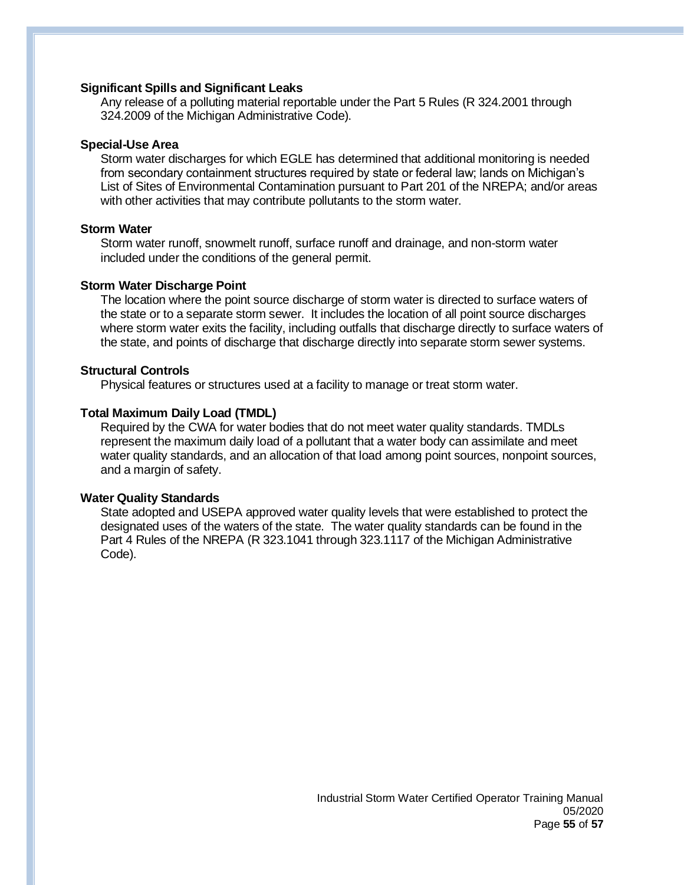**Significant Spills and Significant Leaks**

Any release of a polluting material reportable under the Part 5 Rules (R 324.2001 through 324.2009 of the Michigan Administrative Code).

**Special-Use Area**

Storm water discharges for which EGLE has determined that additional monitoring is needed from secondary containment structures required by state or federal law; lands on Michigan's List of Sites of Environmental Contamination pursuant to Part 201 of the NREPA; and/or areas with other activities that may contribute pollutants to the storm water.

**Storm Water**

Storm water runoff, snowmelt runoff, surface runoff and drainage, and non-storm water included under the conditions of the general permit.

**Storm Water Discharge Point**

The location where the point source discharge of storm water is directed to surface waters of the state or to a separate storm sewer. It includes the location of all point source discharges where storm water exits the facility, including outfalls that discharge directly to surface waters of the state, and points of discharge that discharge directly into separate storm sewer systems.

**Structural Controls**

Physical features or structures used at a facility to manage or treat storm water.

**Total Maximum Daily Load (TMDL)**

Required by the CWA for water bodies that do not meet water quality standards. TMDLs represent the maximum daily load of a pollutant that a water body can assimilate and meet water quality standards, and an allocation of that load among point sources, nonpoint sources, and a margin of safety.

**Water Quality Standards**

State adopted and USEPA approved water quality levels that were established to protect the designated uses of the waters of the state. The water quality standards can be found in the Part 4 Rules of the NREPA (R 323.1041 through 323.1117 of the Michigan Administrative Code).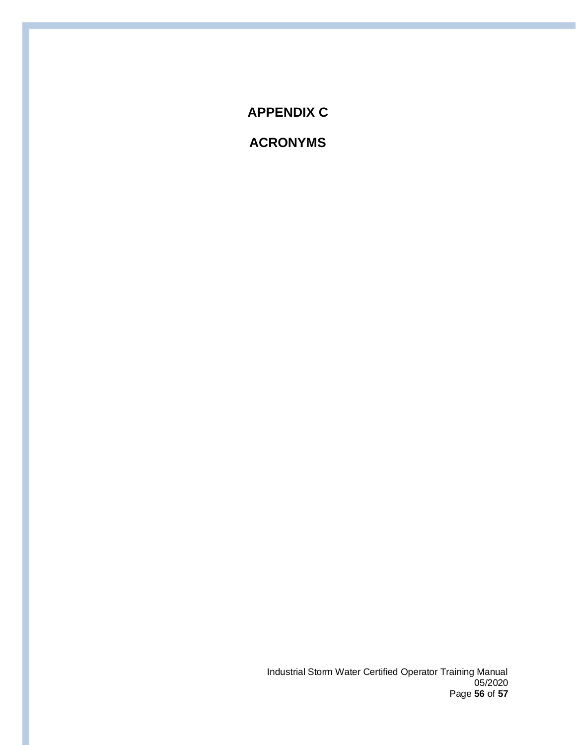# APPENDIX C

# ACRONYMS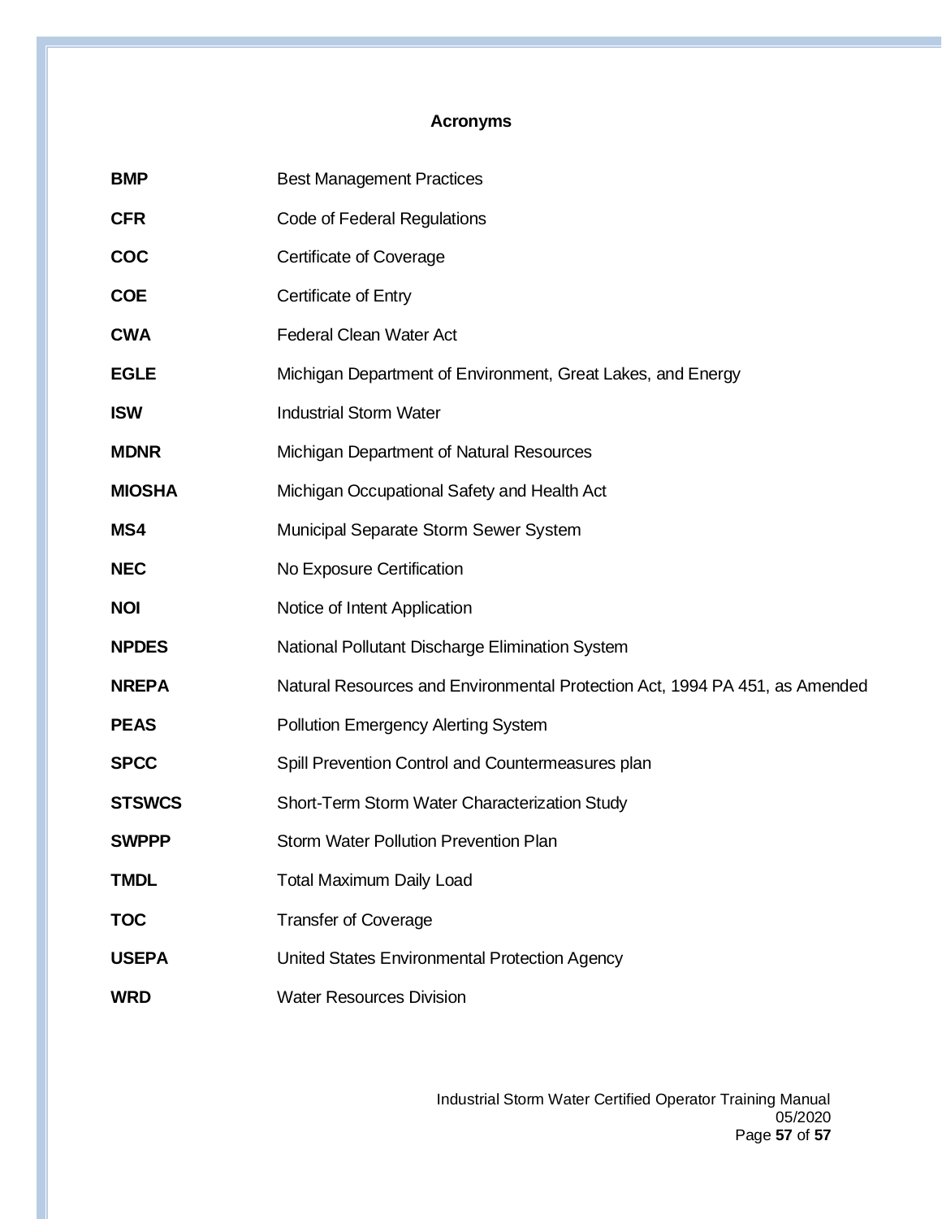## Acronyms

| | |
|---|---|
| **BMP** | Best Management Practices |
| **CFR** | Code of Federal Regulations |
| **COC** | Certificate of Coverage |
| **COE** | Certificate of Entry |
| **CWA** | Federal Clean Water Act |
| **EGLE** | Michigan Department of Environment, Great Lakes, and Energy |
| **ISW** | Industrial Storm Water |
| **MDNR** | Michigan Department of Natural Resources |
| **MIOSHA** | Michigan Occupational Safety and Health Act |
| **MS4** | Municipal Separate Storm Sewer System |
| **NEC** | No Exposure Certification |
| **NOI** | Notice of Intent Application |
| **NPDES** | National Pollutant Discharge Elimination System |
| **NREPA** | Natural Resources and Environmental Protection Act, 1994 PA 451, as Amended |
| **PEAS** | Pollution Emergency Alerting System |
| **SPCC** | Spill Prevention Control and Countermeasures plan |
| **STSWCS** | Short-Term Storm Water Characterization Study |
| **SWPPP** | Storm Water Pollution Prevention Plan |
| **TMDL** | Total Maximum Daily Load |
| **TOC** | Transfer of Coverage |
| **USEPA** | United States Environmental Protection Agency |
| **WRD** | Water Resources Division |